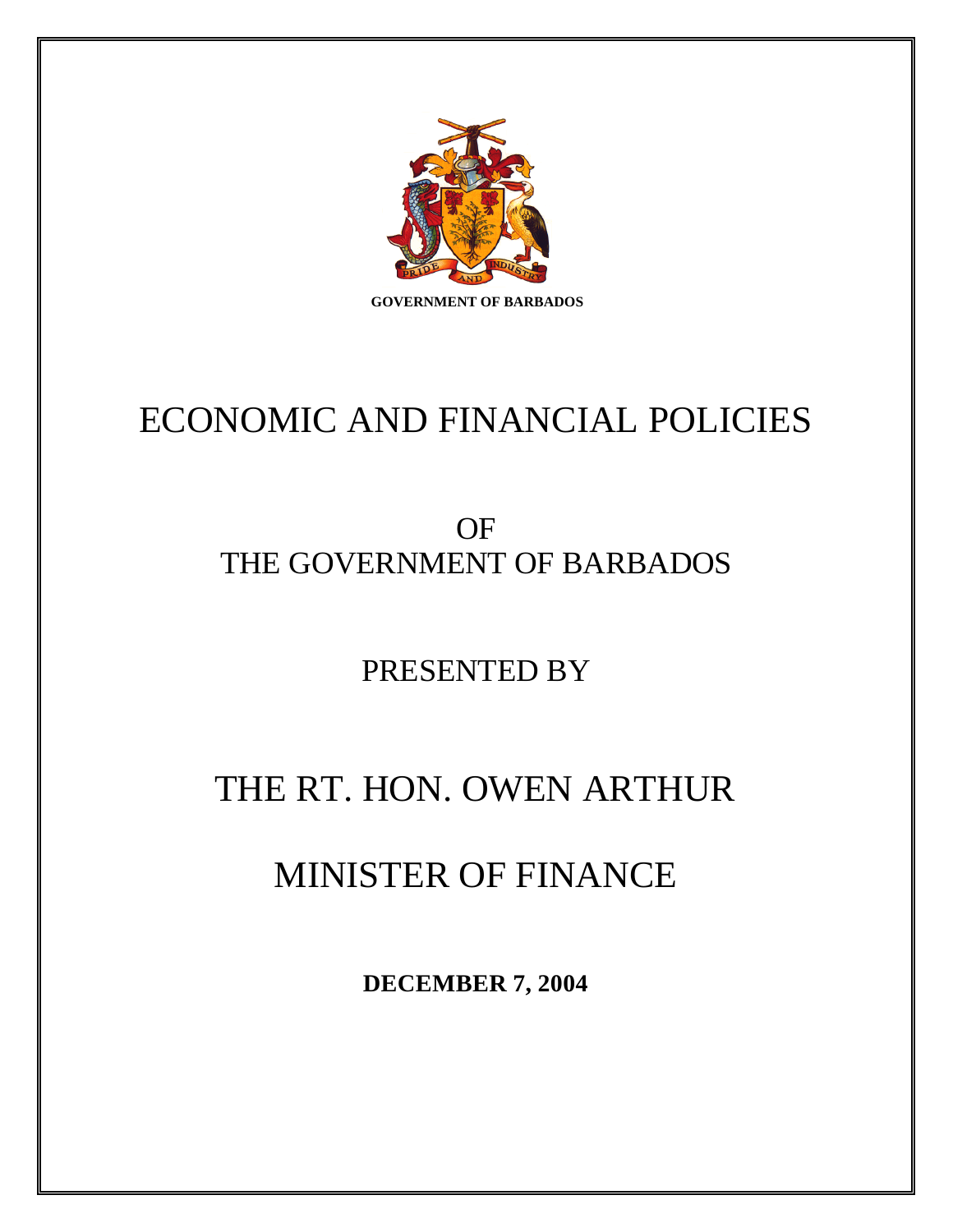GOVERNMENT OF BARBADOS

# ECONOMIC AND FINANCIAL POLICIES

## OF
## THE GOVERNMENT OF BARBADOS

## PRESENTED BY

# THE RT. HON. OWEN ARTHUR

# MINISTER OF FINANCE

**DECEMBER 7, 2004**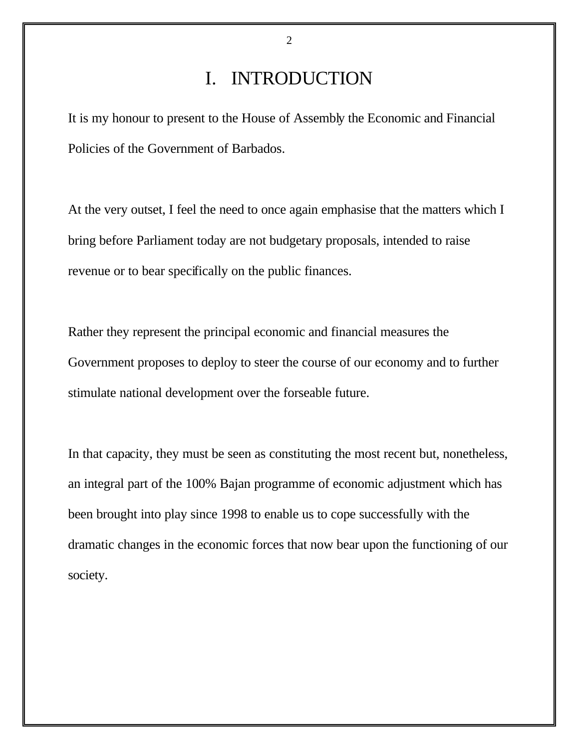# I. INTRODUCTION

It is my honour to present to the House of Assembly the Economic and Financial Policies of the Government of Barbados.

At the very outset, I feel the need to once again emphasise that the matters which I bring before Parliament today are not budgetary proposals, intended to raise revenue or to bear specifically on the public finances.

Rather they represent the principal economic and financial measures the Government proposes to deploy to steer the course of our economy and to further stimulate national development over the forseeable future.

In that capacity, they must be seen as constituting the most recent but, nonetheless, an integral part of the 100% Bajan programme of economic adjustment which has been brought into play since 1998 to enable us to cope successfully with the dramatic changes in the economic forces that now bear upon the functioning of our society.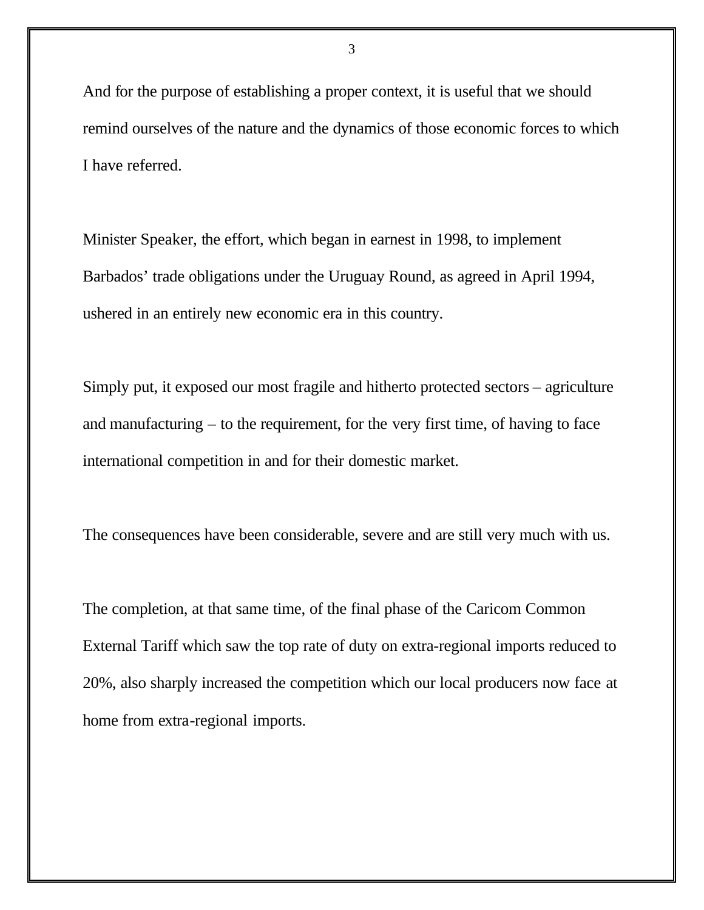And for the purpose of establishing a proper context, it is useful that we should remind ourselves of the nature and the dynamics of those economic forces to which I have referred.

Minister Speaker, the effort, which began in earnest in 1998, to implement Barbados' trade obligations under the Uruguay Round, as agreed in April 1994, ushered in an entirely new economic era in this country.

Simply put, it exposed our most fragile and hitherto protected sectors – agriculture and manufacturing – to the requirement, for the very first time, of having to face international competition in and for their domestic market.

The consequences have been considerable, severe and are still very much with us.

The completion, at that same time, of the final phase of the Caricom Common External Tariff which saw the top rate of duty on extra-regional imports reduced to 20%, also sharply increased the competition which our local producers now face at home from extra-regional imports.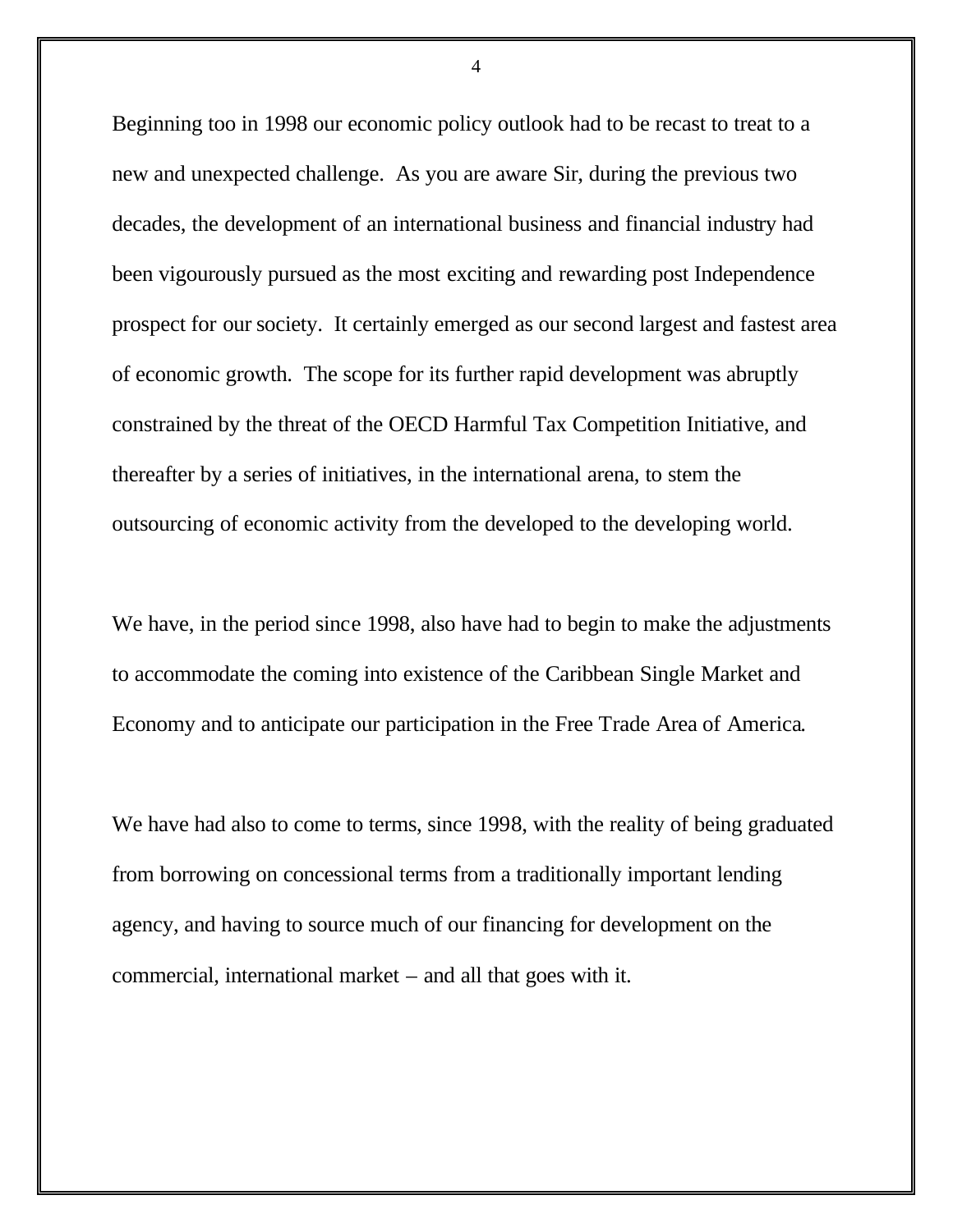Beginning too in 1998 our economic policy outlook had to be recast to treat to a new and unexpected challenge. As you are aware Sir, during the previous two decades, the development of an international business and financial industry had been vigourously pursued as the most exciting and rewarding post Independence prospect for our society. It certainly emerged as our second largest and fastest area of economic growth. The scope for its further rapid development was abruptly constrained by the threat of the OECD Harmful Tax Competition Initiative, and thereafter by a series of initiatives, in the international arena, to stem the outsourcing of economic activity from the developed to the developing world.

We have, in the period since 1998, also have had to begin to make the adjustments to accommodate the coming into existence of the Caribbean Single Market and Economy and to anticipate our participation in the Free Trade Area of America.

We have had also to come to terms, since 1998, with the reality of being graduated from borrowing on concessional terms from a traditionally important lending agency, and having to source much of our financing for development on the commercial, international market – and all that goes with it.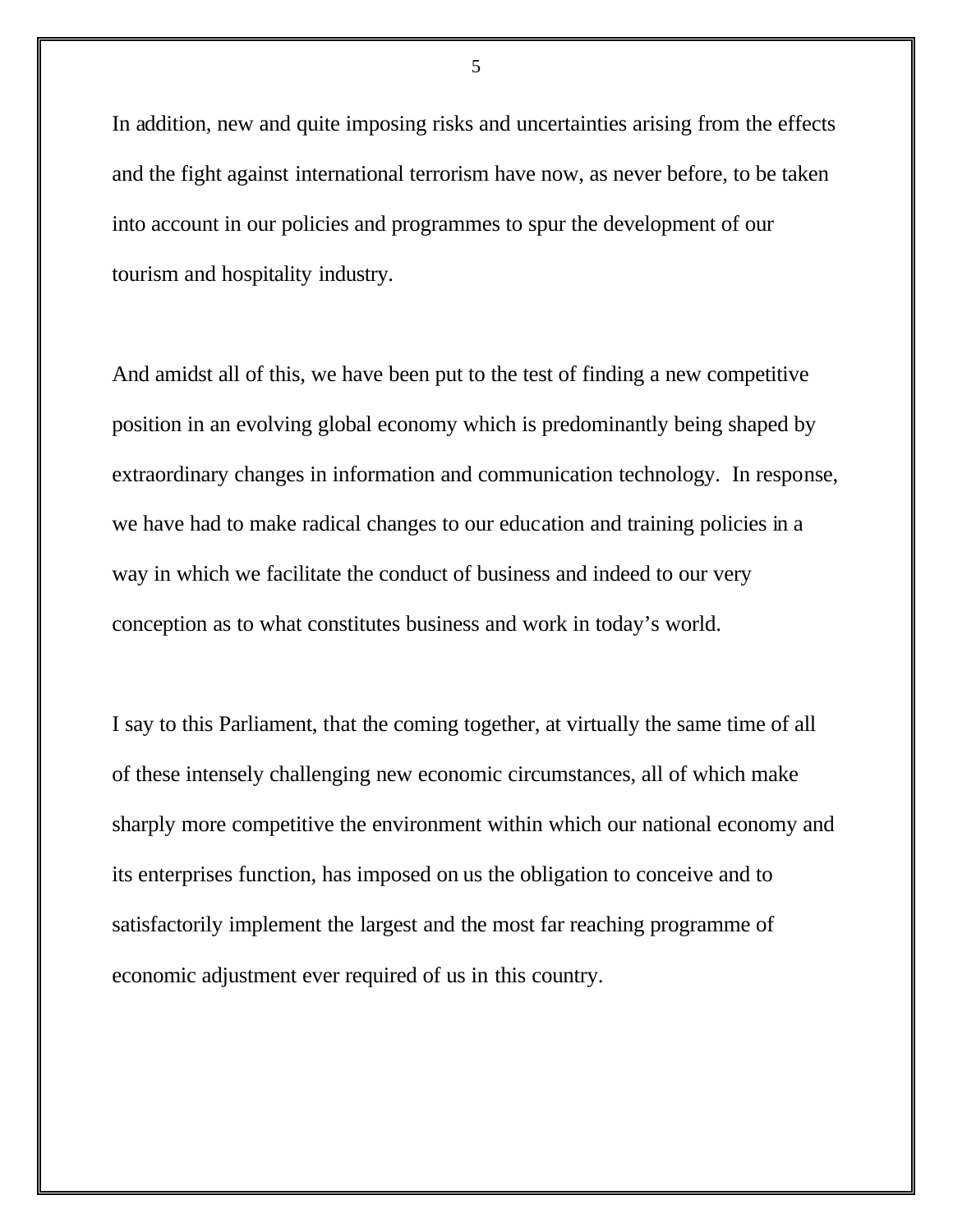In addition, new and quite imposing risks and uncertainties arising from the effects and the fight against international terrorism have now, as never before, to be taken into account in our policies and programmes to spur the development of our tourism and hospitality industry.

And amidst all of this, we have been put to the test of finding a new competitive position in an evolving global economy which is predominantly being shaped by extraordinary changes in information and communication technology. In response, we have had to make radical changes to our education and training policies in a way in which we facilitate the conduct of business and indeed to our very conception as to what constitutes business and work in today's world.

I say to this Parliament, that the coming together, at virtually the same time of all of these intensely challenging new economic circumstances, all of which make sharply more competitive the environment within which our national economy and its enterprises function, has imposed on us the obligation to conceive and to satisfactorily implement the largest and the most far reaching programme of economic adjustment ever required of us in this country.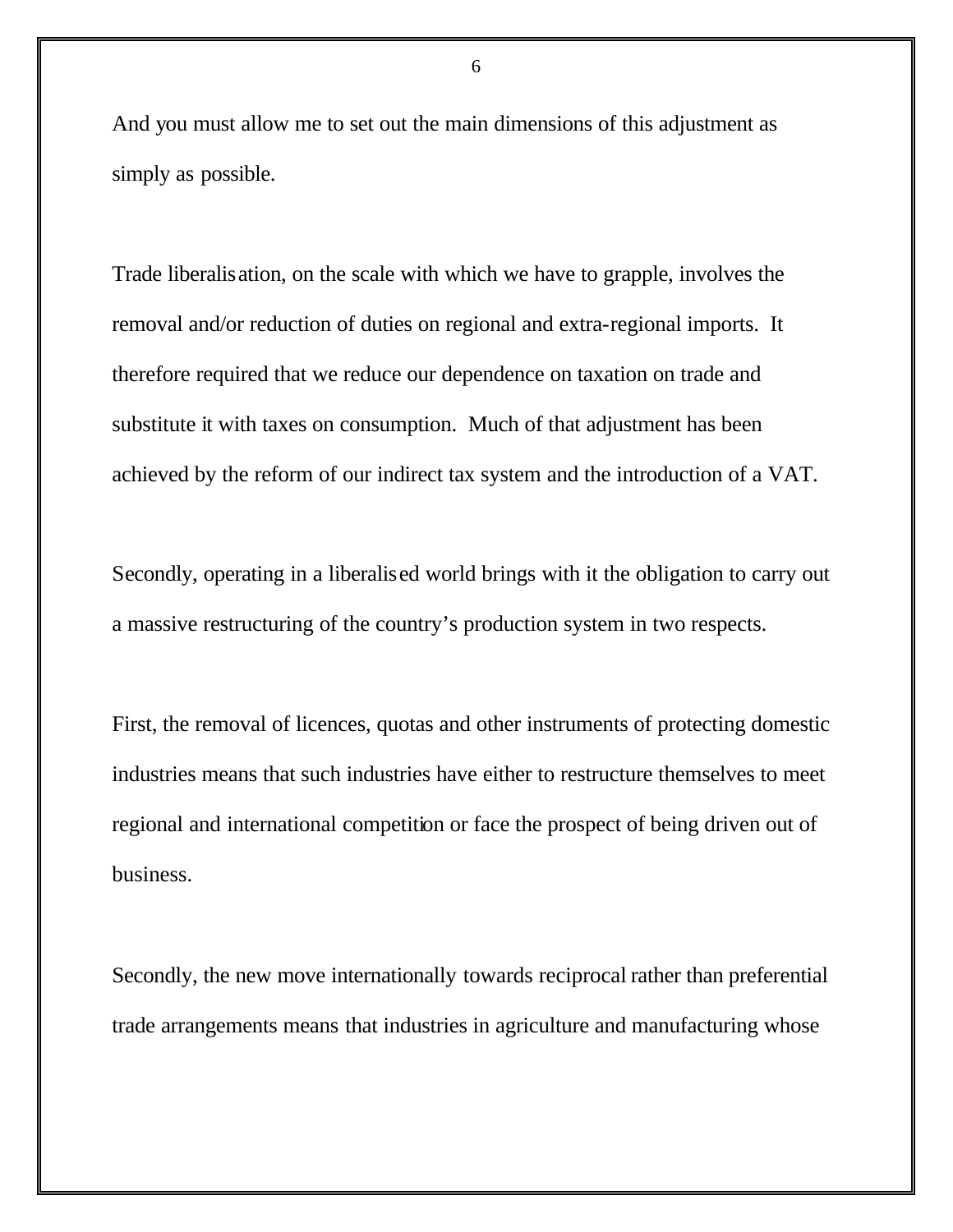And you must allow me to set out the main dimensions of this adjustment as simply as possible.

Trade liberalisation, on the scale with which we have to grapple, involves the removal and/or reduction of duties on regional and extra-regional imports. It therefore required that we reduce our dependence on taxation on trade and substitute it with taxes on consumption. Much of that adjustment has been achieved by the reform of our indirect tax system and the introduction of a VAT.

Secondly, operating in a liberalised world brings with it the obligation to carry out a massive restructuring of the country's production system in two respects.

First, the removal of licences, quotas and other instruments of protecting domestic industries means that such industries have either to restructure themselves to meet regional and international competition or face the prospect of being driven out of business.

Secondly, the new move internationally towards reciprocal rather than preferential trade arrangements means that industries in agriculture and manufacturing whose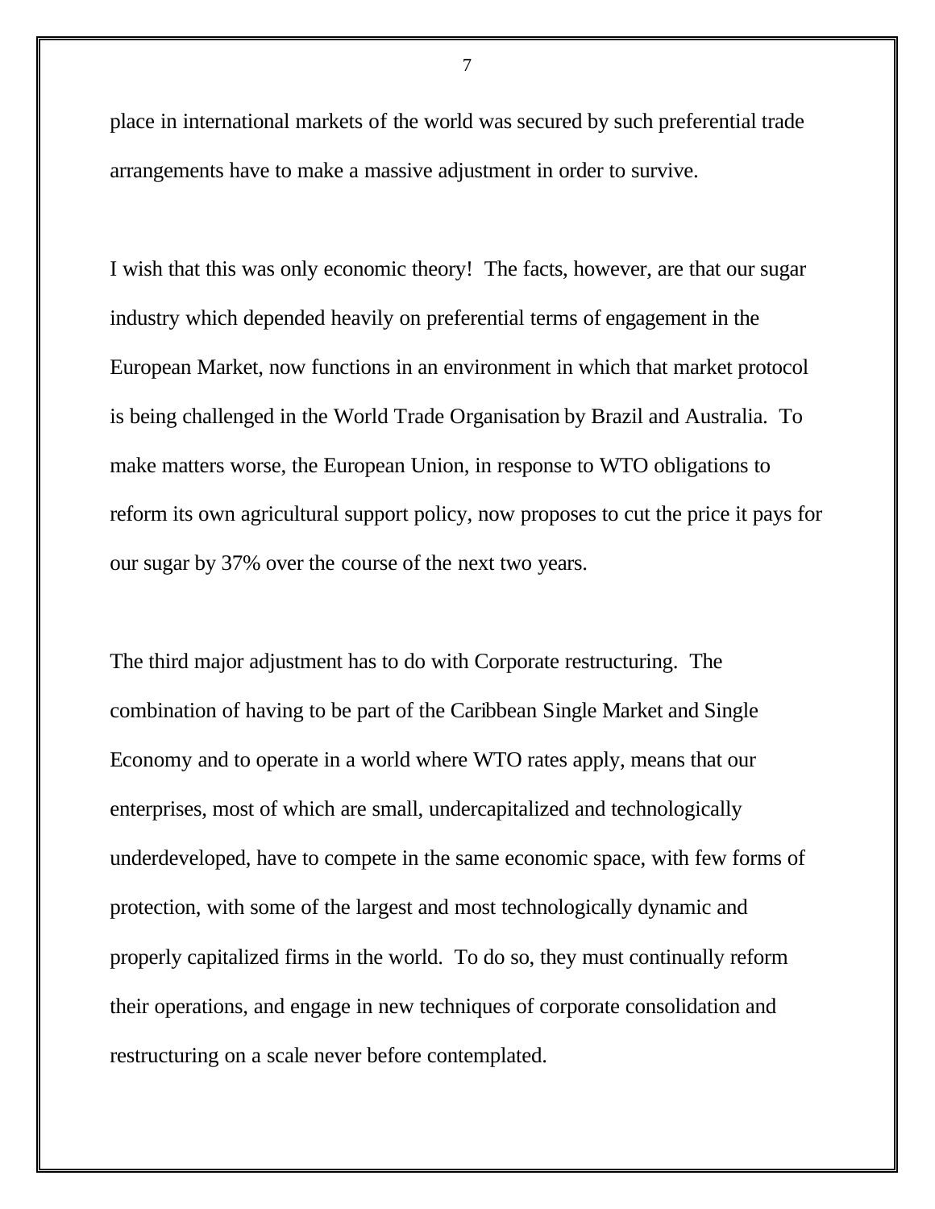place in international markets of the world was secured by such preferential trade arrangements have to make a massive adjustment in order to survive.

I wish that this was only economic theory! The facts, however, are that our sugar industry which depended heavily on preferential terms of engagement in the European Market, now functions in an environment in which that market protocol is being challenged in the World Trade Organisation by Brazil and Australia. To make matters worse, the European Union, in response to WTO obligations to reform its own agricultural support policy, now proposes to cut the price it pays for our sugar by 37% over the course of the next two years.

The third major adjustment has to do with Corporate restructuring. The combination of having to be part of the Caribbean Single Market and Single Economy and to operate in a world where WTO rates apply, means that our enterprises, most of which are small, undercapitalized and technologically underdeveloped, have to compete in the same economic space, with few forms of protection, with some of the largest and most technologically dynamic and properly capitalized firms in the world. To do so, they must continually reform their operations, and engage in new techniques of corporate consolidation and restructuring on a scale never before contemplated.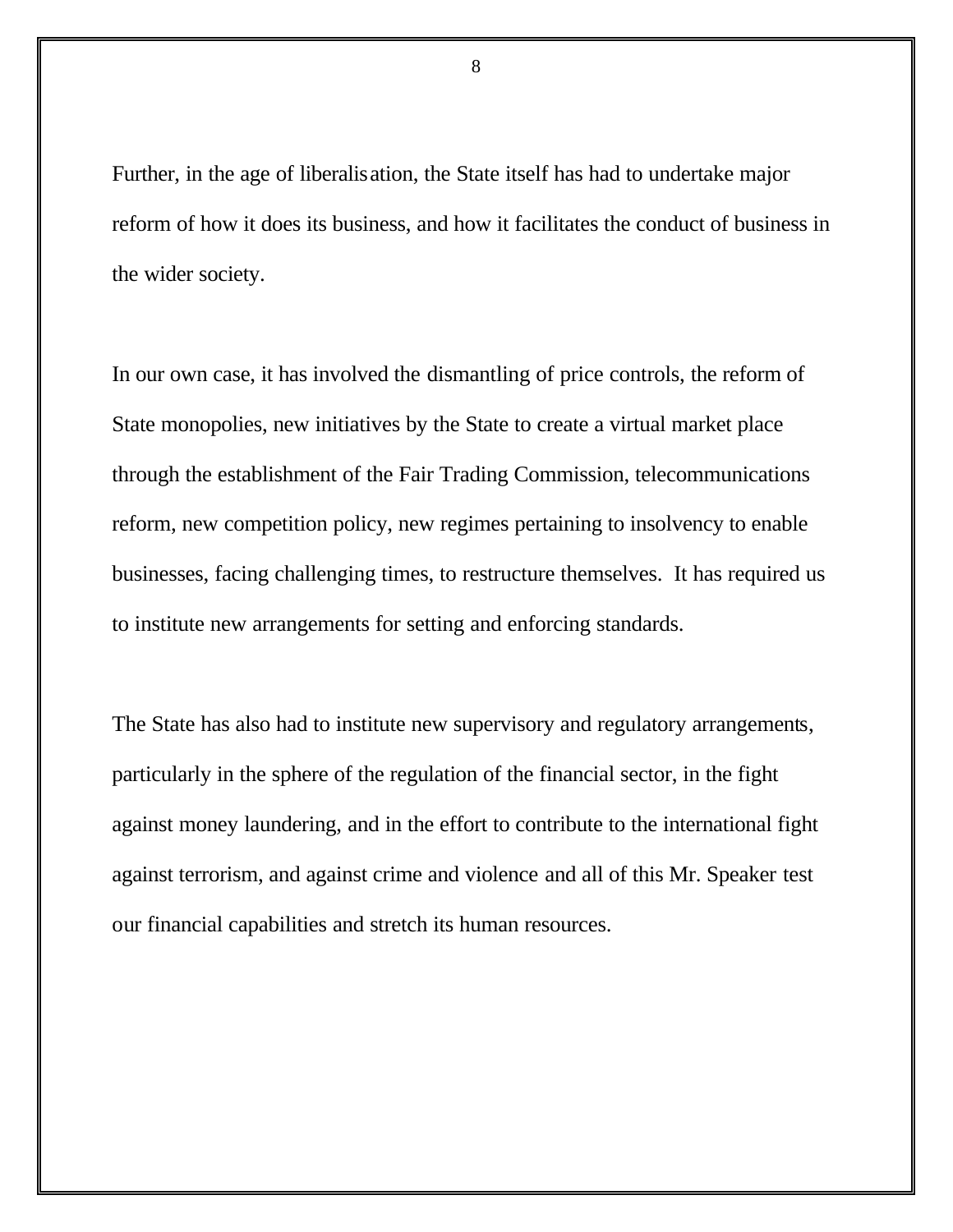Further, in the age of liberalisation, the State itself has had to undertake major reform of how it does its business, and how it facilitates the conduct of business in the wider society.

In our own case, it has involved the dismantling of price controls, the reform of State monopolies, new initiatives by the State to create a virtual market place through the establishment of the Fair Trading Commission, telecommunications reform, new competition policy, new regimes pertaining to insolvency to enable businesses, facing challenging times, to restructure themselves. It has required us to institute new arrangements for setting and enforcing standards.

The State has also had to institute new supervisory and regulatory arrangements, particularly in the sphere of the regulation of the financial sector, in the fight against money laundering, and in the effort to contribute to the international fight against terrorism, and against crime and violence and all of this Mr. Speaker test our financial capabilities and stretch its human resources.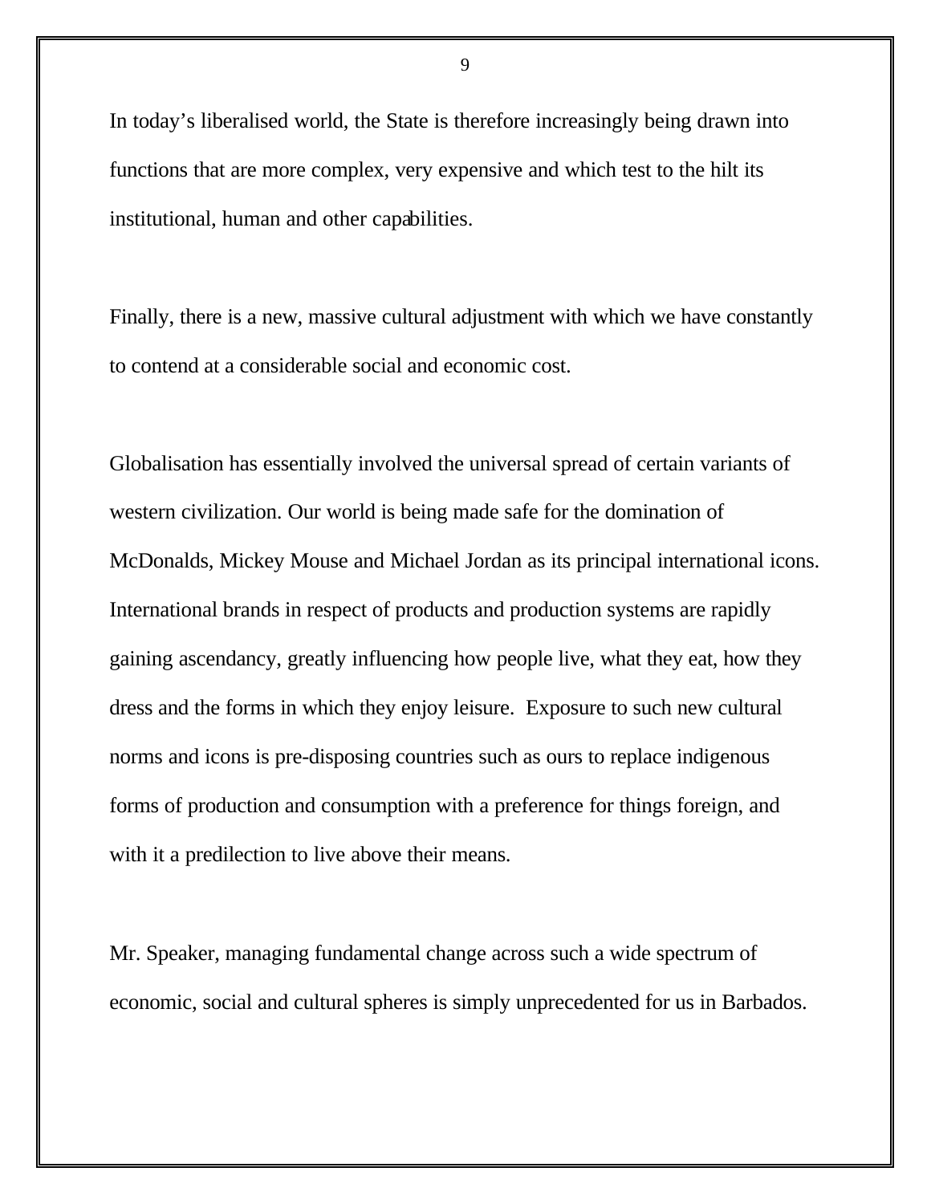In today's liberalised world, the State is therefore increasingly being drawn into functions that are more complex, very expensive and which test to the hilt its institutional, human and other capabilities.

Finally, there is a new, massive cultural adjustment with which we have constantly to contend at a considerable social and economic cost.

Globalisation has essentially involved the universal spread of certain variants of western civilization. Our world is being made safe for the domination of McDonalds, Mickey Mouse and Michael Jordan as its principal international icons. International brands in respect of products and production systems are rapidly gaining ascendancy, greatly influencing how people live, what they eat, how they dress and the forms in which they enjoy leisure. Exposure to such new cultural norms and icons is pre-disposing countries such as ours to replace indigenous forms of production and consumption with a preference for things foreign, and with it a predilection to live above their means.

Mr. Speaker, managing fundamental change across such a wide spectrum of economic, social and cultural spheres is simply unprecedented for us in Barbados.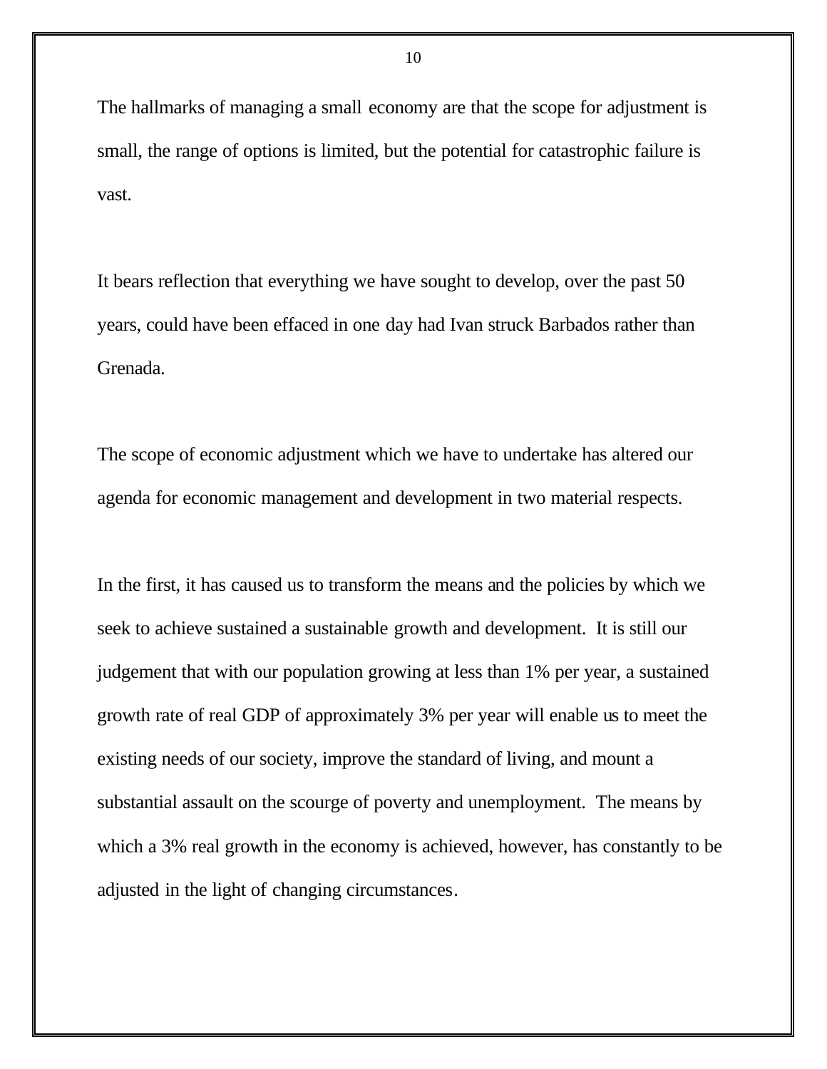The hallmarks of managing a small economy are that the scope for adjustment is small, the range of options is limited, but the potential for catastrophic failure is vast.

It bears reflection that everything we have sought to develop, over the past 50 years, could have been effaced in one day had Ivan struck Barbados rather than Grenada.

The scope of economic adjustment which we have to undertake has altered our agenda for economic management and development in two material respects.

In the first, it has caused us to transform the means and the policies by which we seek to achieve sustained a sustainable growth and development. It is still our judgement that with our population growing at less than 1% per year, a sustained growth rate of real GDP of approximately 3% per year will enable us to meet the existing needs of our society, improve the standard of living, and mount a substantial assault on the scourge of poverty and unemployment. The means by which a 3% real growth in the economy is achieved, however, has constantly to be adjusted in the light of changing circumstances.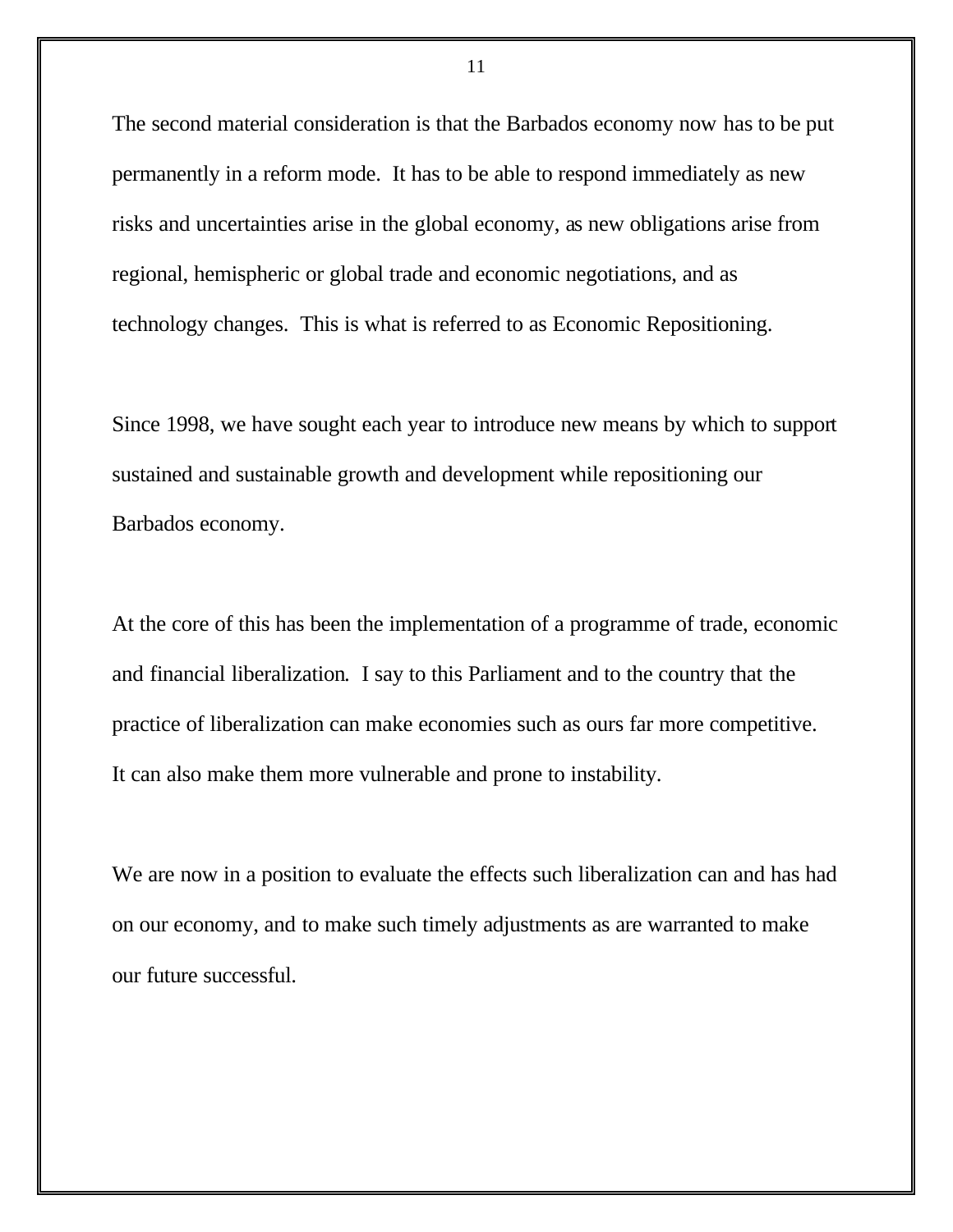The second material consideration is that the Barbados economy now has to be put permanently in a reform mode. It has to be able to respond immediately as new risks and uncertainties arise in the global economy, as new obligations arise from regional, hemispheric or global trade and economic negotiations, and as technology changes. This is what is referred to as Economic Repositioning.

Since 1998, we have sought each year to introduce new means by which to support sustained and sustainable growth and development while repositioning our Barbados economy.

At the core of this has been the implementation of a programme of trade, economic and financial liberalization. I say to this Parliament and to the country that the practice of liberalization can make economies such as ours far more competitive. It can also make them more vulnerable and prone to instability.

We are now in a position to evaluate the effects such liberalization can and has had on our economy, and to make such timely adjustments as are warranted to make our future successful.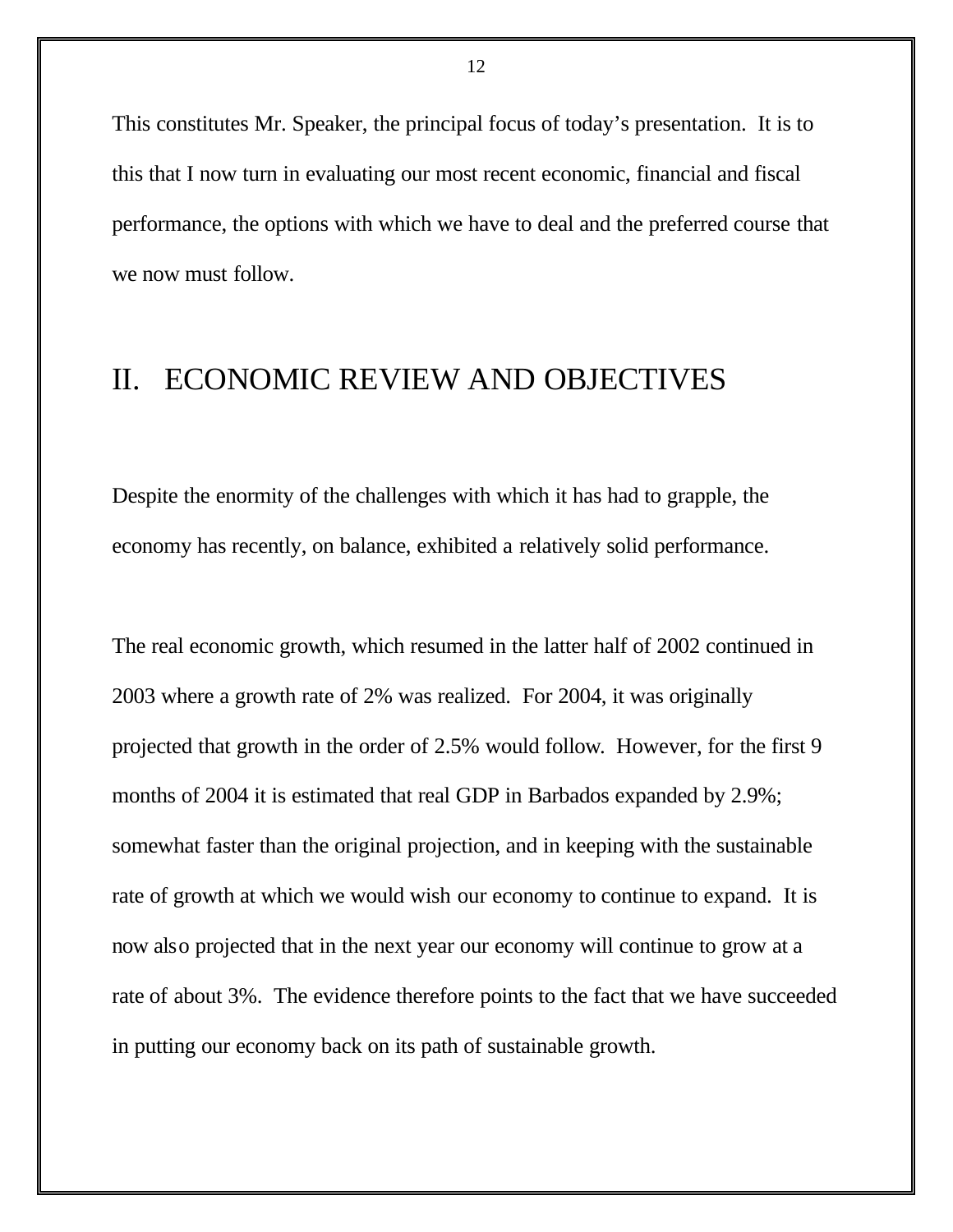This constitutes Mr. Speaker, the principal focus of today's presentation. It is to this that I now turn in evaluating our most recent economic, financial and fiscal performance, the options with which we have to deal and the preferred course that we now must follow.

# II. ECONOMIC REVIEW AND OBJECTIVES

Despite the enormity of the challenges with which it has had to grapple, the economy has recently, on balance, exhibited a relatively solid performance.

The real economic growth, which resumed in the latter half of 2002 continued in 2003 where a growth rate of 2% was realized. For 2004, it was originally projected that growth in the order of 2.5% would follow. However, for the first 9 months of 2004 it is estimated that real GDP in Barbados expanded by 2.9%; somewhat faster than the original projection, and in keeping with the sustainable rate of growth at which we would wish our economy to continue to expand. It is now also projected that in the next year our economy will continue to grow at a rate of about 3%. The evidence therefore points to the fact that we have succeeded in putting our economy back on its path of sustainable growth.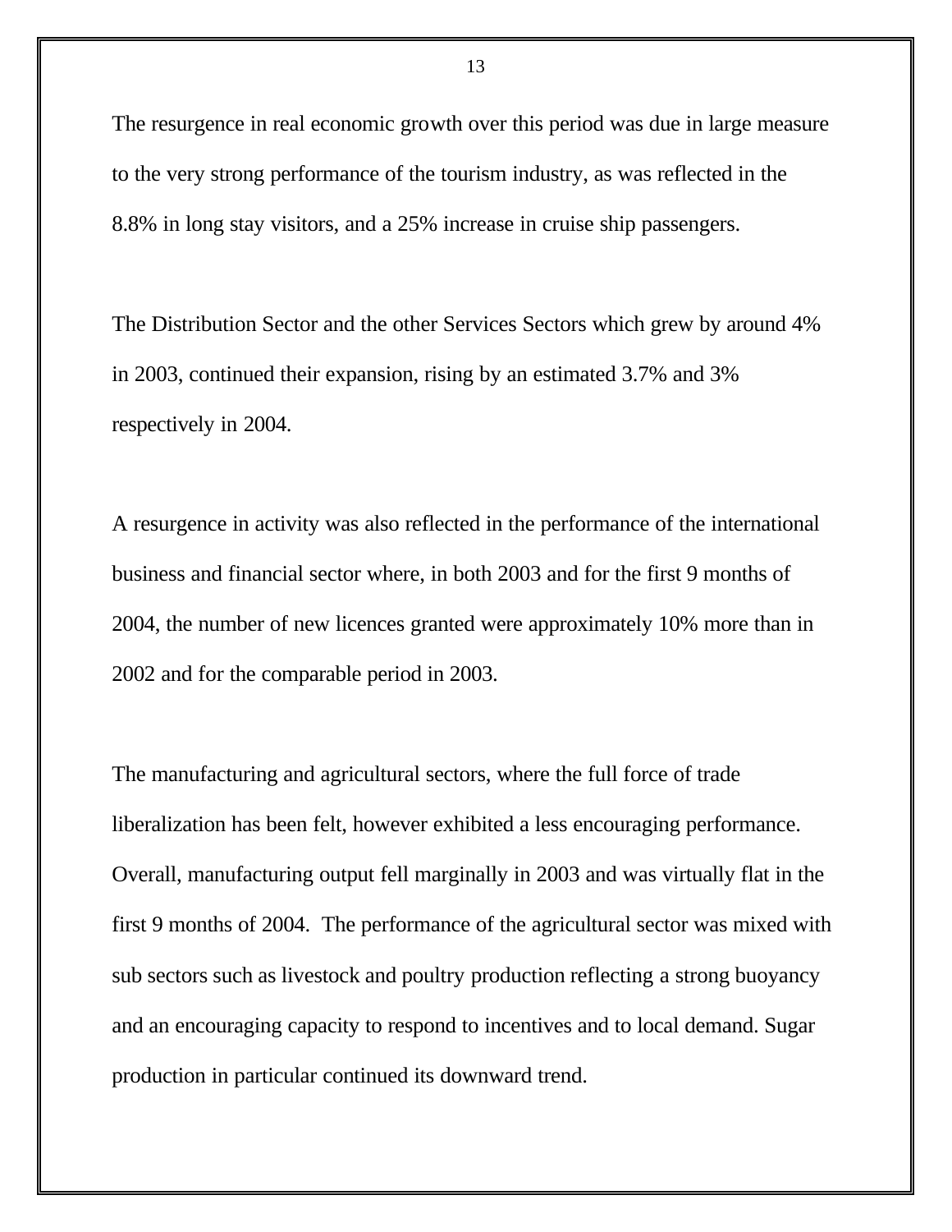The resurgence in real economic growth over this period was due in large measure to the very strong performance of the tourism industry, as was reflected in the 8.8% in long stay visitors, and a 25% increase in cruise ship passengers.

The Distribution Sector and the other Services Sectors which grew by around 4% in 2003, continued their expansion, rising by an estimated 3.7% and 3% respectively in 2004.

A resurgence in activity was also reflected in the performance of the international business and financial sector where, in both 2003 and for the first 9 months of 2004, the number of new licences granted were approximately 10% more than in 2002 and for the comparable period in 2003.

The manufacturing and agricultural sectors, where the full force of trade liberalization has been felt, however exhibited a less encouraging performance. Overall, manufacturing output fell marginally in 2003 and was virtually flat in the first 9 months of 2004. The performance of the agricultural sector was mixed with sub sectors such as livestock and poultry production reflecting a strong buoyancy and an encouraging capacity to respond to incentives and to local demand. Sugar production in particular continued its downward trend.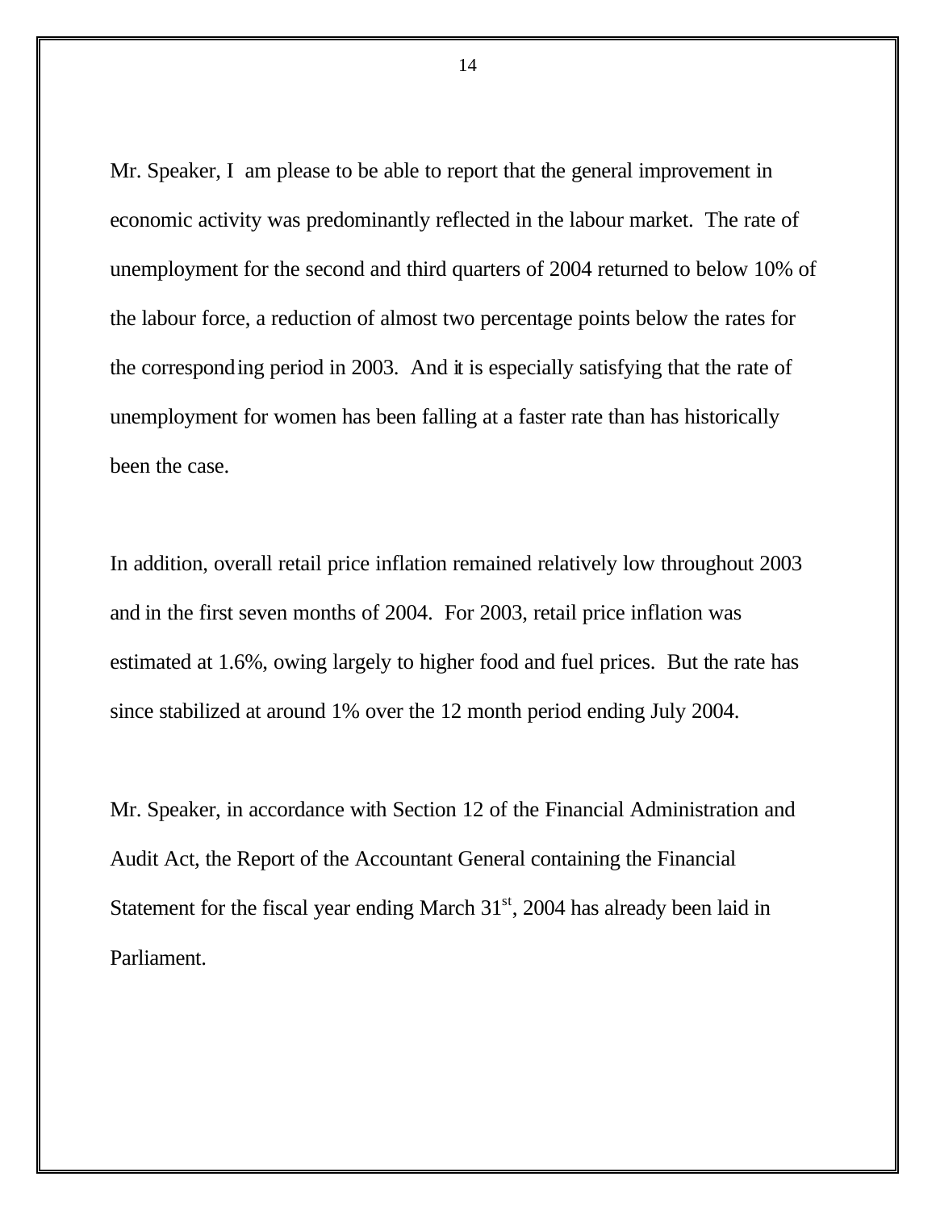Mr. Speaker, I am please to be able to report that the general improvement in economic activity was predominantly reflected in the labour market. The rate of unemployment for the second and third quarters of 2004 returned to below 10% of the labour force, a reduction of almost two percentage points below the rates for the corresponding period in 2003. And it is especially satisfying that the rate of unemployment for women has been falling at a faster rate than has historically been the case.

In addition, overall retail price inflation remained relatively low throughout 2003 and in the first seven months of 2004. For 2003, retail price inflation was estimated at 1.6%, owing largely to higher food and fuel prices. But the rate has since stabilized at around 1% over the 12 month period ending July 2004.

Mr. Speaker, in accordance with Section 12 of the Financial Administration and Audit Act, the Report of the Accountant General containing the Financial Statement for the fiscal year ending March 31st, 2004 has already been laid in Parliament.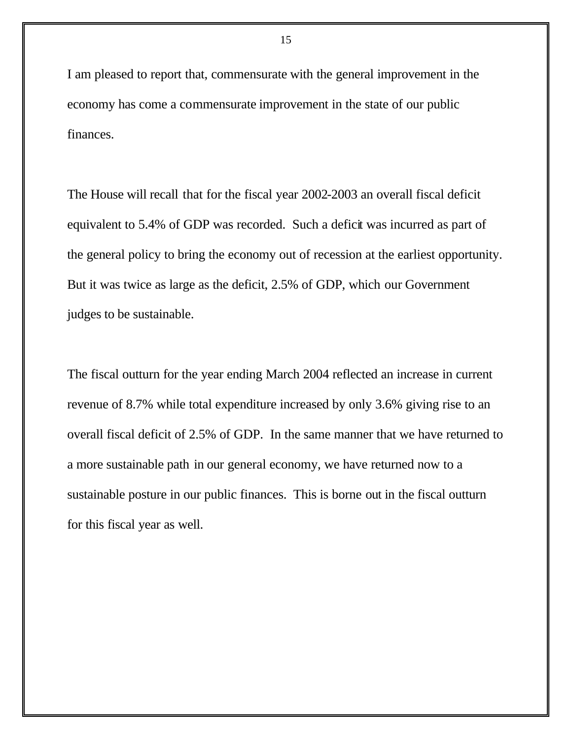I am pleased to report that, commensurate with the general improvement in the economy has come a commensurate improvement in the state of our public finances.

The House will recall that for the fiscal year 2002-2003 an overall fiscal deficit equivalent to 5.4% of GDP was recorded. Such a deficit was incurred as part of the general policy to bring the economy out of recession at the earliest opportunity. But it was twice as large as the deficit, 2.5% of GDP, which our Government judges to be sustainable.

The fiscal outturn for the year ending March 2004 reflected an increase in current revenue of 8.7% while total expenditure increased by only 3.6% giving rise to an overall fiscal deficit of 2.5% of GDP. In the same manner that we have returned to a more sustainable path in our general economy, we have returned now to a sustainable posture in our public finances. This is borne out in the fiscal outturn for this fiscal year as well.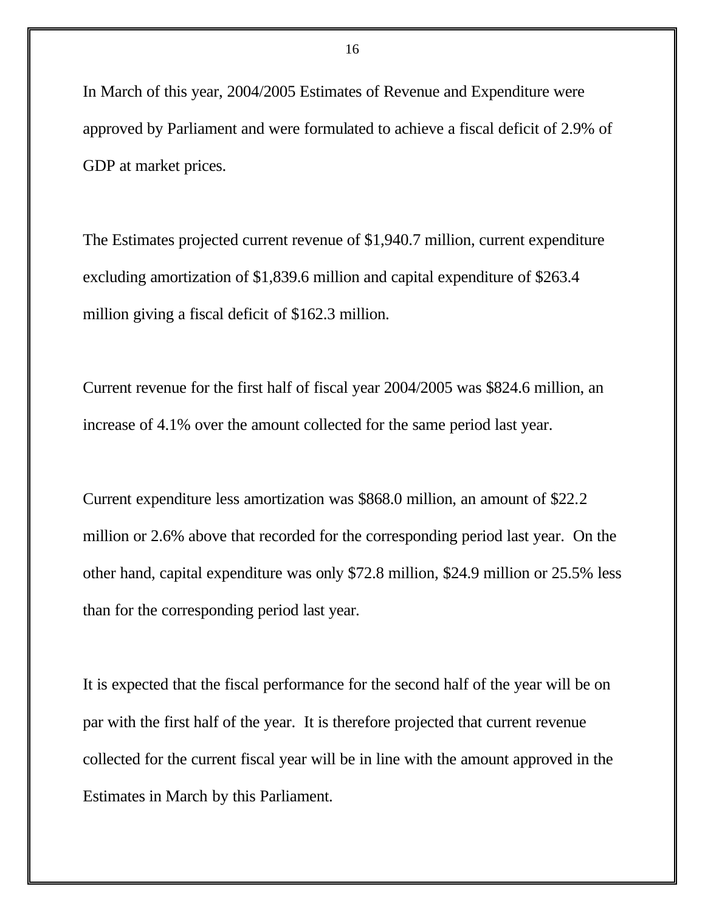In March of this year, 2004/2005 Estimates of Revenue and Expenditure were approved by Parliament and were formulated to achieve a fiscal deficit of 2.9% of GDP at market prices.

The Estimates projected current revenue of $1,940.7 million, current expenditure excluding amortization of $1,839.6 million and capital expenditure of $263.4 million giving a fiscal deficit of $162.3 million.

Current revenue for the first half of fiscal year 2004/2005 was $824.6 million, an increase of 4.1% over the amount collected for the same period last year.

Current expenditure less amortization was $868.0 million, an amount of $22.2 million or 2.6% above that recorded for the corresponding period last year. On the other hand, capital expenditure was only $72.8 million, $24.9 million or 25.5% less than for the corresponding period last year.

It is expected that the fiscal performance for the second half of the year will be on par with the first half of the year. It is therefore projected that current revenue collected for the current fiscal year will be in line with the amount approved in the Estimates in March by this Parliament.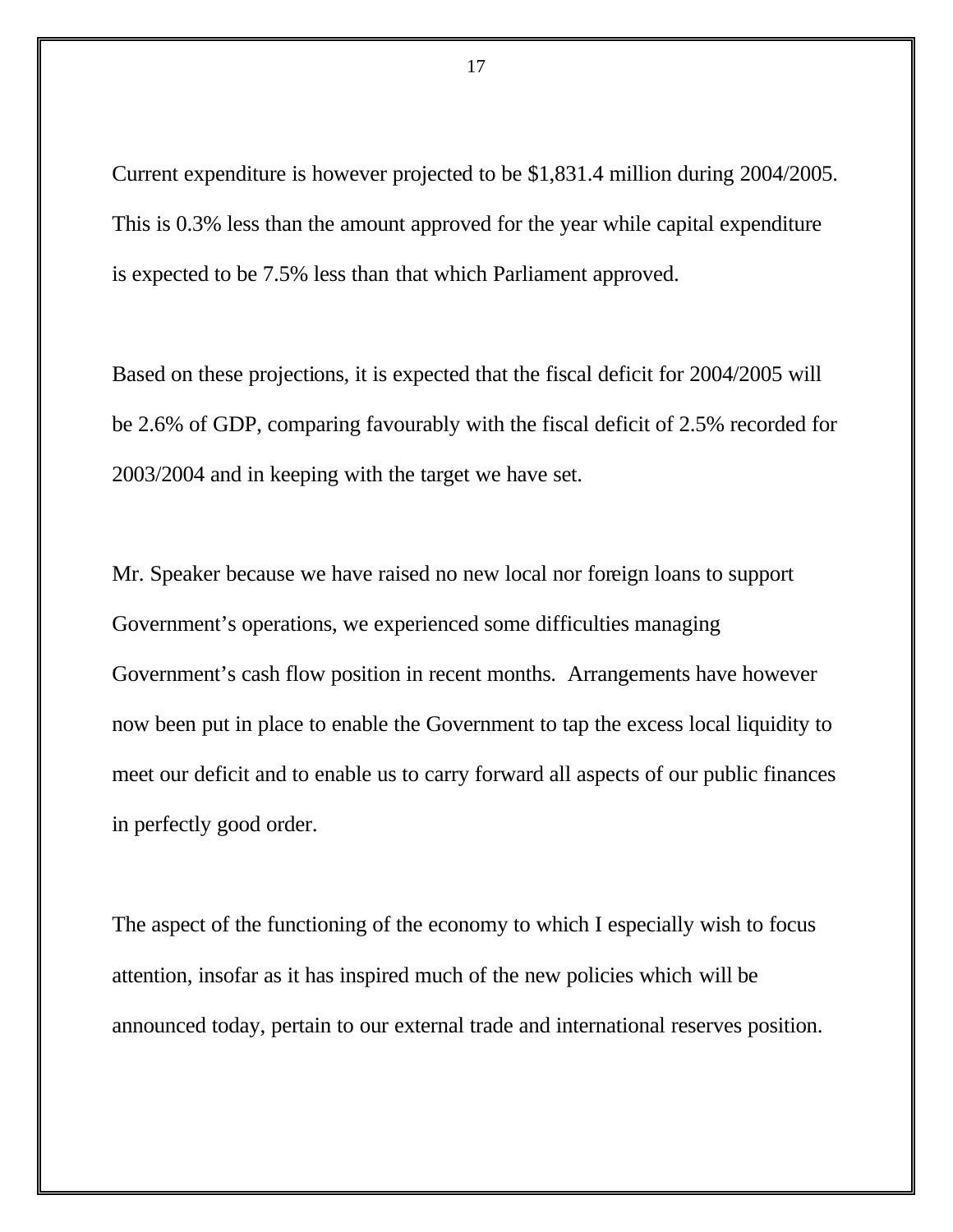Current expenditure is however projected to be $1,831.4 million during 2004/2005. This is 0.3% less than the amount approved for the year while capital expenditure is expected to be 7.5% less than that which Parliament approved.

Based on these projections, it is expected that the fiscal deficit for 2004/2005 will be 2.6% of GDP, comparing favourably with the fiscal deficit of 2.5% recorded for 2003/2004 and in keeping with the target we have set.

Mr. Speaker because we have raised no new local nor foreign loans to support Government's operations, we experienced some difficulties managing Government's cash flow position in recent months. Arrangements have however now been put in place to enable the Government to tap the excess local liquidity to meet our deficit and to enable us to carry forward all aspects of our public finances in perfectly good order.

The aspect of the functioning of the economy to which I especially wish to focus attention, insofar as it has inspired much of the new policies which will be announced today, pertain to our external trade and international reserves position.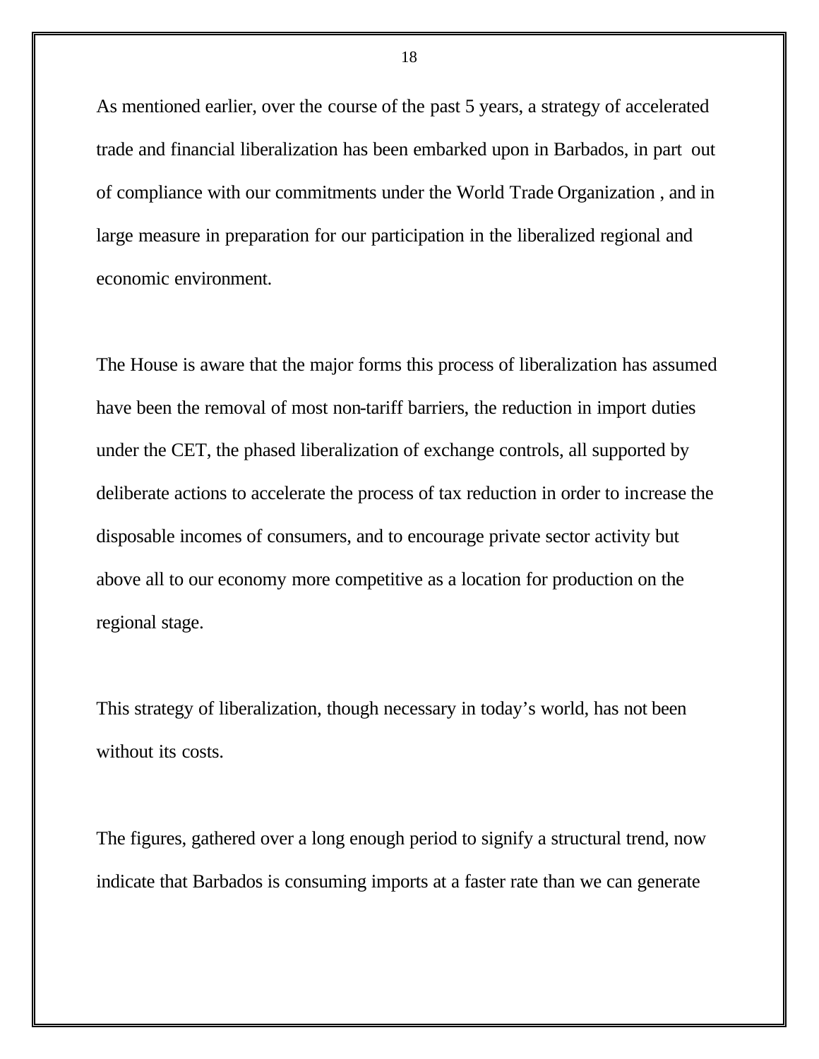As mentioned earlier, over the course of the past 5 years, a strategy of accelerated trade and financial liberalization has been embarked upon in Barbados, in part out of compliance with our commitments under the World Trade Organization , and in large measure in preparation for our participation in the liberalized regional and economic environment.

The House is aware that the major forms this process of liberalization has assumed have been the removal of most non-tariff barriers, the reduction in import duties under the CET, the phased liberalization of exchange controls, all supported by deliberate actions to accelerate the process of tax reduction in order to increase the disposable incomes of consumers, and to encourage private sector activity but above all to our economy more competitive as a location for production on the regional stage.

This strategy of liberalization, though necessary in today's world, has not been without its costs.

The figures, gathered over a long enough period to signify a structural trend, now indicate that Barbados is consuming imports at a faster rate than we can generate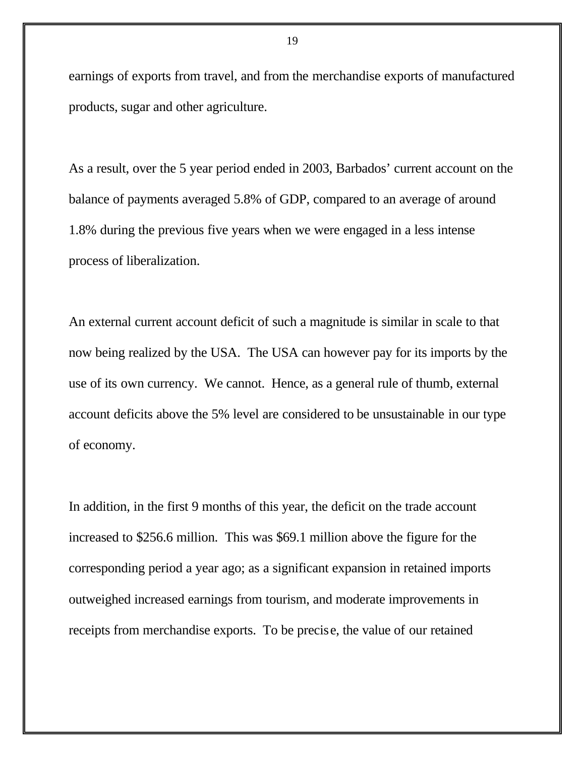earnings of exports from travel, and from the merchandise exports of manufactured products, sugar and other agriculture.

As a result, over the 5 year period ended in 2003, Barbados' current account on the balance of payments averaged 5.8% of GDP, compared to an average of around 1.8% during the previous five years when we were engaged in a less intense process of liberalization.

An external current account deficit of such a magnitude is similar in scale to that now being realized by the USA. The USA can however pay for its imports by the use of its own currency. We cannot. Hence, as a general rule of thumb, external account deficits above the 5% level are considered to be unsustainable in our type of economy.

In addition, in the first 9 months of this year, the deficit on the trade account increased to $256.6 million. This was $69.1 million above the figure for the corresponding period a year ago; as a significant expansion in retained imports outweighed increased earnings from tourism, and moderate improvements in receipts from merchandise exports. To be precise, the value of our retained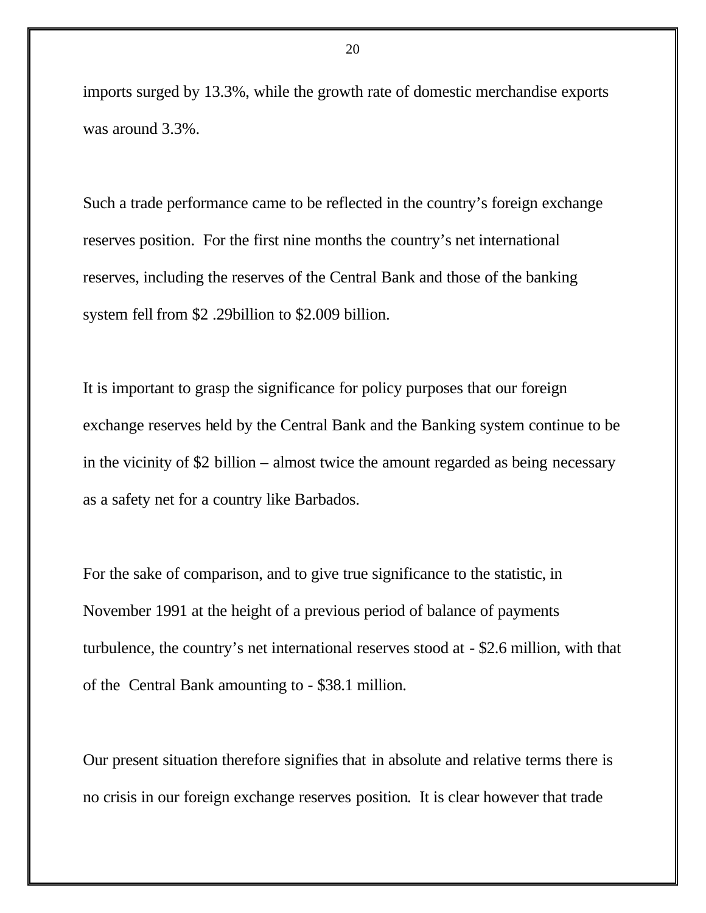imports surged by 13.3%, while the growth rate of domestic merchandise exports was around 3.3%.

Such a trade performance came to be reflected in the country's foreign exchange reserves position. For the first nine months the country's net international reserves, including the reserves of the Central Bank and those of the banking system fell from $2 .29billion to $2.009 billion.

It is important to grasp the significance for policy purposes that our foreign exchange reserves held by the Central Bank and the Banking system continue to be in the vicinity of $2 billion – almost twice the amount regarded as being necessary as a safety net for a country like Barbados.

For the sake of comparison, and to give true significance to the statistic, in November 1991 at the height of a previous period of balance of payments turbulence, the country's net international reserves stood at - $2.6 million, with that of the Central Bank amounting to - $38.1 million.

Our present situation therefore signifies that in absolute and relative terms there is no crisis in our foreign exchange reserves position. It is clear however that trade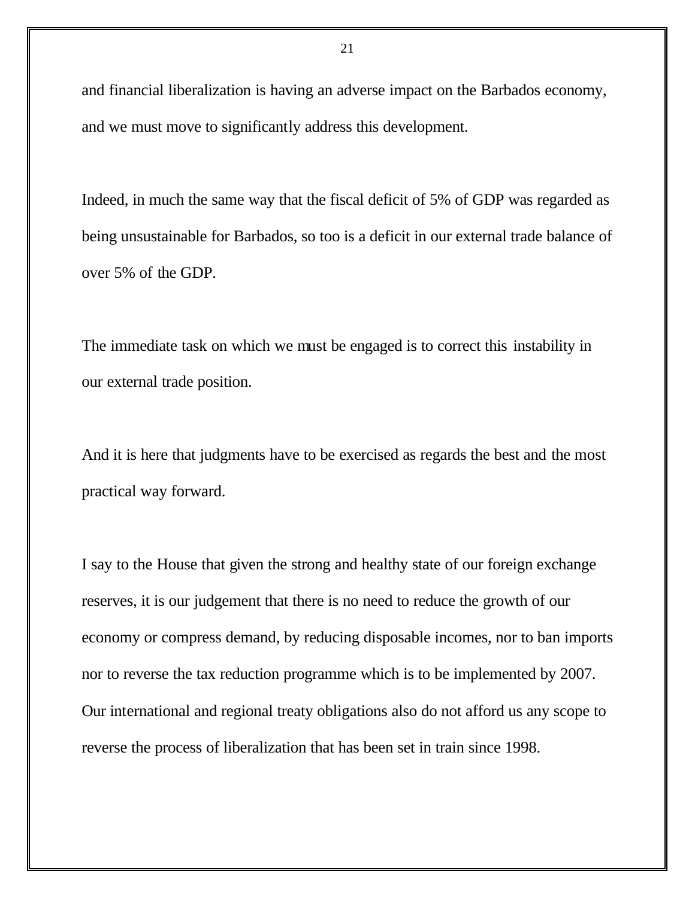and financial liberalization is having an adverse impact on the Barbados economy, and we must move to significantly address this development.

Indeed, in much the same way that the fiscal deficit of 5% of GDP was regarded as being unsustainable for Barbados, so too is a deficit in our external trade balance of over 5% of the GDP.

The immediate task on which we must be engaged is to correct this instability in our external trade position.

And it is here that judgments have to be exercised as regards the best and the most practical way forward.

I say to the House that given the strong and healthy state of our foreign exchange reserves, it is our judgement that there is no need to reduce the growth of our economy or compress demand, by reducing disposable incomes, nor to ban imports nor to reverse the tax reduction programme which is to be implemented by 2007. Our international and regional treaty obligations also do not afford us any scope to reverse the process of liberalization that has been set in train since 1998.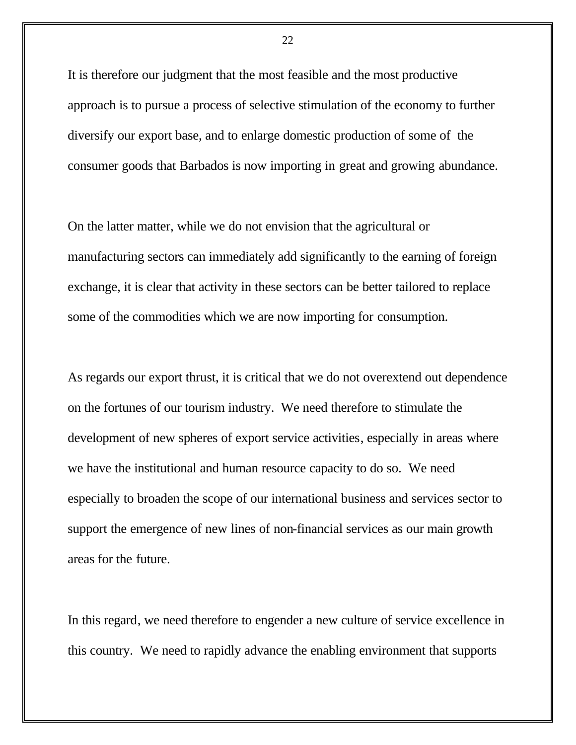It is therefore our judgment that the most feasible and the most productive approach is to pursue a process of selective stimulation of the economy to further diversify our export base, and to enlarge domestic production of some of the consumer goods that Barbados is now importing in great and growing abundance.

On the latter matter, while we do not envision that the agricultural or manufacturing sectors can immediately add significantly to the earning of foreign exchange, it is clear that activity in these sectors can be better tailored to replace some of the commodities which we are now importing for consumption.

As regards our export thrust, it is critical that we do not overextend out dependence on the fortunes of our tourism industry. We need therefore to stimulate the development of new spheres of export service activities, especially in areas where we have the institutional and human resource capacity to do so. We need especially to broaden the scope of our international business and services sector to support the emergence of new lines of non-financial services as our main growth areas for the future.

In this regard, we need therefore to engender a new culture of service excellence in this country. We need to rapidly advance the enabling environment that supports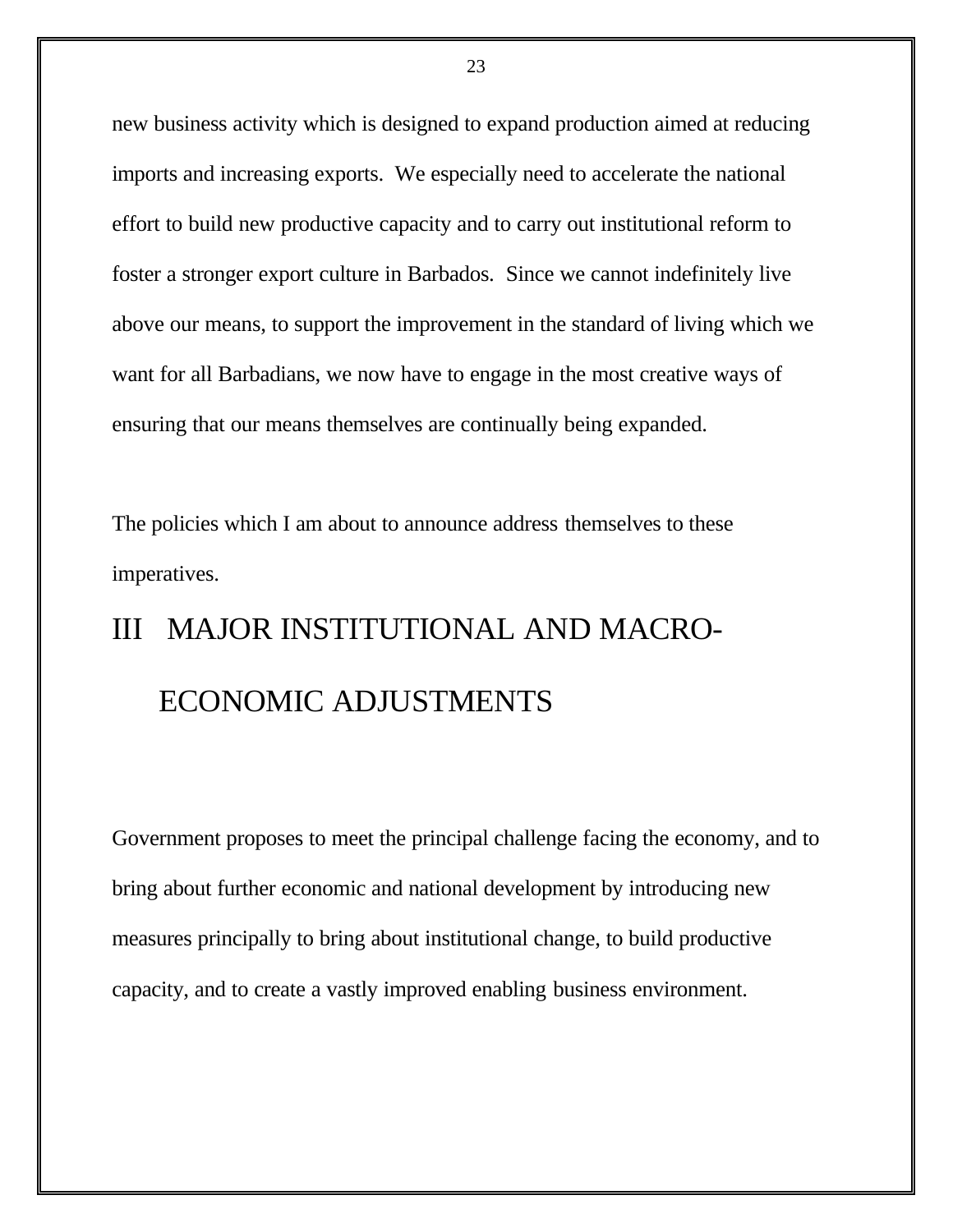new business activity which is designed to expand production aimed at reducing imports and increasing exports. We especially need to accelerate the national effort to build new productive capacity and to carry out institutional reform to foster a stronger export culture in Barbados. Since we cannot indefinitely live above our means, to support the improvement in the standard of living which we want for all Barbadians, we now have to engage in the most creative ways of ensuring that our means themselves are continually being expanded.

The policies which I am about to announce address themselves to these imperatives.

# III MAJOR INSTITUTIONAL AND MACRO-ECONOMIC ADJUSTMENTS

Government proposes to meet the principal challenge facing the economy, and to bring about further economic and national development by introducing new measures principally to bring about institutional change, to build productive capacity, and to create a vastly improved enabling business environment.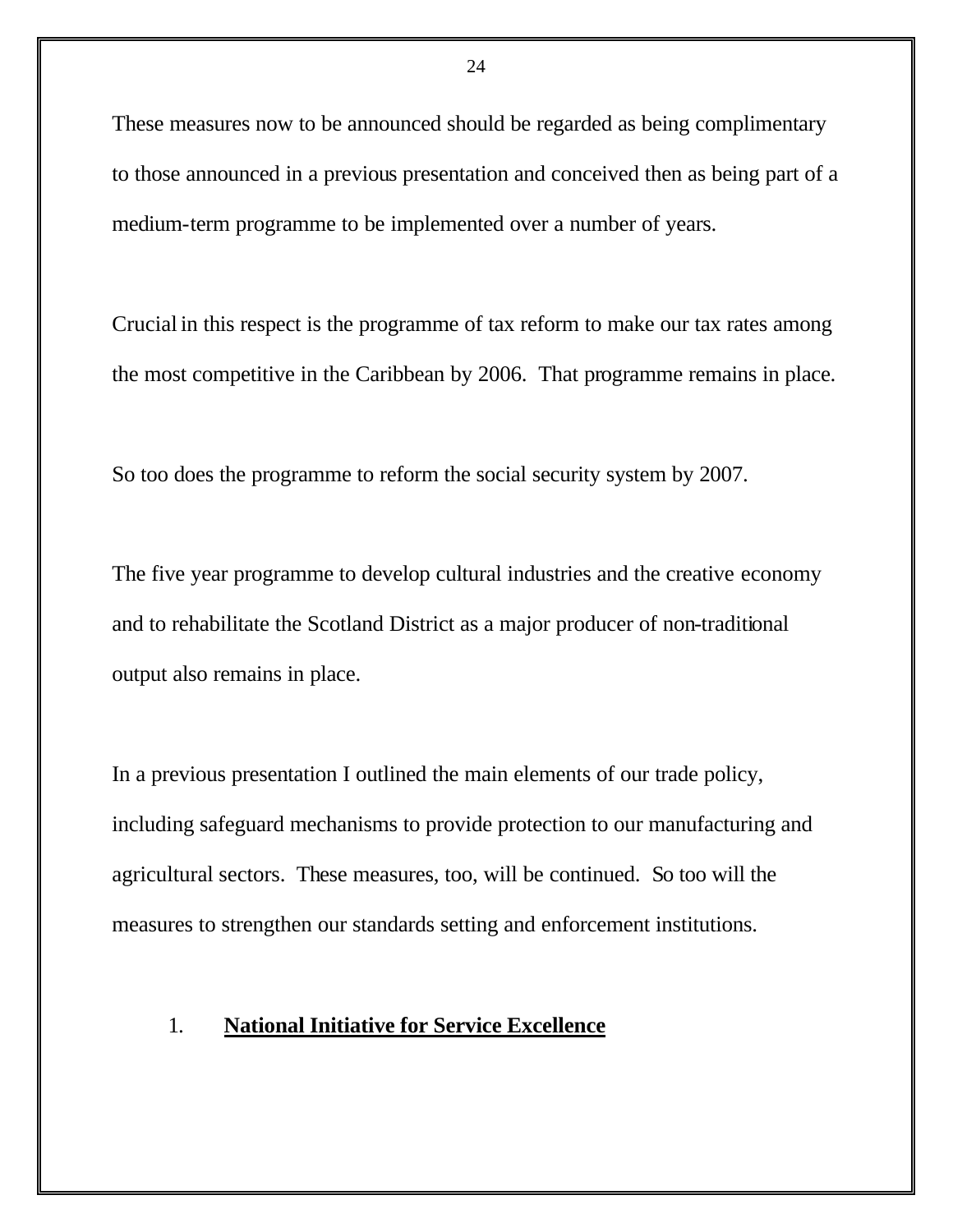These measures now to be announced should be regarded as being complimentary to those announced in a previous presentation and conceived then as being part of a medium-term programme to be implemented over a number of years.

Crucial in this respect is the programme of tax reform to make our tax rates among the most competitive in the Caribbean by 2006. That programme remains in place.

So too does the programme to reform the social security system by 2007.

The five year programme to develop cultural industries and the creative economy and to rehabilitate the Scotland District as a major producer of non-traditional output also remains in place.

In a previous presentation I outlined the main elements of our trade policy, including safeguard mechanisms to provide protection to our manufacturing and agricultural sectors. These measures, too, will be continued. So too will the measures to strengthen our standards setting and enforcement institutions.

1. **<u>National Initiative for Service Excellence</u>**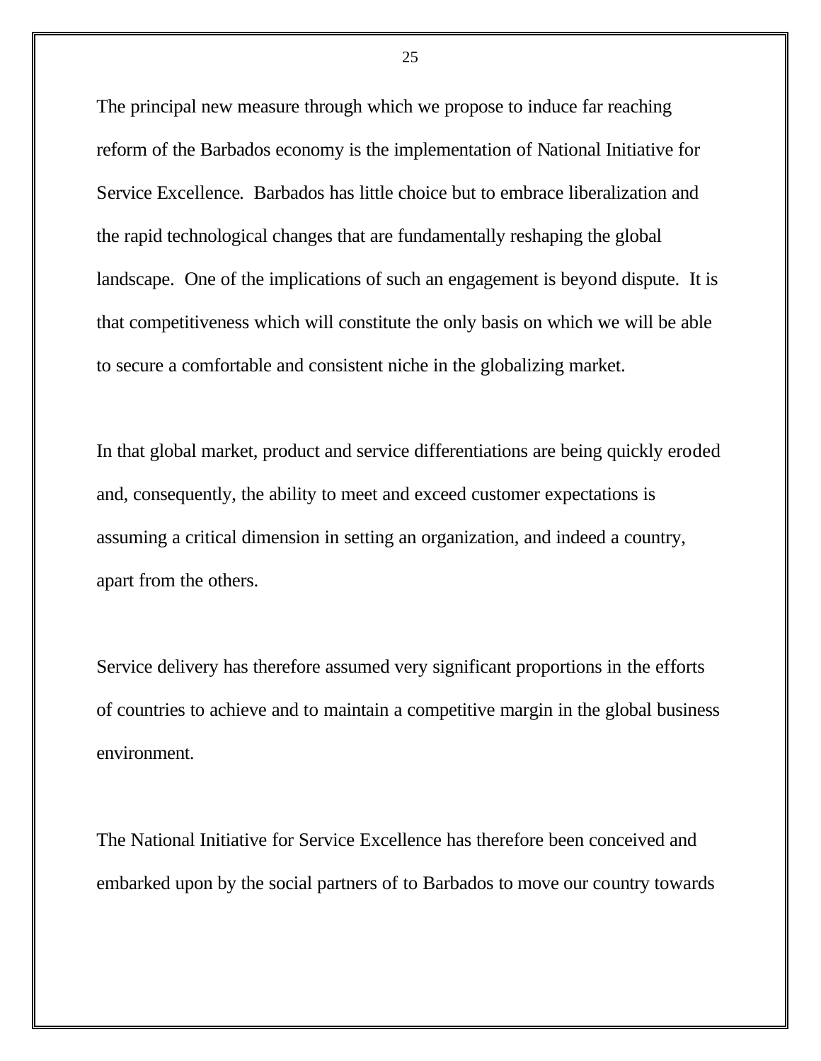The principal new measure through which we propose to induce far reaching reform of the Barbados economy is the implementation of National Initiative for Service Excellence. Barbados has little choice but to embrace liberalization and the rapid technological changes that are fundamentally reshaping the global landscape. One of the implications of such an engagement is beyond dispute. It is that competitiveness which will constitute the only basis on which we will be able to secure a comfortable and consistent niche in the globalizing market.

In that global market, product and service differentiations are being quickly eroded and, consequently, the ability to meet and exceed customer expectations is assuming a critical dimension in setting an organization, and indeed a country, apart from the others.

Service delivery has therefore assumed very significant proportions in the efforts of countries to achieve and to maintain a competitive margin in the global business environment.

The National Initiative for Service Excellence has therefore been conceived and embarked upon by the social partners of to Barbados to move our country towards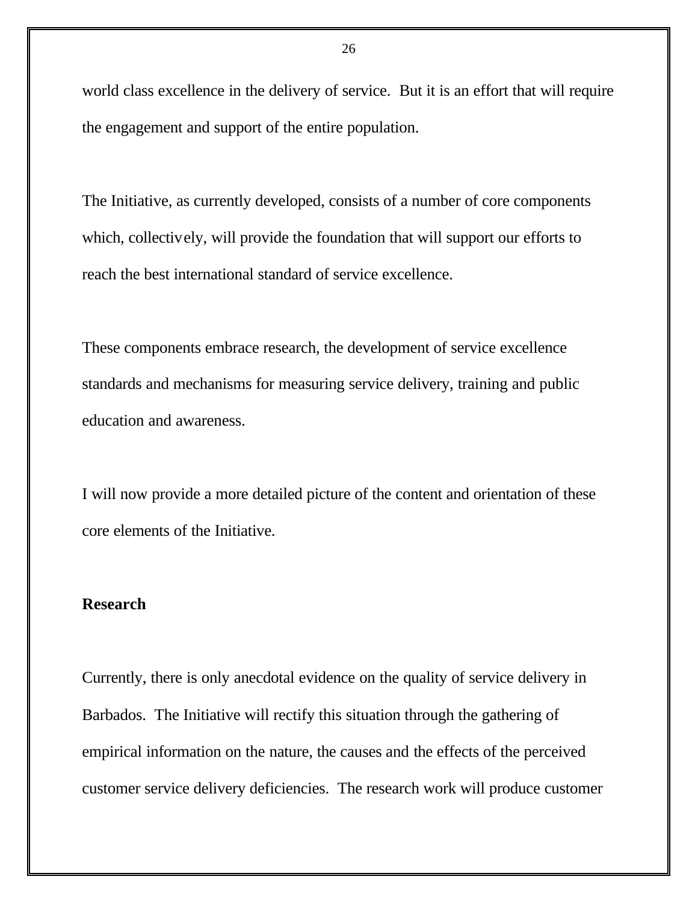world class excellence in the delivery of service. But it is an effort that will require the engagement and support of the entire population.

The Initiative, as currently developed, consists of a number of core components which, collectively, will provide the foundation that will support our efforts to reach the best international standard of service excellence.

These components embrace research, the development of service excellence standards and mechanisms for measuring service delivery, training and public education and awareness.

I will now provide a more detailed picture of the content and orientation of these core elements of the Initiative.

**Research**

Currently, there is only anecdotal evidence on the quality of service delivery in Barbados. The Initiative will rectify this situation through the gathering of empirical information on the nature, the causes and the effects of the perceived customer service delivery deficiencies. The research work will produce customer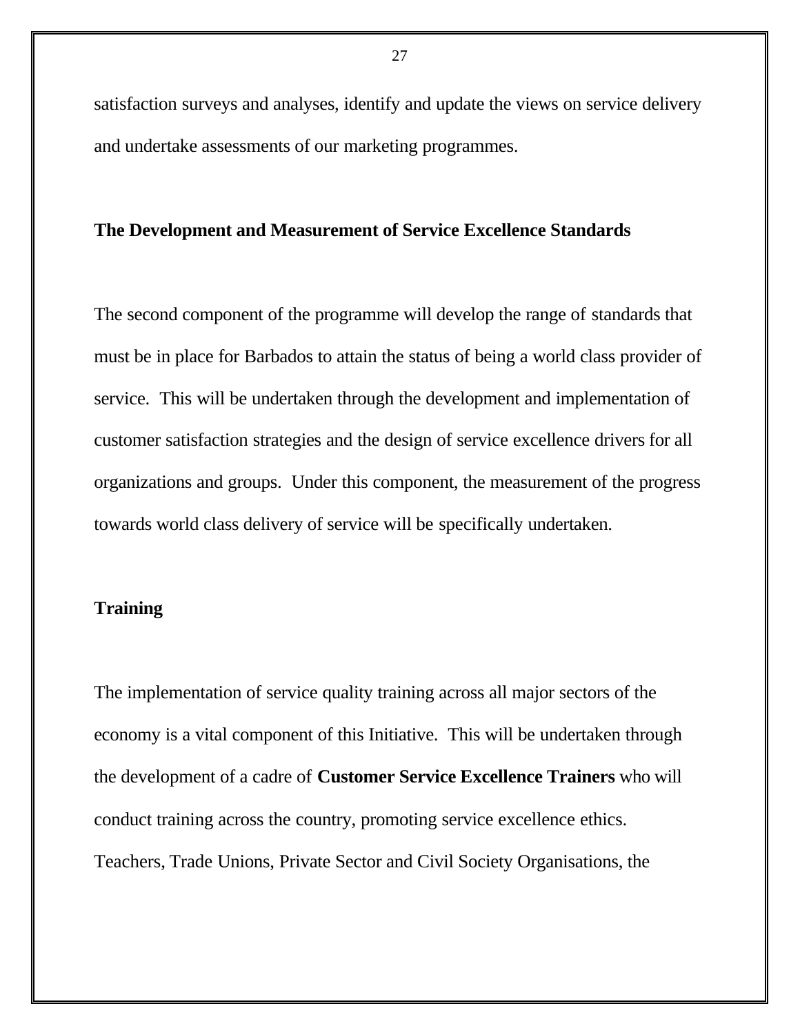satisfaction surveys and analyses, identify and update the views on service delivery and undertake assessments of our marketing programmes.

**The Development and Measurement of Service Excellence Standards**

The second component of the programme will develop the range of standards that must be in place for Barbados to attain the status of being a world class provider of service. This will be undertaken through the development and implementation of customer satisfaction strategies and the design of service excellence drivers for all organizations and groups. Under this component, the measurement of the progress towards world class delivery of service will be specifically undertaken.

**Training**

The implementation of service quality training across all major sectors of the economy is a vital component of this Initiative. This will be undertaken through the development of a cadre of **Customer Service Excellence Trainers** who will conduct training across the country, promoting service excellence ethics. Teachers, Trade Unions, Private Sector and Civil Society Organisations, the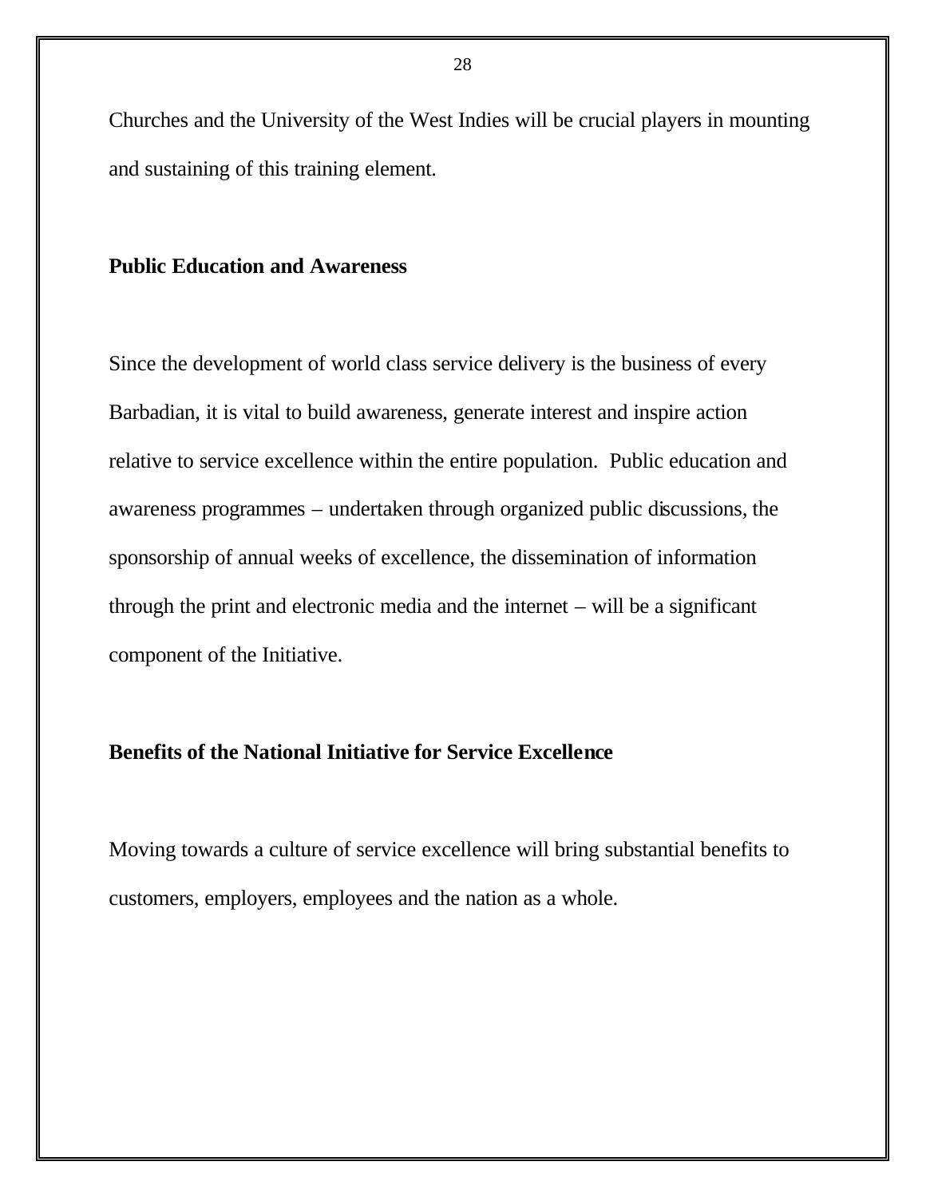Churches and the University of the West Indies will be crucial players in mounting and sustaining of this training element.

**Public Education and Awareness**

Since the development of world class service delivery is the business of every Barbadian, it is vital to build awareness, generate interest and inspire action relative to service excellence within the entire population. Public education and awareness programmes – undertaken through organized public discussions, the sponsorship of annual weeks of excellence, the dissemination of information through the print and electronic media and the internet – will be a significant component of the Initiative.

**Benefits of the National Initiative for Service Excellence**

Moving towards a culture of service excellence will bring substantial benefits to customers, employers, employees and the nation as a whole.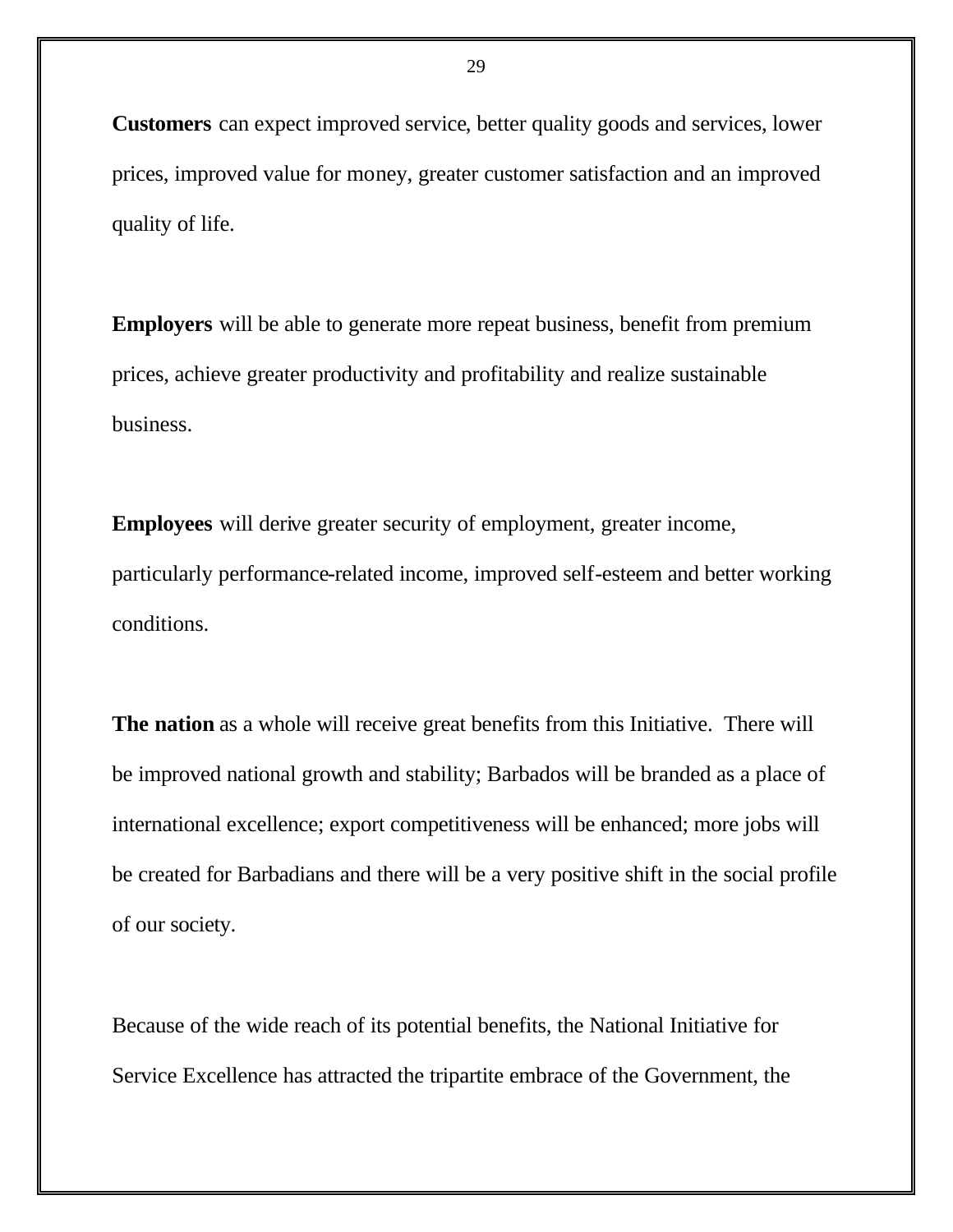**Customers** can expect improved service, better quality goods and services, lower prices, improved value for money, greater customer satisfaction and an improved quality of life.

**Employers** will be able to generate more repeat business, benefit from premium prices, achieve greater productivity and profitability and realize sustainable business.

**Employees** will derive greater security of employment, greater income, particularly performance-related income, improved self-esteem and better working conditions.

**The nation** as a whole will receive great benefits from this Initiative. There will be improved national growth and stability; Barbados will be branded as a place of international excellence; export competitiveness will be enhanced; more jobs will be created for Barbadians and there will be a very positive shift in the social profile of our society.

Because of the wide reach of its potential benefits, the National Initiative for Service Excellence has attracted the tripartite embrace of the Government, the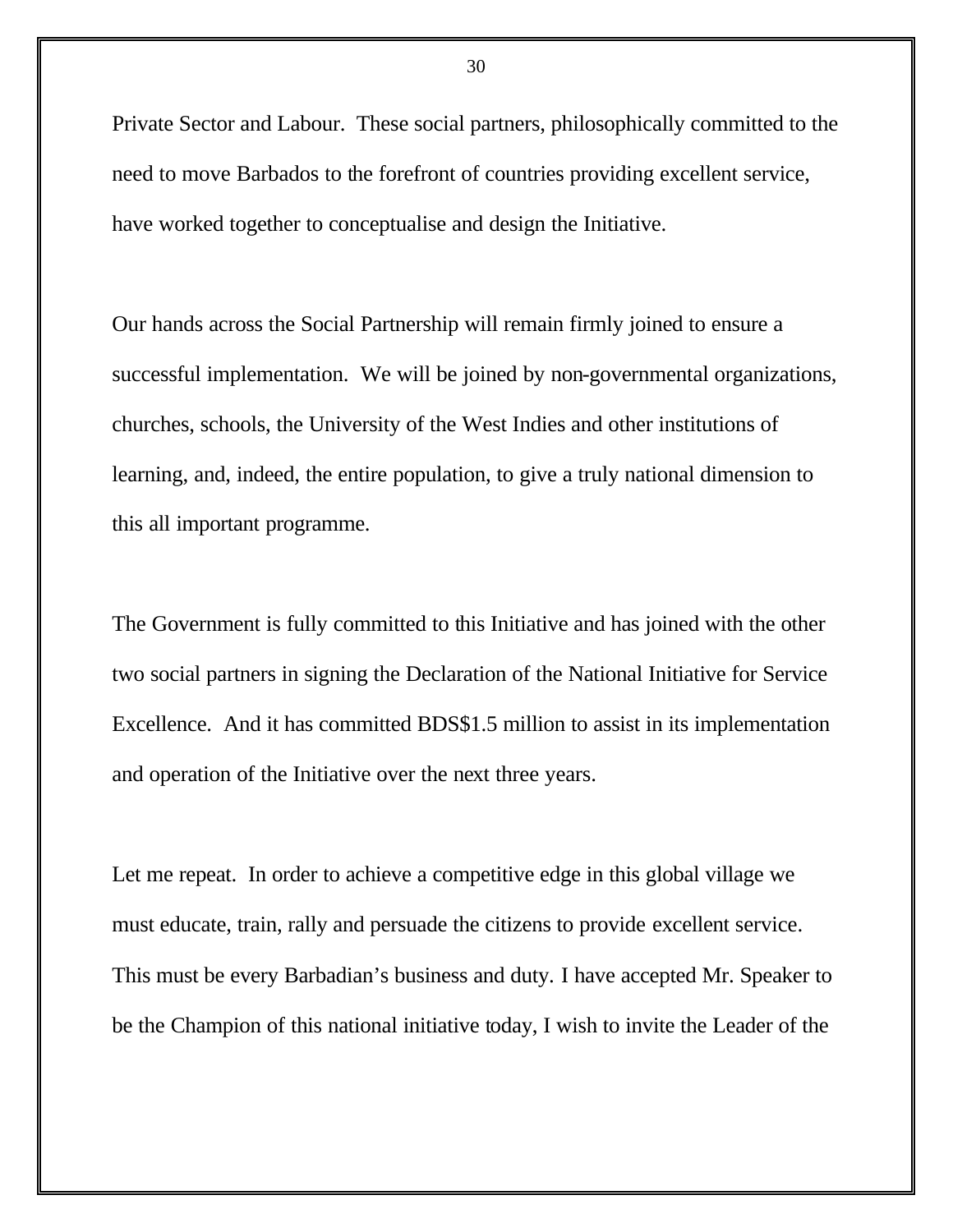Private Sector and Labour. These social partners, philosophically committed to the need to move Barbados to the forefront of countries providing excellent service, have worked together to conceptualise and design the Initiative.

Our hands across the Social Partnership will remain firmly joined to ensure a successful implementation. We will be joined by non-governmental organizations, churches, schools, the University of the West Indies and other institutions of learning, and, indeed, the entire population, to give a truly national dimension to this all important programme.

The Government is fully committed to this Initiative and has joined with the other two social partners in signing the Declaration of the National Initiative for Service Excellence. And it has committed BDS$1.5 million to assist in its implementation and operation of the Initiative over the next three years.

Let me repeat. In order to achieve a competitive edge in this global village we must educate, train, rally and persuade the citizens to provide excellent service. This must be every Barbadian's business and duty. I have accepted Mr. Speaker to be the Champion of this national initiative today, I wish to invite the Leader of the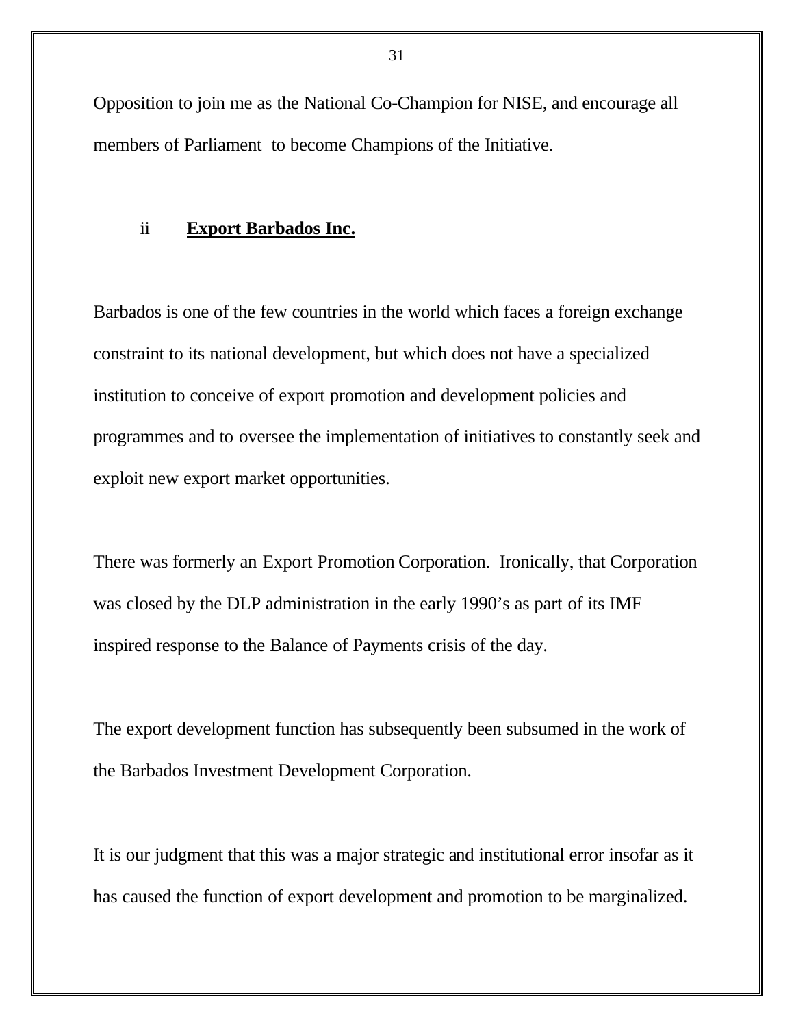Opposition to join me as the National Co-Champion for NISE, and encourage all members of Parliament to become Champions of the Initiative.

### ii **Export Barbados Inc.**

Barbados is one of the few countries in the world which faces a foreign exchange constraint to its national development, but which does not have a specialized institution to conceive of export promotion and development policies and programmes and to oversee the implementation of initiatives to constantly seek and exploit new export market opportunities.

There was formerly an Export Promotion Corporation. Ironically, that Corporation was closed by the DLP administration in the early 1990's as part of its IMF inspired response to the Balance of Payments crisis of the day.

The export development function has subsequently been subsumed in the work of the Barbados Investment Development Corporation.

It is our judgment that this was a major strategic and institutional error insofar as it has caused the function of export development and promotion to be marginalized.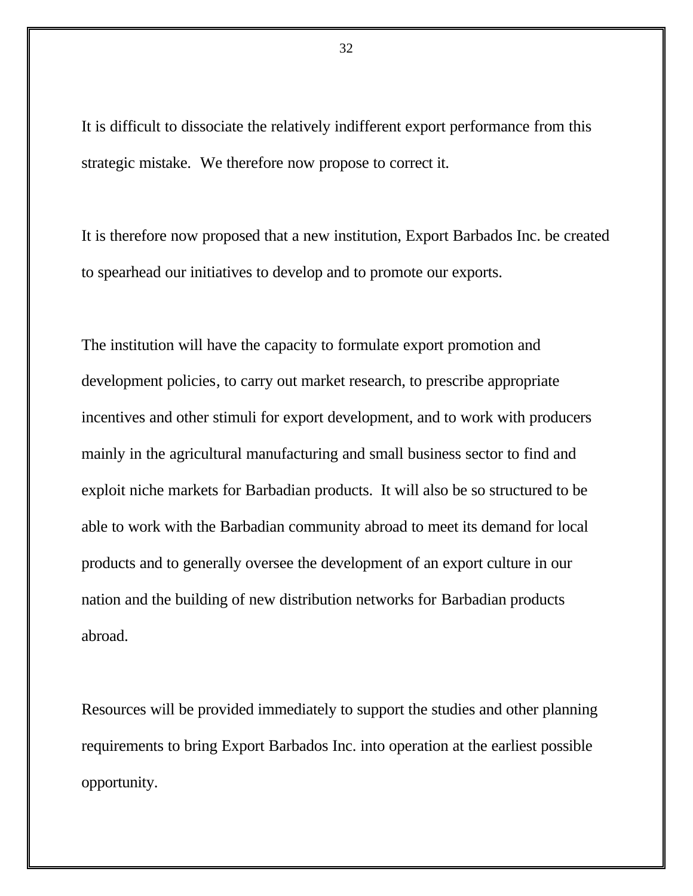It is difficult to dissociate the relatively indifferent export performance from this strategic mistake.  We therefore now propose to correct it.

It is therefore now proposed that a new institution, Export Barbados Inc. be created to spearhead our initiatives to develop and to promote our exports.

The institution will have the capacity to formulate export promotion and development policies, to carry out market research, to prescribe appropriate incentives and other stimuli for export development, and to work with producers mainly in the agricultural manufacturing and small business sector to find and exploit niche markets for Barbadian products.  It will also be so structured to be able to work with the Barbadian community abroad to meet its demand for local products and to generally oversee the development of an export culture in our nation and the building of new distribution networks for Barbadian products abroad.

Resources will be provided immediately to support the studies and other planning requirements to bring Export Barbados Inc. into operation at the earliest possible opportunity.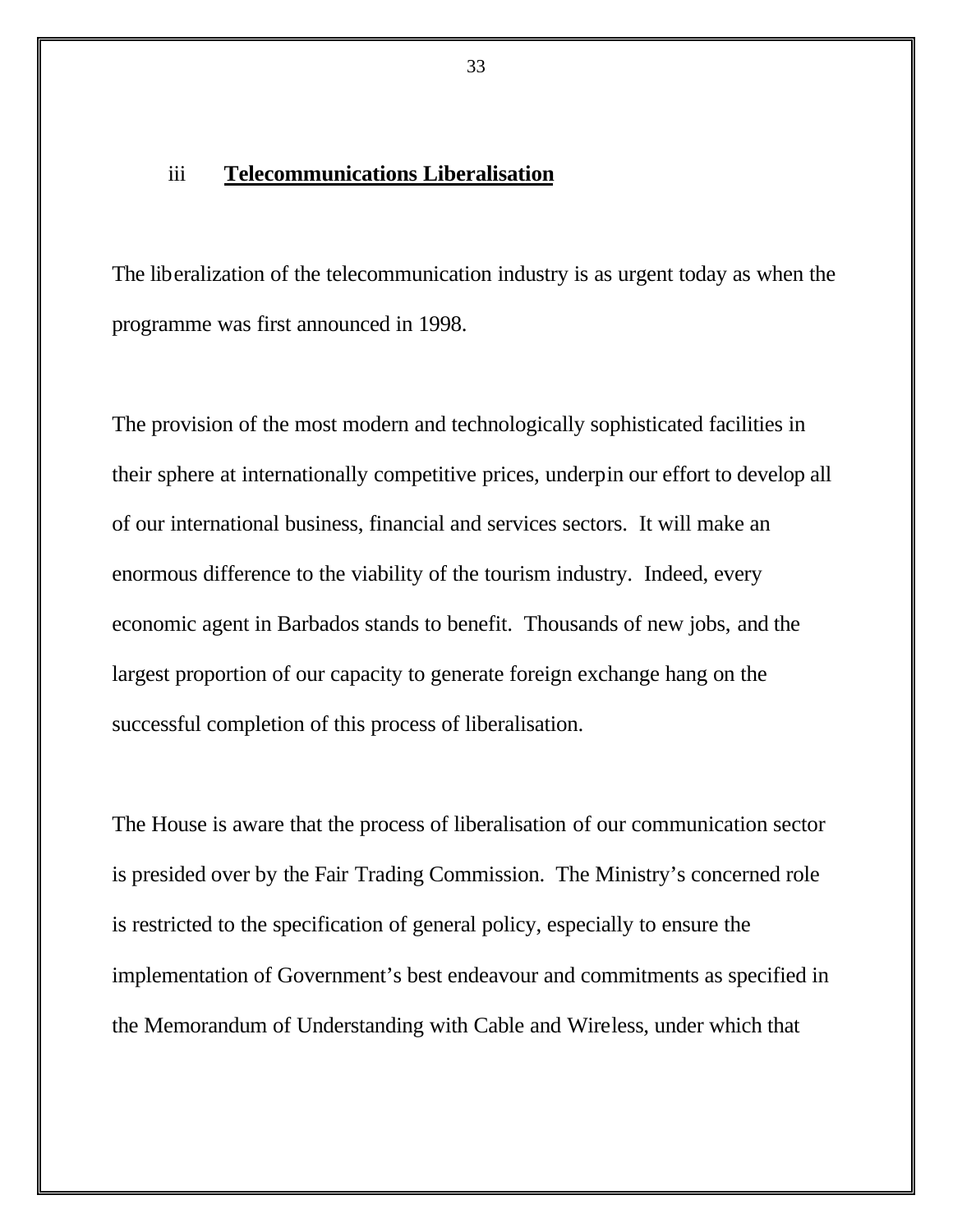### iii **Telecommunications Liberalisation**

The liberalization of the telecommunication industry is as urgent today as when the programme was first announced in 1998.

The provision of the most modern and technologically sophisticated facilities in their sphere at internationally competitive prices, underpin our effort to develop all of our international business, financial and services sectors. It will make an enormous difference to the viability of the tourism industry. Indeed, every economic agent in Barbados stands to benefit. Thousands of new jobs, and the largest proportion of our capacity to generate foreign exchange hang on the successful completion of this process of liberalisation.

The House is aware that the process of liberalisation of our communication sector is presided over by the Fair Trading Commission. The Ministry's concerned role is restricted to the specification of general policy, especially to ensure the implementation of Government's best endeavour and commitments as specified in the Memorandum of Understanding with Cable and Wireless, under which that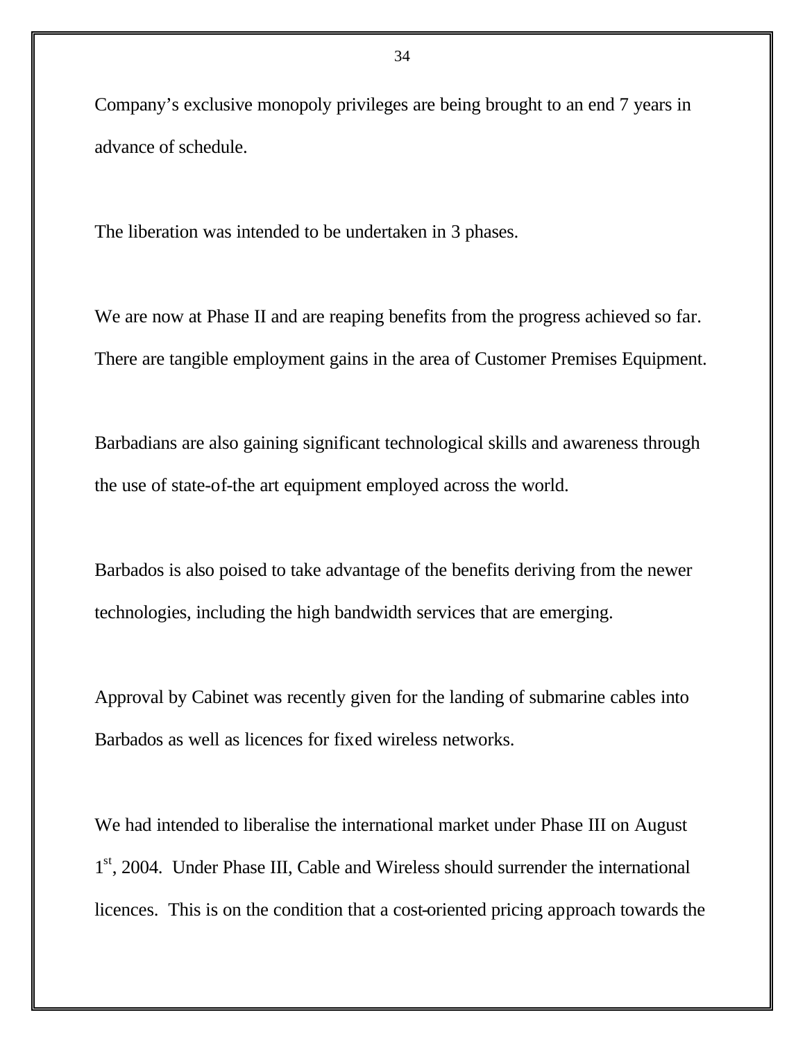Company's exclusive monopoly privileges are being brought to an end 7 years in advance of schedule.

The liberation was intended to be undertaken in 3 phases.

We are now at Phase II and are reaping benefits from the progress achieved so far. There are tangible employment gains in the area of Customer Premises Equipment.

Barbadians are also gaining significant technological skills and awareness through the use of state-of-the art equipment employed across the world.

Barbados is also poised to take advantage of the benefits deriving from the newer technologies, including the high bandwidth services that are emerging.

Approval by Cabinet was recently given for the landing of submarine cables into Barbados as well as licences for fixed wireless networks.

We had intended to liberalise the international market under Phase III on August 1st, 2004. Under Phase III, Cable and Wireless should surrender the international licences. This is on the condition that a cost-oriented pricing approach towards the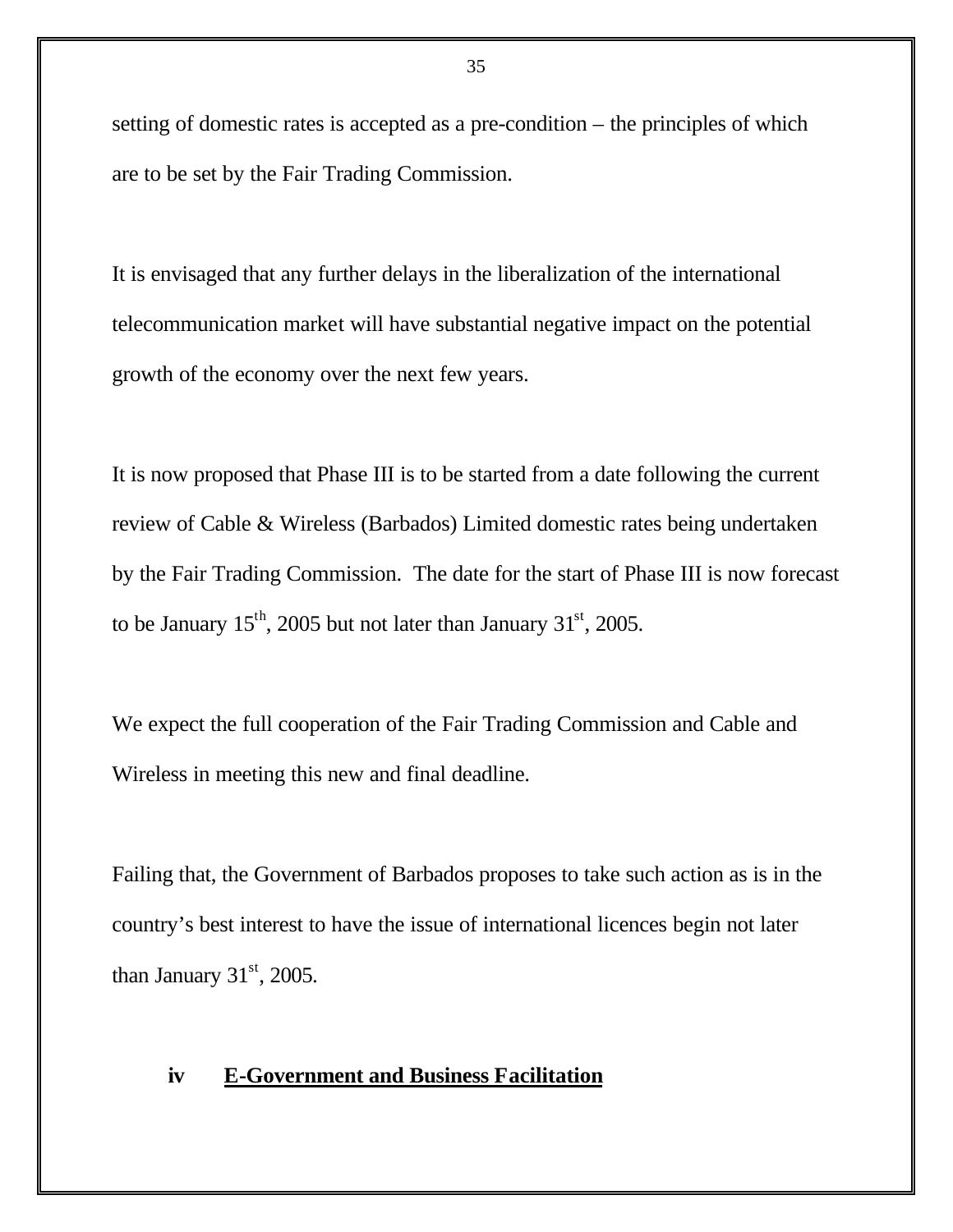setting of domestic rates is accepted as a pre-condition – the principles of which are to be set by the Fair Trading Commission.

It is envisaged that any further delays in the liberalization of the international telecommunication market will have substantial negative impact on the potential growth of the economy over the next few years.

It is now proposed that Phase III is to be started from a date following the current review of Cable & Wireless (Barbados) Limited domestic rates being undertaken by the Fair Trading Commission. The date for the start of Phase III is now forecast to be January 15th, 2005 but not later than January 31st, 2005.

We expect the full cooperation of the Fair Trading Commission and Cable and Wireless in meeting this new and final deadline.

Failing that, the Government of Barbados proposes to take such action as is in the country's best interest to have the issue of international licences begin not later than January 31st, 2005.

### iv **E-Government and Business Facilitation**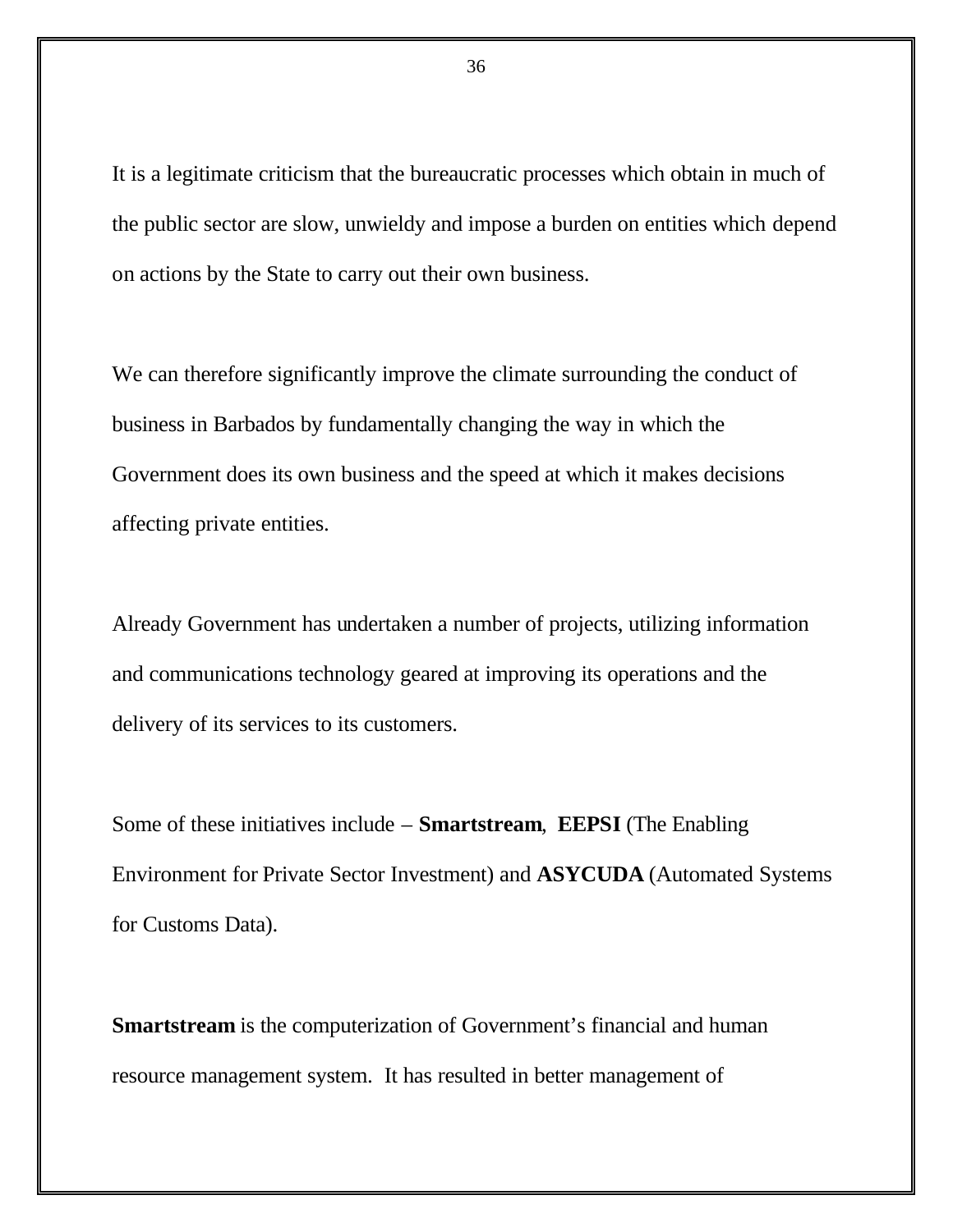It is a legitimate criticism that the bureaucratic processes which obtain in much of the public sector are slow, unwieldy and impose a burden on entities which depend on actions by the State to carry out their own business.

We can therefore significantly improve the climate surrounding the conduct of business in Barbados by fundamentally changing the way in which the Government does its own business and the speed at which it makes decisions affecting private entities.

Already Government has undertaken a number of projects, utilizing information and communications technology geared at improving its operations and the delivery of its services to its customers.

Some of these initiatives include – **Smartstream**, **EEPSI** (The Enabling Environment for Private Sector Investment) and **ASYCUDA** (Automated Systems for Customs Data).

**Smartstream** is the computerization of Government's financial and human resource management system. It has resulted in better management of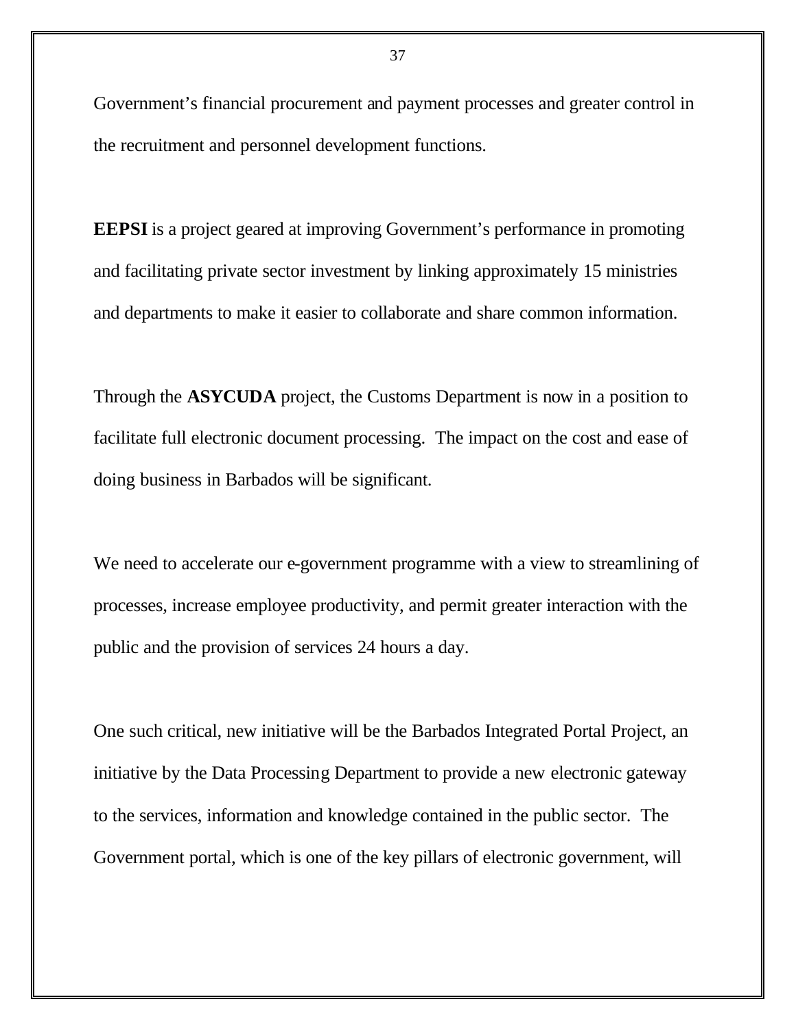Government's financial procurement and payment processes and greater control in the recruitment and personnel development functions.

**EEPSI** is a project geared at improving Government's performance in promoting and facilitating private sector investment by linking approximately 15 ministries and departments to make it easier to collaborate and share common information.

Through the **ASYCUDA** project, the Customs Department is now in a position to facilitate full electronic document processing. The impact on the cost and ease of doing business in Barbados will be significant.

We need to accelerate our e-government programme with a view to streamlining of processes, increase employee productivity, and permit greater interaction with the public and the provision of services 24 hours a day.

One such critical, new initiative will be the Barbados Integrated Portal Project, an initiative by the Data Processing Department to provide a new electronic gateway to the services, information and knowledge contained in the public sector. The Government portal, which is one of the key pillars of electronic government, will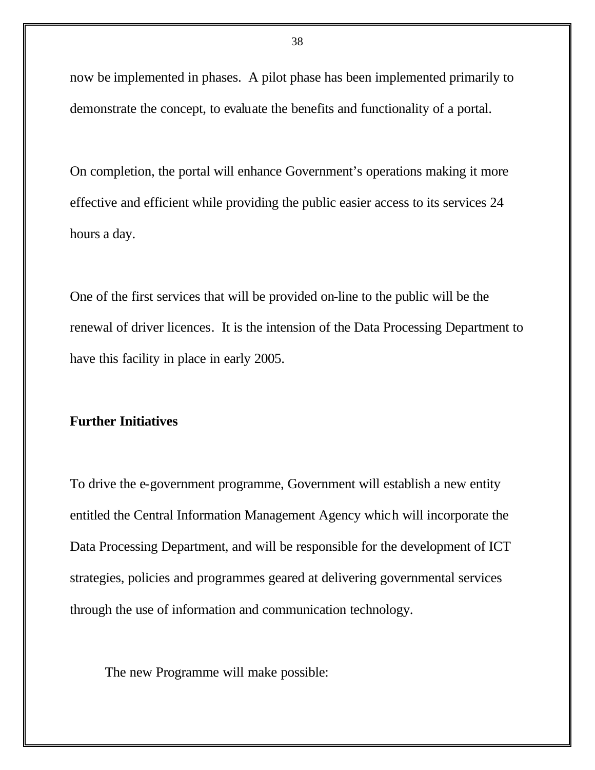now be implemented in phases. A pilot phase has been implemented primarily to demonstrate the concept, to evaluate the benefits and functionality of a portal.

On completion, the portal will enhance Government's operations making it more effective and efficient while providing the public easier access to its services 24 hours a day.

One of the first services that will be provided on-line to the public will be the renewal of driver licences. It is the intension of the Data Processing Department to have this facility in place in early 2005.

**Further Initiatives**

To drive the e-government programme, Government will establish a new entity entitled the Central Information Management Agency which will incorporate the Data Processing Department, and will be responsible for the development of ICT strategies, policies and programmes geared at delivering governmental services through the use of information and communication technology.

The new Programme will make possible: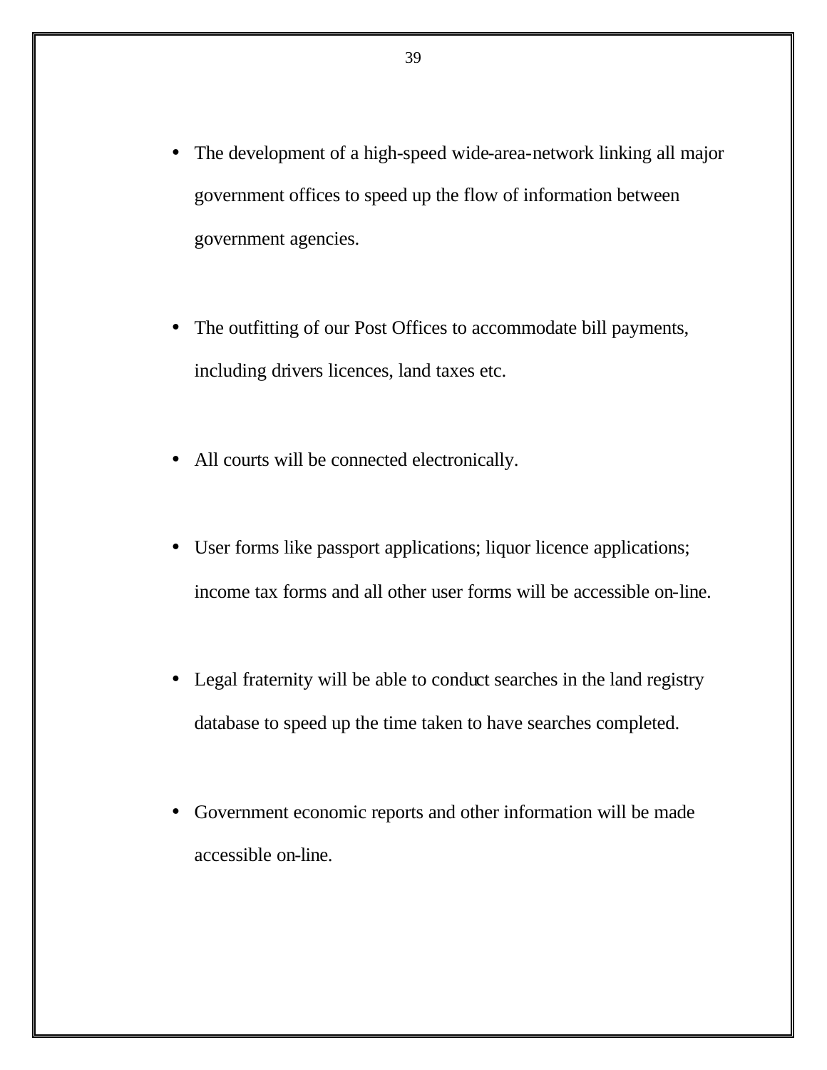- The development of a high-speed wide-area-network linking all major government offices to speed up the flow of information between government agencies.

- The outfitting of our Post Offices to accommodate bill payments, including drivers licences, land taxes etc.

- All courts will be connected electronically.

- User forms like passport applications; liquor licence applications; income tax forms and all other user forms will be accessible on-line.

- Legal fraternity will be able to conduct searches in the land registry database to speed up the time taken to have searches completed.

- Government economic reports and other information will be made accessible on-line.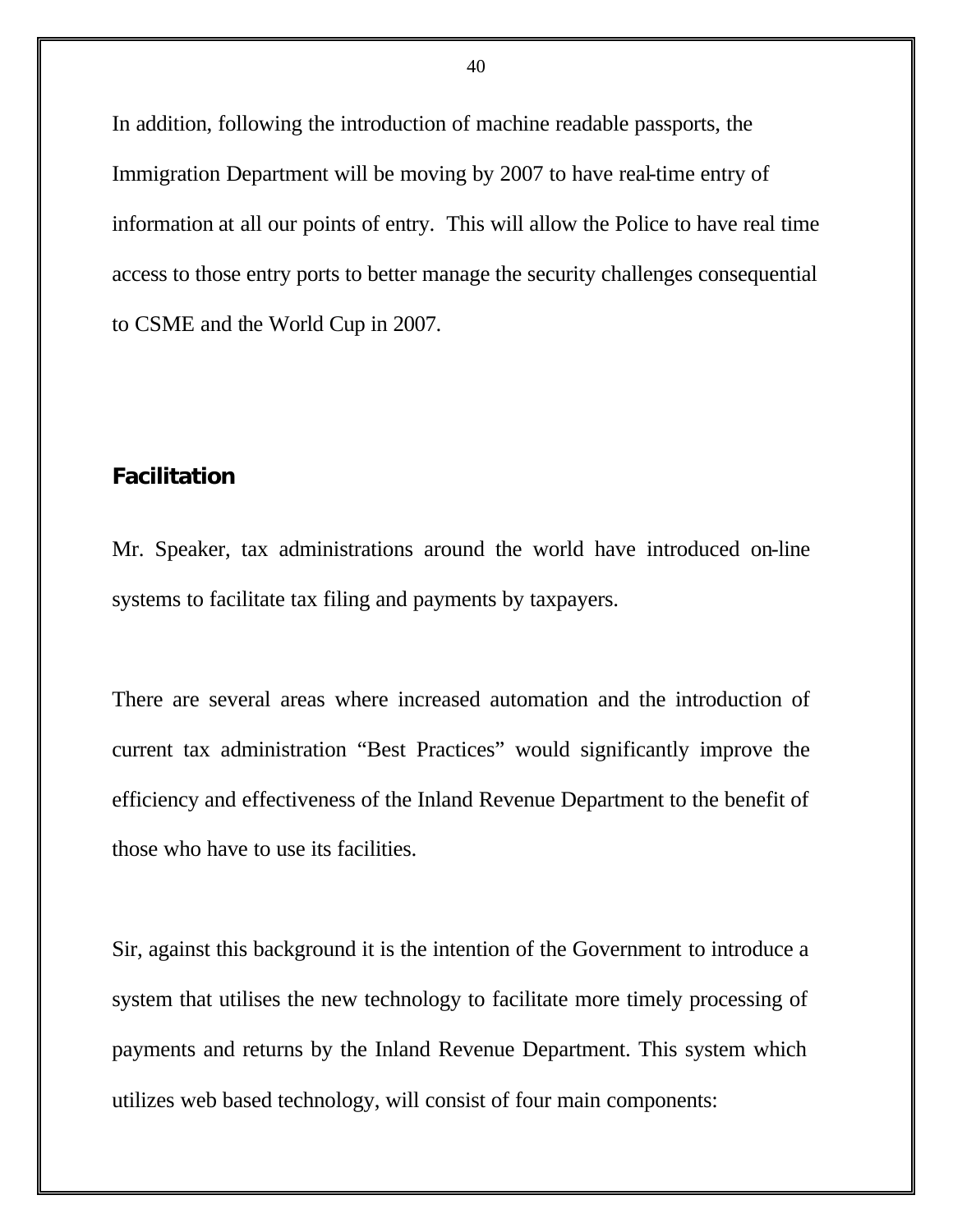In addition, following the introduction of machine readable passports, the Immigration Department will be moving by 2007 to have real-time entry of information at all our points of entry. This will allow the Police to have real time access to those entry ports to better manage the security challenges consequential to CSME and the World Cup in 2007.

## Facilitation

Mr. Speaker, tax administrations around the world have introduced on-line systems to facilitate tax filing and payments by taxpayers.

There are several areas where increased automation and the introduction of current tax administration "Best Practices" would significantly improve the efficiency and effectiveness of the Inland Revenue Department to the benefit of those who have to use its facilities.

Sir, against this background it is the intention of the Government to introduce a system that utilises the new technology to facilitate more timely processing of payments and returns by the Inland Revenue Department. This system which utilizes web based technology, will consist of four main components: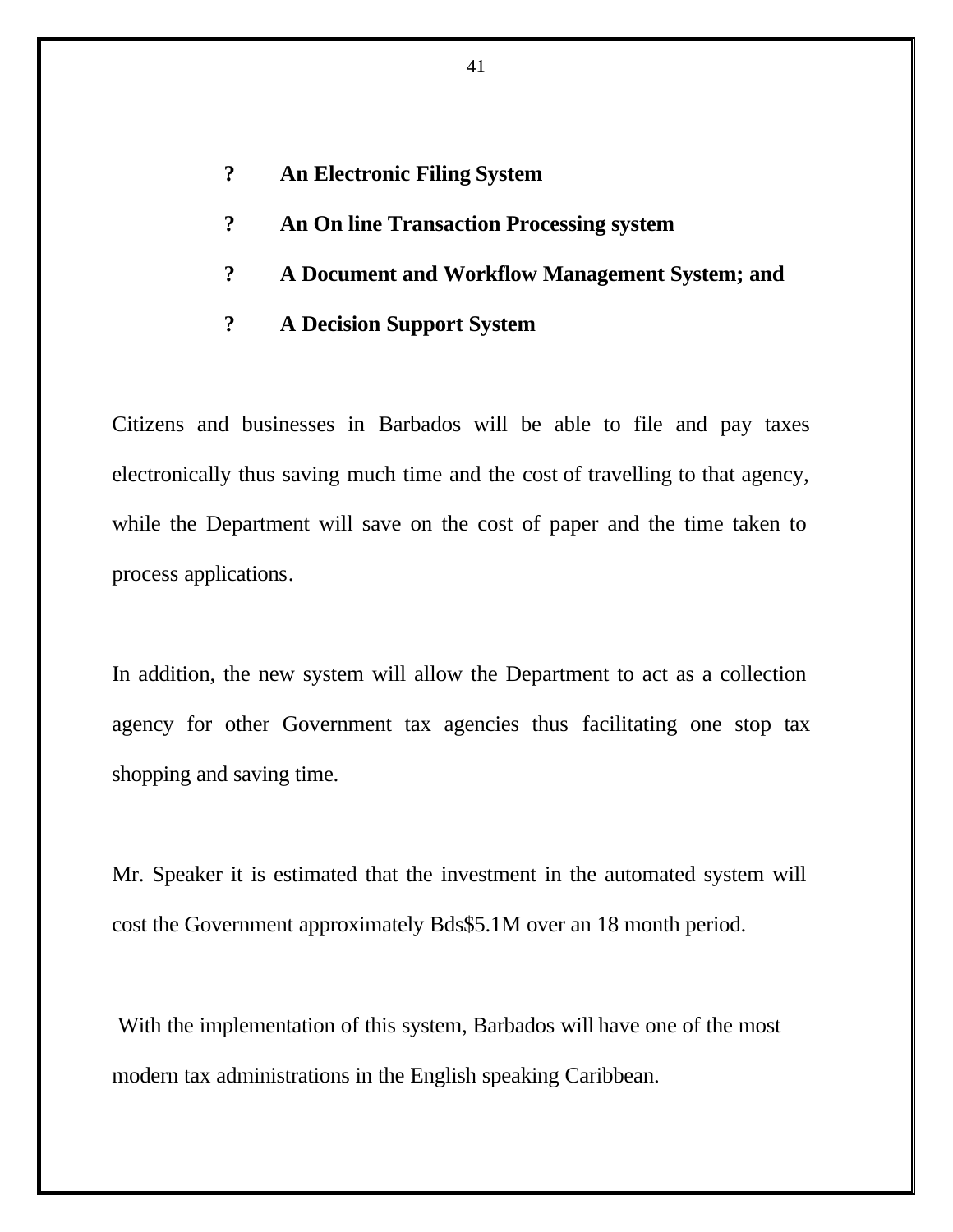- **An Electronic Filing System**
- **An On line Transaction Processing system**
- **A Document and Workflow Management System; and**
- **A Decision Support System**

Citizens and businesses in Barbados will be able to file and pay taxes electronically thus saving much time and the cost of travelling to that agency, while the Department will save on the cost of paper and the time taken to process applications.

In addition, the new system will allow the Department to act as a collection agency for other Government tax agencies thus facilitating one stop tax shopping and saving time.

Mr. Speaker it is estimated that the investment in the automated system will cost the Government approximately Bds$5.1M over an 18 month period.

With the implementation of this system, Barbados will have one of the most modern tax administrations in the English speaking Caribbean.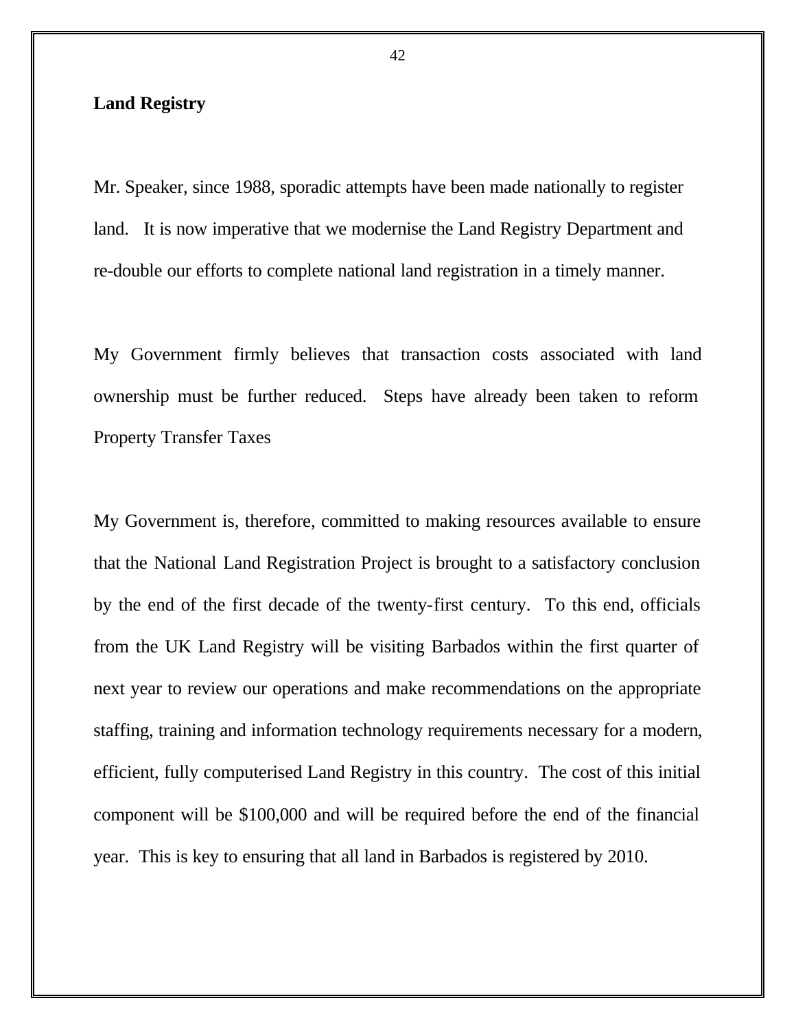**Land Registry**

Mr. Speaker, since 1988, sporadic attempts have been made nationally to register land. It is now imperative that we modernise the Land Registry Department and re-double our efforts to complete national land registration in a timely manner.

My Government firmly believes that transaction costs associated with land ownership must be further reduced. Steps have already been taken to reform Property Transfer Taxes

My Government is, therefore, committed to making resources available to ensure that the National Land Registration Project is brought to a satisfactory conclusion by the end of the first decade of the twenty-first century. To this end, officials from the UK Land Registry will be visiting Barbados within the first quarter of next year to review our operations and make recommendations on the appropriate staffing, training and information technology requirements necessary for a modern, efficient, fully computerised Land Registry in this country. The cost of this initial component will be $100,000 and will be required before the end of the financial year. This is key to ensuring that all land in Barbados is registered by 2010.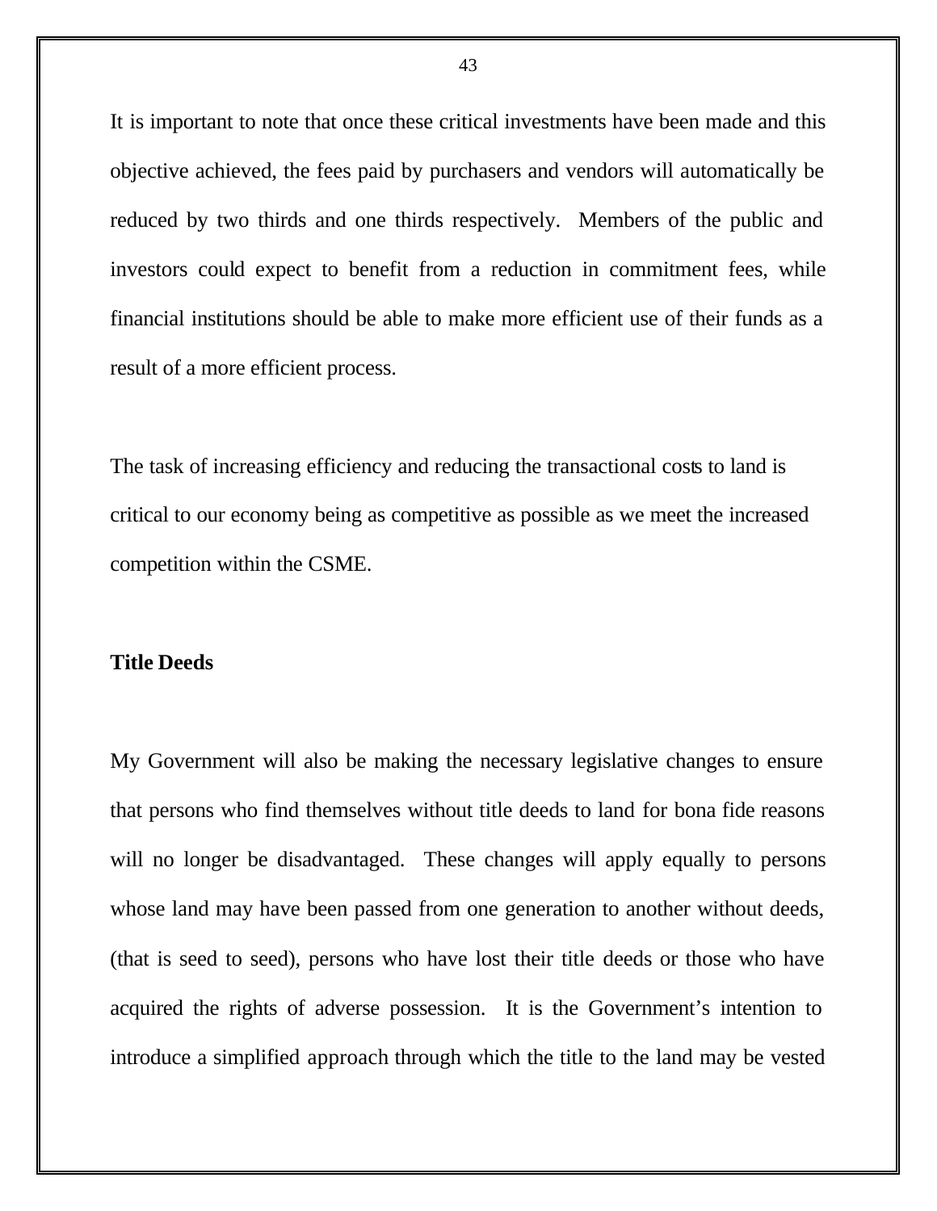It is important to note that once these critical investments have been made and this objective achieved, the fees paid by purchasers and vendors will automatically be reduced by two thirds and one thirds respectively. Members of the public and investors could expect to benefit from a reduction in commitment fees, while financial institutions should be able to make more efficient use of their funds as a result of a more efficient process.

The task of increasing efficiency and reducing the transactional costs to land is critical to our economy being as competitive as possible as we meet the increased competition within the CSME.

**Title Deeds**

My Government will also be making the necessary legislative changes to ensure that persons who find themselves without title deeds to land for bona fide reasons will no longer be disadvantaged. These changes will apply equally to persons whose land may have been passed from one generation to another without deeds, (that is seed to seed), persons who have lost their title deeds or those who have acquired the rights of adverse possession. It is the Government's intention to introduce a simplified approach through which the title to the land may be vested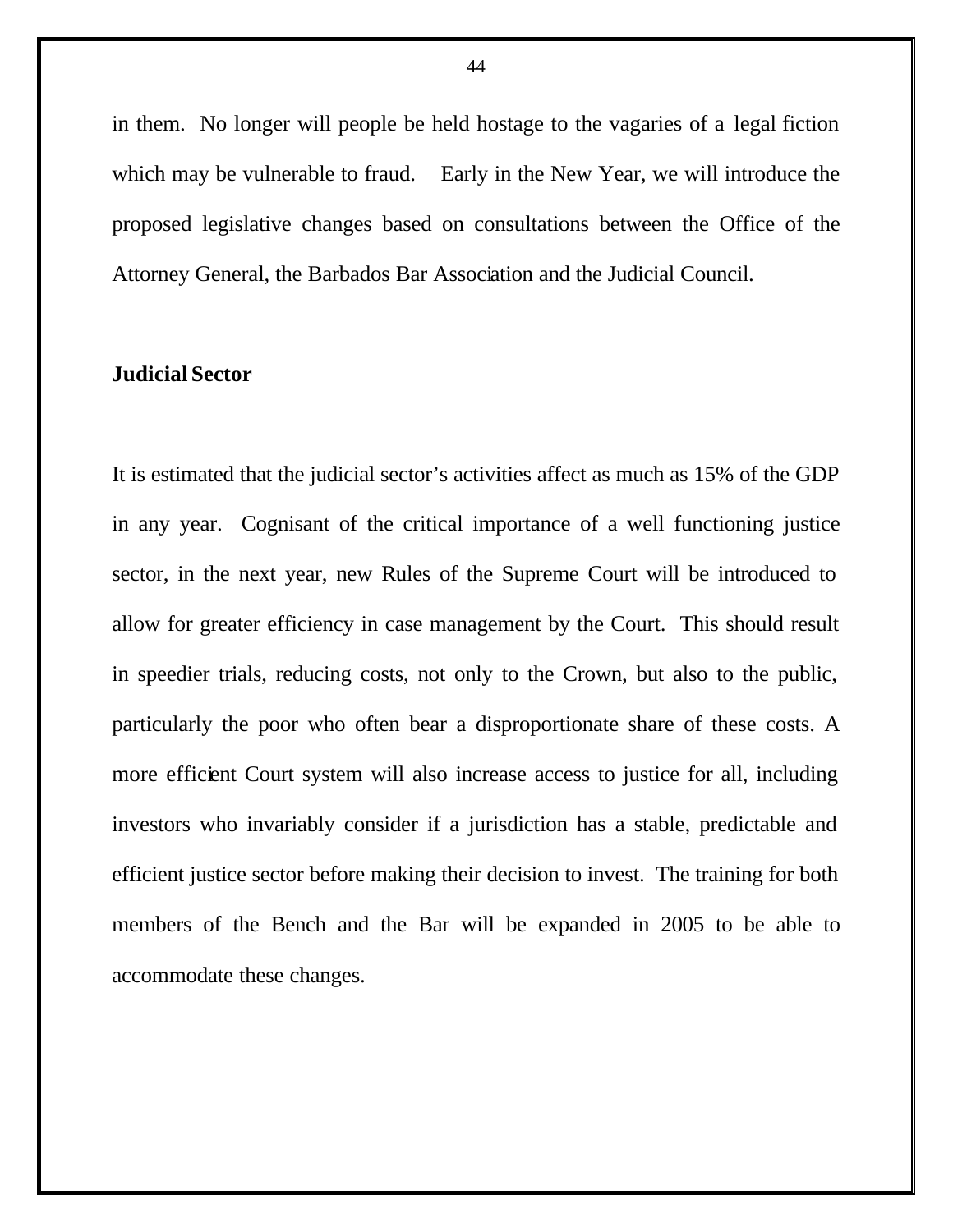in them. No longer will people be held hostage to the vagaries of a legal fiction which may be vulnerable to fraud. Early in the New Year, we will introduce the proposed legislative changes based on consultations between the Office of the Attorney General, the Barbados Bar Association and the Judicial Council.

**Judicial Sector**

It is estimated that the judicial sector's activities affect as much as 15% of the GDP in any year. Cognisant of the critical importance of a well functioning justice sector, in the next year, new Rules of the Supreme Court will be introduced to allow for greater efficiency in case management by the Court. This should result in speedier trials, reducing costs, not only to the Crown, but also to the public, particularly the poor who often bear a disproportionate share of these costs. A more efficient Court system will also increase access to justice for all, including investors who invariably consider if a jurisdiction has a stable, predictable and efficient justice sector before making their decision to invest. The training for both members of the Bench and the Bar will be expanded in 2005 to be able to accommodate these changes.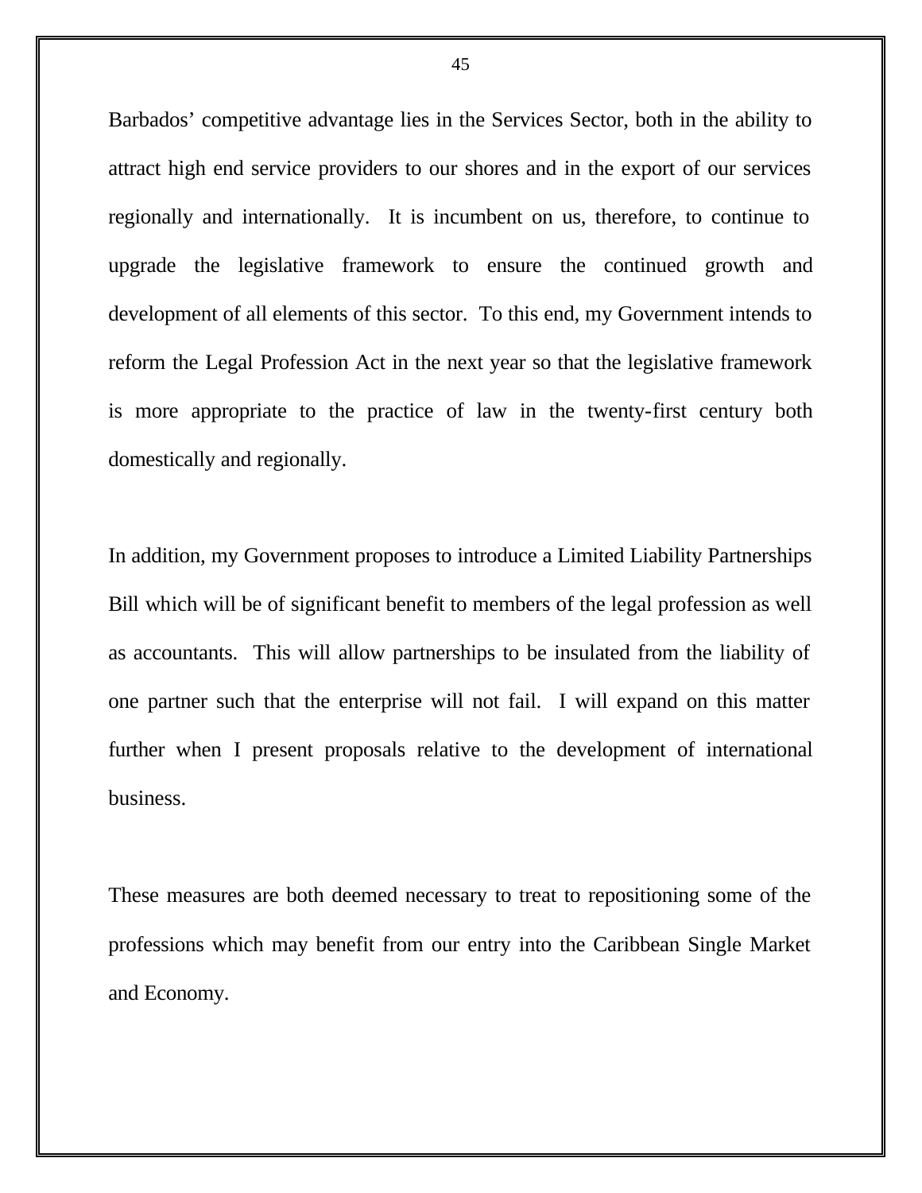Barbados' competitive advantage lies in the Services Sector, both in the ability to attract high end service providers to our shores and in the export of our services regionally and internationally. It is incumbent on us, therefore, to continue to upgrade the legislative framework to ensure the continued growth and development of all elements of this sector. To this end, my Government intends to reform the Legal Profession Act in the next year so that the legislative framework is more appropriate to the practice of law in the twenty-first century both domestically and regionally.

In addition, my Government proposes to introduce a Limited Liability Partnerships Bill which will be of significant benefit to members of the legal profession as well as accountants. This will allow partnerships to be insulated from the liability of one partner such that the enterprise will not fail. I will expand on this matter further when I present proposals relative to the development of international business.

These measures are both deemed necessary to treat to repositioning some of the professions which may benefit from our entry into the Caribbean Single Market and Economy.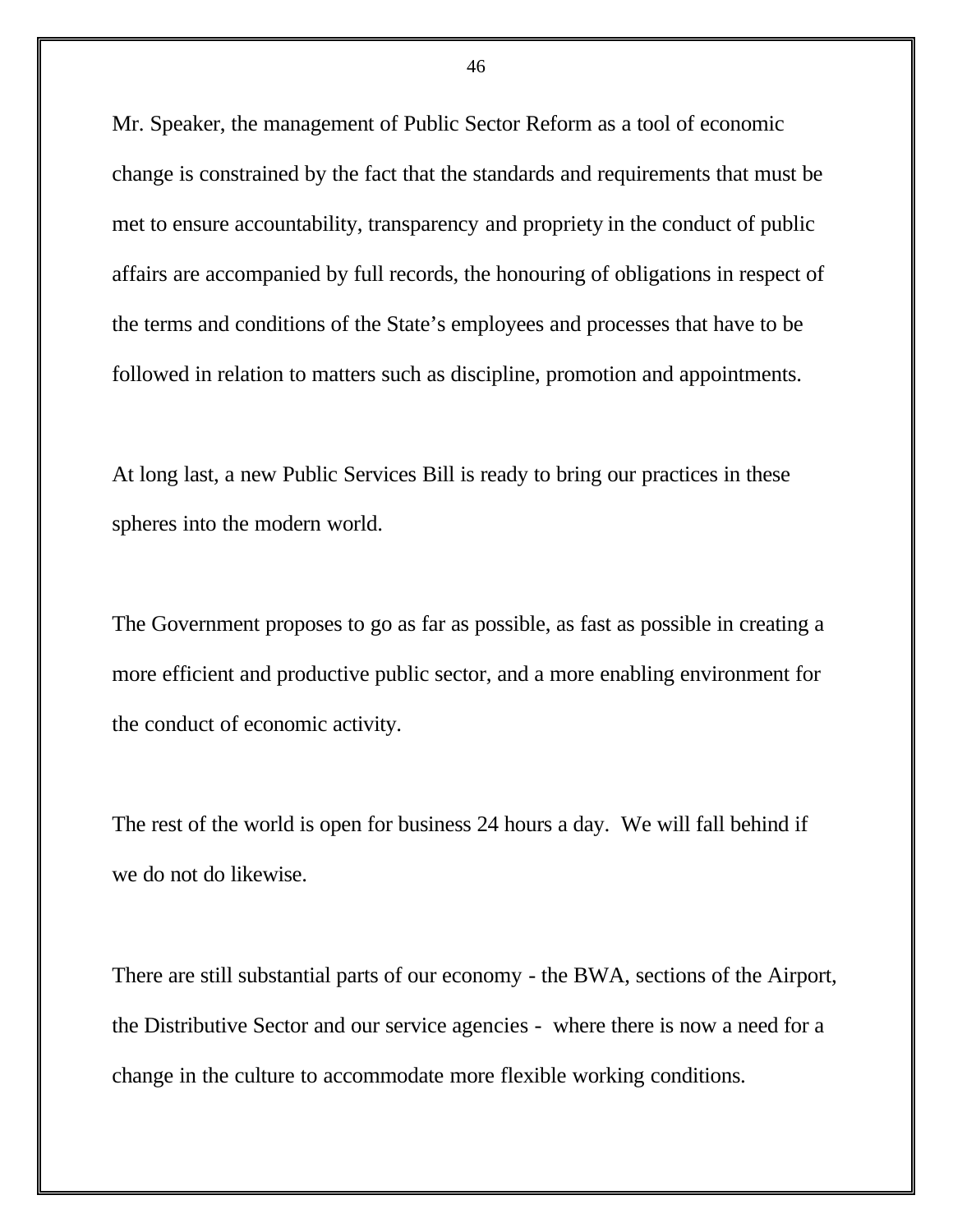Mr. Speaker, the management of Public Sector Reform as a tool of economic change is constrained by the fact that the standards and requirements that must be met to ensure accountability, transparency and propriety in the conduct of public affairs are accompanied by full records, the honouring of obligations in respect of the terms and conditions of the State's employees and processes that have to be followed in relation to matters such as discipline, promotion and appointments.

At long last, a new Public Services Bill is ready to bring our practices in these spheres into the modern world.

The Government proposes to go as far as possible, as fast as possible in creating a more efficient and productive public sector, and a more enabling environment for the conduct of economic activity.

The rest of the world is open for business 24 hours a day. We will fall behind if we do not do likewise.

There are still substantial parts of our economy - the BWA, sections of the Airport, the Distributive Sector and our service agencies - where there is now a need for a change in the culture to accommodate more flexible working conditions.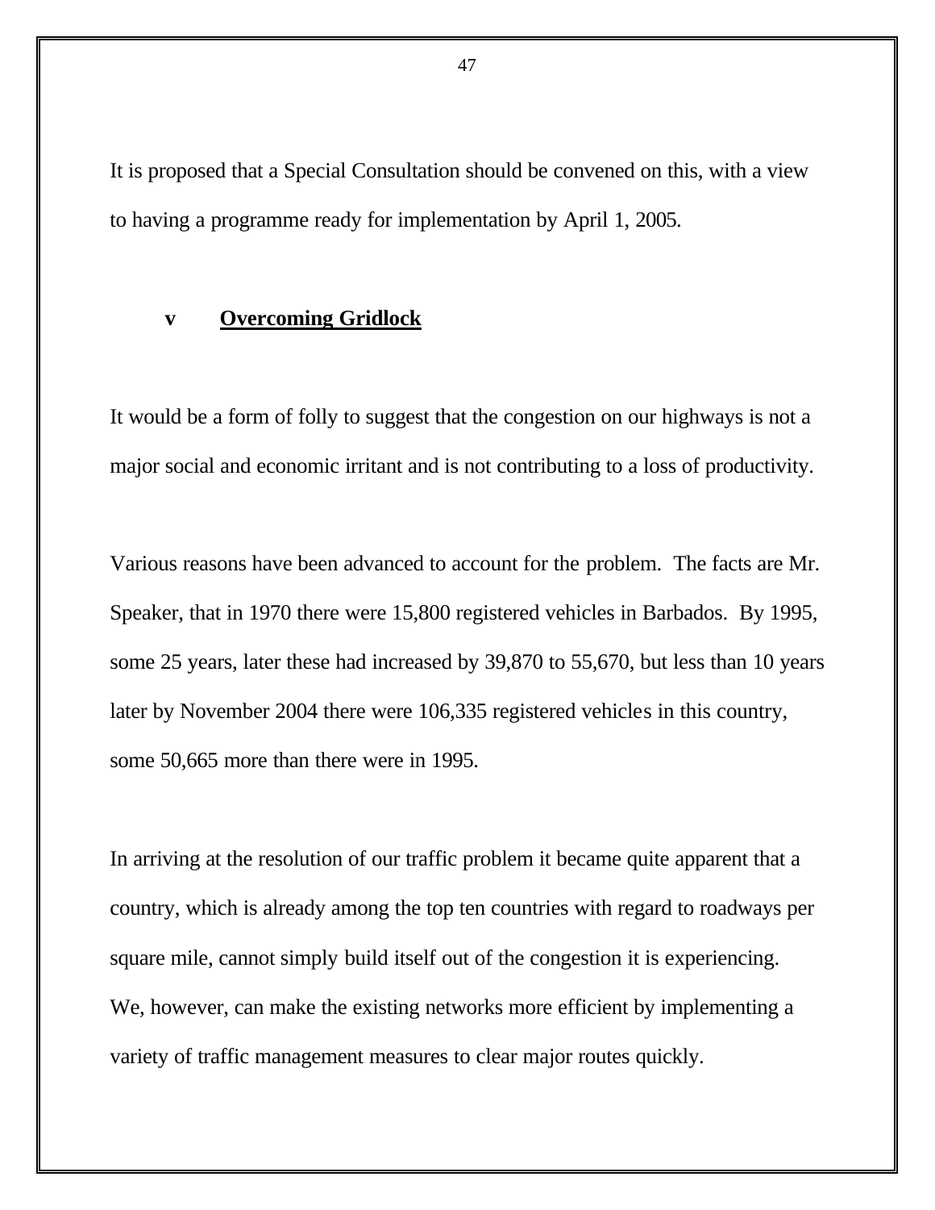It is proposed that a Special Consultation should be convened on this, with a view to having a programme ready for implementation by April 1, 2005.

### v Overcoming Gridlock

It would be a form of folly to suggest that the congestion on our highways is not a major social and economic irritant and is not contributing to a loss of productivity.

Various reasons have been advanced to account for the problem. The facts are Mr. Speaker, that in 1970 there were 15,800 registered vehicles in Barbados. By 1995, some 25 years, later these had increased by 39,870 to 55,670, but less than 10 years later by November 2004 there were 106,335 registered vehicles in this country, some 50,665 more than there were in 1995.

In arriving at the resolution of our traffic problem it became quite apparent that a country, which is already among the top ten countries with regard to roadways per square mile, cannot simply build itself out of the congestion it is experiencing. We, however, can make the existing networks more efficient by implementing a variety of traffic management measures to clear major routes quickly.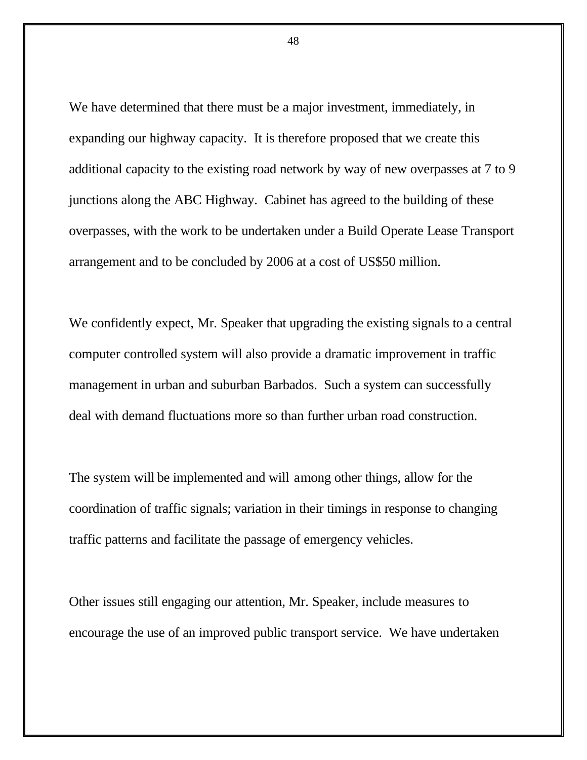We have determined that there must be a major investment, immediately, in expanding our highway capacity.  It is therefore proposed that we create this additional capacity to the existing road network by way of new overpasses at 7 to 9 junctions along the ABC Highway.  Cabinet has agreed to the building of these overpasses, with the work to be undertaken under a Build Operate Lease Transport arrangement and to be concluded by 2006 at a cost of US$50 million.

We confidently expect, Mr. Speaker that upgrading the existing signals to a central computer controlled system will also provide a dramatic improvement in traffic management in urban and suburban Barbados.  Such a system can successfully deal with demand fluctuations more so than further urban road construction.

The system will be implemented and will among other things, allow for the coordination of traffic signals; variation in their timings in response to changing traffic patterns and facilitate the passage of emergency vehicles.

Other issues still engaging our attention, Mr. Speaker, include measures to encourage the use of an improved public transport service.  We have undertaken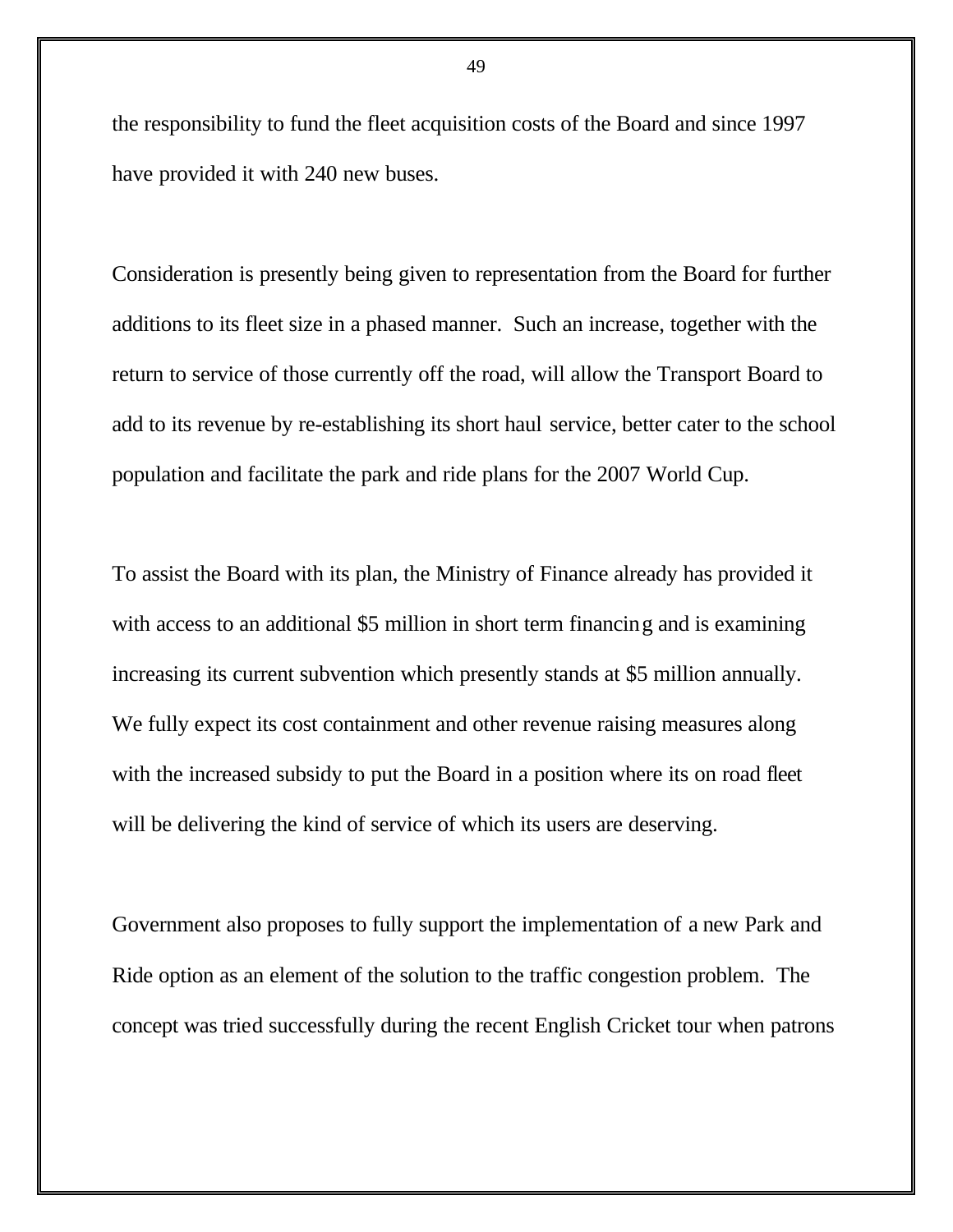the responsibility to fund the fleet acquisition costs of the Board and since 1997 have provided it with 240 new buses.

Consideration is presently being given to representation from the Board for further additions to its fleet size in a phased manner. Such an increase, together with the return to service of those currently off the road, will allow the Transport Board to add to its revenue by re-establishing its short haul service, better cater to the school population and facilitate the park and ride plans for the 2007 World Cup.

To assist the Board with its plan, the Ministry of Finance already has provided it with access to an additional $5 million in short term financing and is examining increasing its current subvention which presently stands at $5 million annually. We fully expect its cost containment and other revenue raising measures along with the increased subsidy to put the Board in a position where its on road fleet will be delivering the kind of service of which its users are deserving.

Government also proposes to fully support the implementation of a new Park and Ride option as an element of the solution to the traffic congestion problem. The concept was tried successfully during the recent English Cricket tour when patrons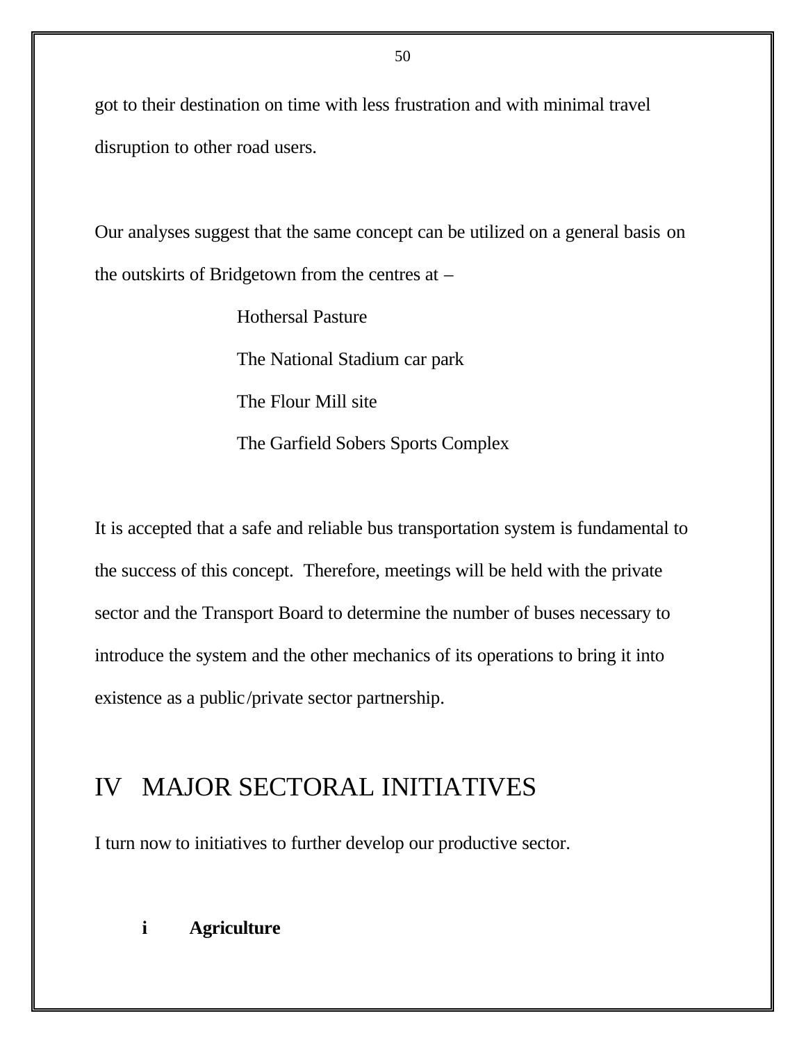got to their destination on time with less frustration and with minimal travel disruption to other road users.

Our analyses suggest that the same concept can be utilized on a general basis on the outskirts of Bridgetown from the centres at –

Hothersal Pasture

The National Stadium car park

The Flour Mill site

The Garfield Sobers Sports Complex

It is accepted that a safe and reliable bus transportation system is fundamental to the success of this concept. Therefore, meetings will be held with the private sector and the Transport Board to determine the number of buses necessary to introduce the system and the other mechanics of its operations to bring it into existence as a public/private sector partnership.

# IV MAJOR SECTORAL INITIATIVES

I turn now to initiatives to further develop our productive sector.

### i Agriculture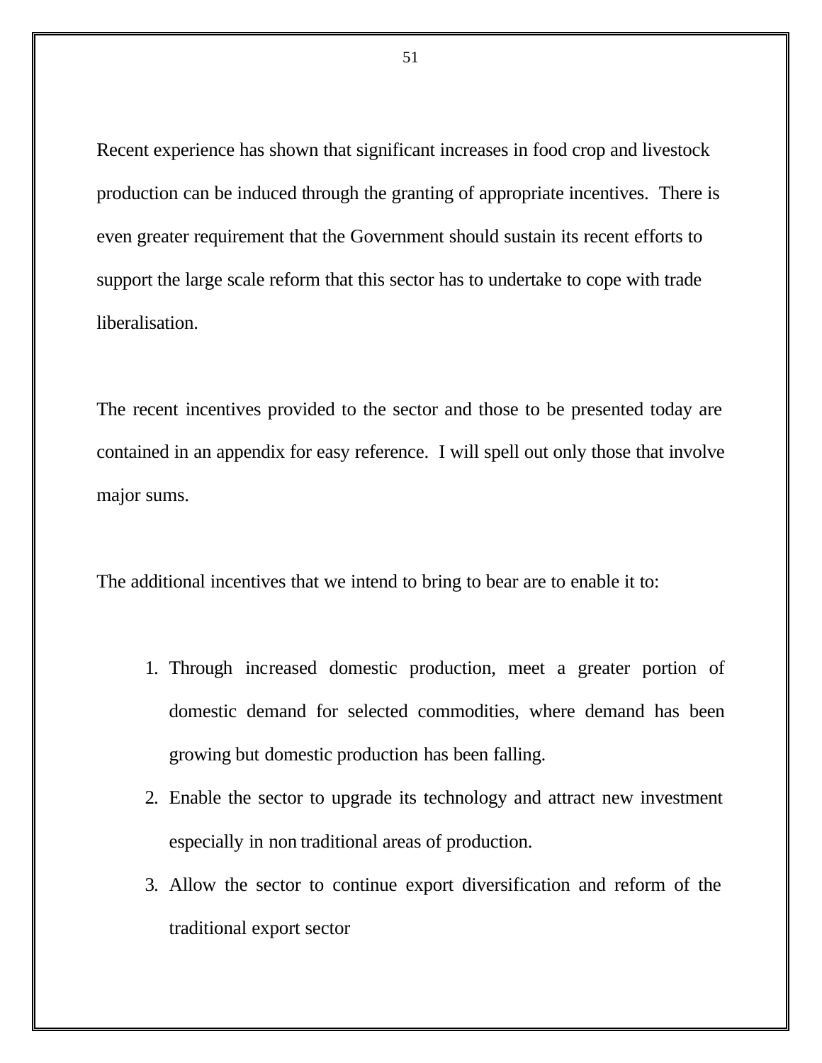Recent experience has shown that significant increases in food crop and livestock production can be induced through the granting of appropriate incentives. There is even greater requirement that the Government should sustain its recent efforts to support the large scale reform that this sector has to undertake to cope with trade liberalisation.

The recent incentives provided to the sector and those to be presented today are contained in an appendix for easy reference. I will spell out only those that involve major sums.

The additional incentives that we intend to bring to bear are to enable it to:

1. Through increased domestic production, meet a greater portion of domestic demand for selected commodities, where demand has been growing but domestic production has been falling.
2. Enable the sector to upgrade its technology and attract new investment especially in non traditional areas of production.
3. Allow the sector to continue export diversification and reform of the traditional export sector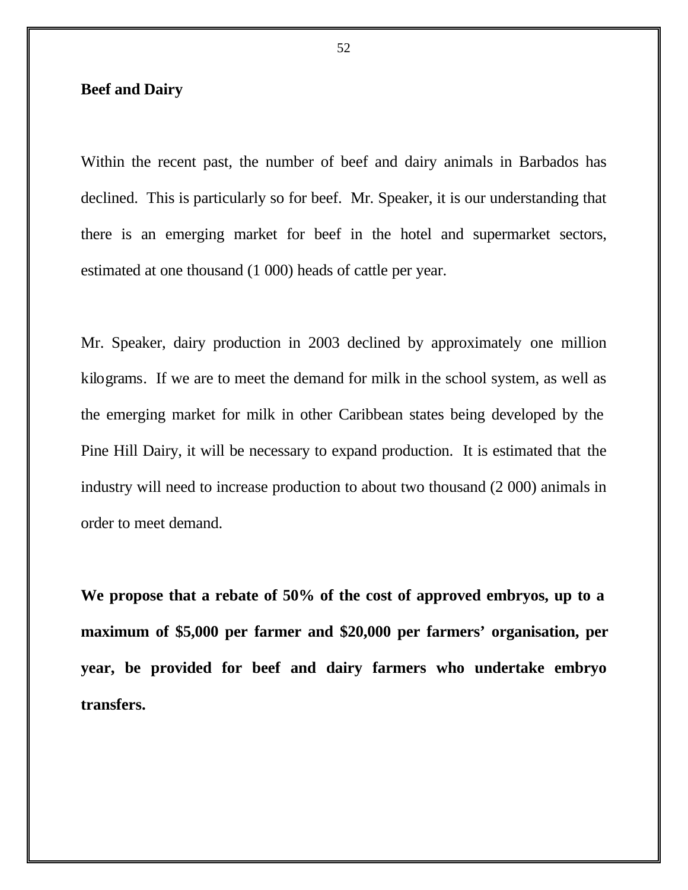**Beef and Dairy**

Within the recent past, the number of beef and dairy animals in Barbados has declined. This is particularly so for beef. Mr. Speaker, it is our understanding that there is an emerging market for beef in the hotel and supermarket sectors, estimated at one thousand (1 000) heads of cattle per year.

Mr. Speaker, dairy production in 2003 declined by approximately one million kilograms. If we are to meet the demand for milk in the school system, as well as the emerging market for milk in other Caribbean states being developed by the Pine Hill Dairy, it will be necessary to expand production. It is estimated that the industry will need to increase production to about two thousand (2 000) animals in order to meet demand.

**We propose that a rebate of 50% of the cost of approved embryos, up to a maximum of $5,000 per farmer and $20,000 per farmers' organisation, per year, be provided for beef and dairy farmers who undertake embryo transfers.**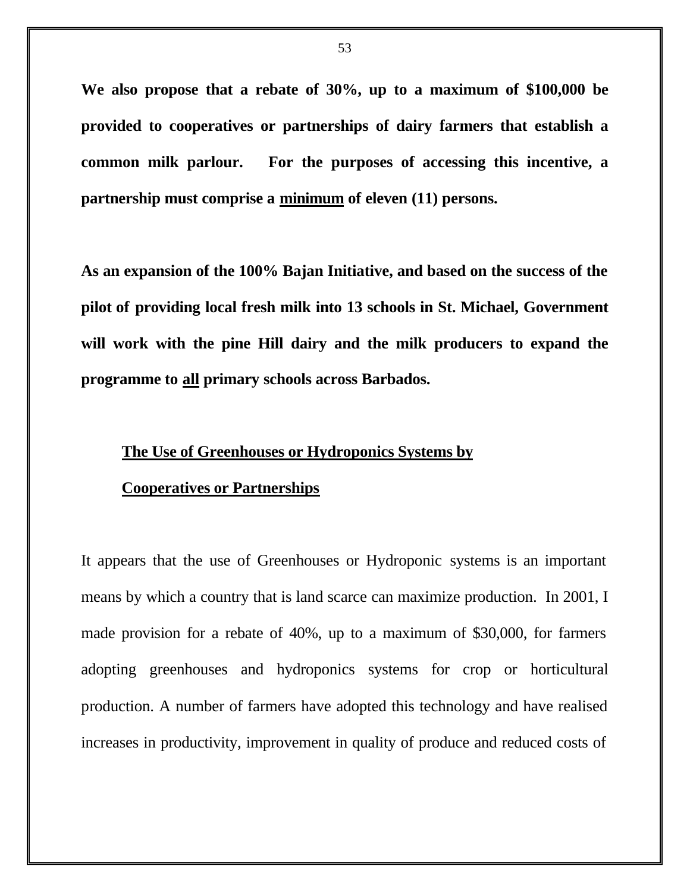**We also propose that a rebate of 30%, up to a maximum of $100,000 be provided to cooperatives or partnerships of dairy farmers that establish a common milk parlour. For the purposes of accessing this incentive, a partnership must comprise a <u>minimum</u> of eleven (11) persons.**

**As an expansion of the 100% Bajan Initiative, and based on the success of the pilot of providing local fresh milk into 13 schools in St. Michael, Government will work with the pine Hill dairy and the milk producers to expand the programme to <u>all</u> primary schools across Barbados.**

## The Use of Greenhouses or Hydroponics Systems by Cooperatives or Partnerships

It appears that the use of Greenhouses or Hydroponic systems is an important means by which a country that is land scarce can maximize production. In 2001, I made provision for a rebate of 40%, up to a maximum of $30,000, for farmers adopting greenhouses and hydroponics systems for crop or horticultural production. A number of farmers have adopted this technology and have realised increases in productivity, improvement in quality of produce and reduced costs of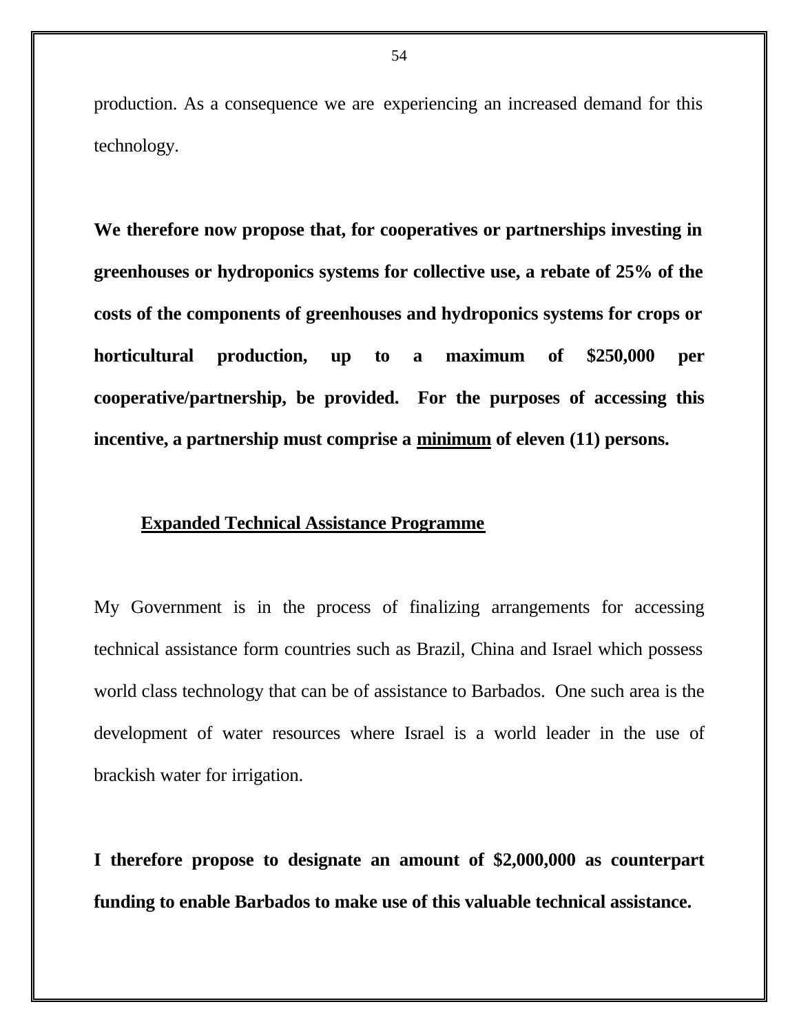production. As a consequence we are experiencing an increased demand for this technology.

**We therefore now propose that, for cooperatives or partnerships investing in greenhouses or hydroponics systems for collective use, a rebate of 25% of the costs of the components of greenhouses and hydroponics systems for crops or horticultural production, up to a maximum of $250,000 per cooperative/partnership, be provided. For the purposes of accessing this incentive, a partnership must comprise a <u>minimum</u> of eleven (11) persons.**

## <u>Expanded Technical Assistance Programme</u>

My Government is in the process of finalizing arrangements for accessing technical assistance form countries such as Brazil, China and Israel which possess world class technology that can be of assistance to Barbados. One such area is the development of water resources where Israel is a world leader in the use of brackish water for irrigation.

**I therefore propose to designate an amount of $2,000,000 as counterpart funding to enable Barbados to make use of this valuable technical assistance.**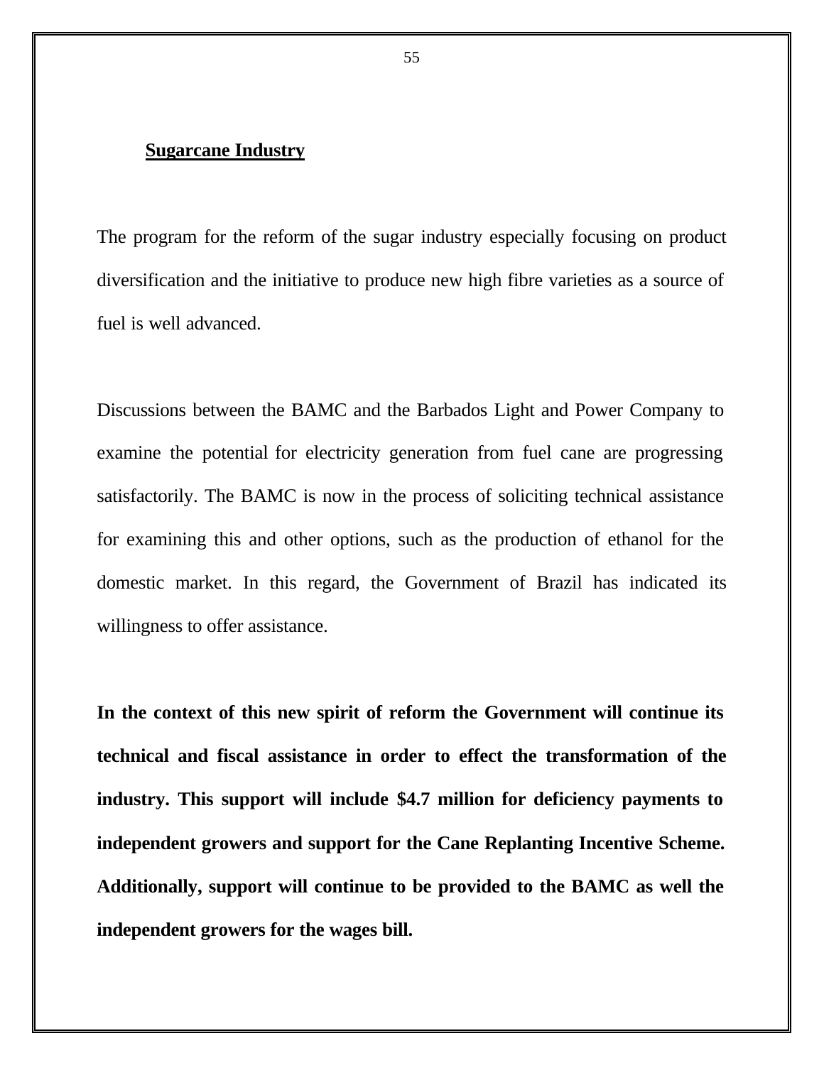**Sugarcane Industry**

The program for the reform of the sugar industry especially focusing on product diversification and the initiative to produce new high fibre varieties as a source of fuel is well advanced.

Discussions between the BAMC and the Barbados Light and Power Company to examine the potential for electricity generation from fuel cane are progressing satisfactorily. The BAMC is now in the process of soliciting technical assistance for examining this and other options, such as the production of ethanol for the domestic market. In this regard, the Government of Brazil has indicated its willingness to offer assistance.

**In the context of this new spirit of reform the Government will continue its technical and fiscal assistance in order to effect the transformation of the industry. This support will include $4.7 million for deficiency payments to independent growers and support for the Cane Replanting Incentive Scheme. Additionally, support will continue to be provided to the BAMC as well the independent growers for the wages bill.**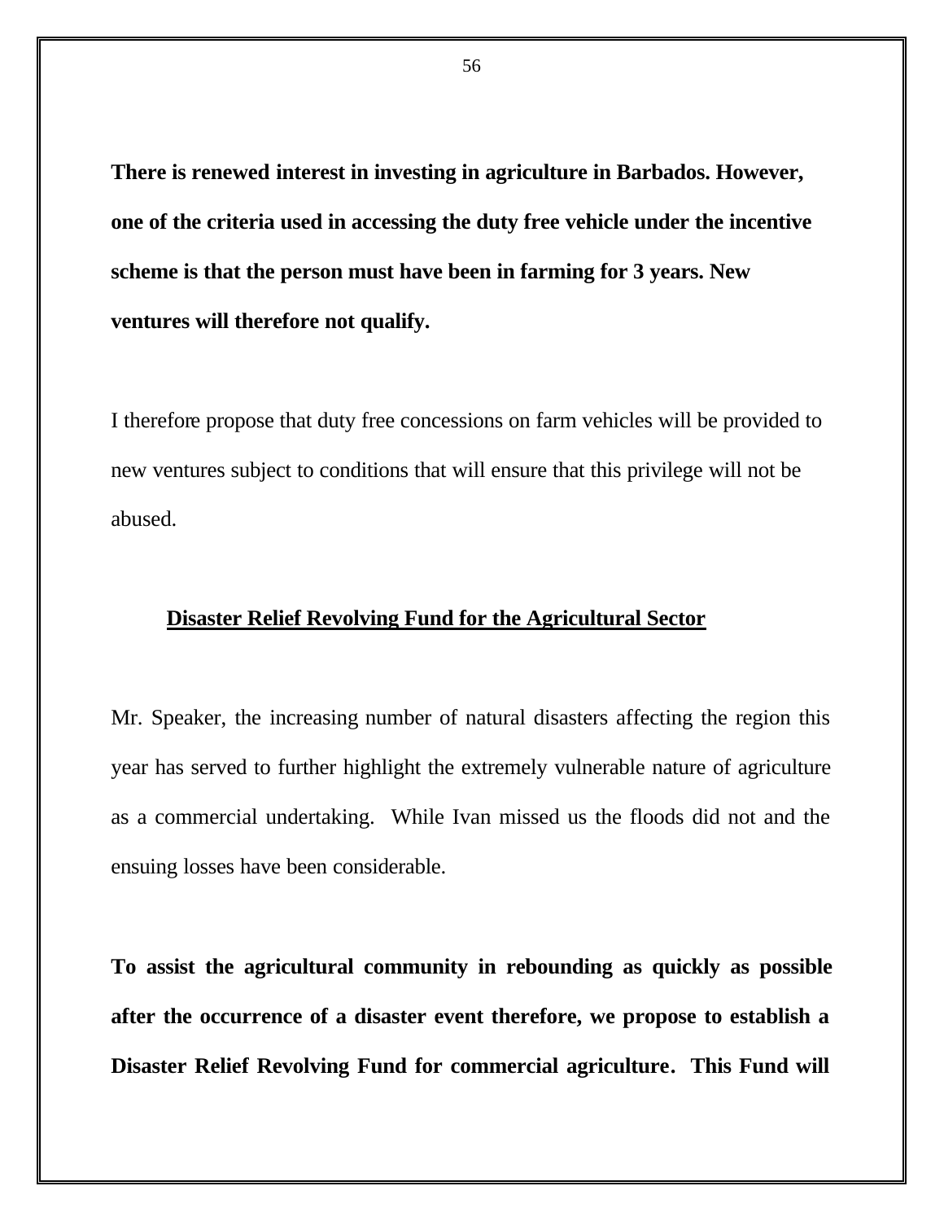**There is renewed interest in investing in agriculture in Barbados. However, one of the criteria used in accessing the duty free vehicle under the incentive scheme is that the person must have been in farming for 3 years. New ventures will therefore not qualify.**

I therefore propose that duty free concessions on farm vehicles will be provided to new ventures subject to conditions that will ensure that this privilege will not be abused.

## Disaster Relief Revolving Fund for the Agricultural Sector

Mr. Speaker, the increasing number of natural disasters affecting the region this year has served to further highlight the extremely vulnerable nature of agriculture as a commercial undertaking. While Ivan missed us the floods did not and the ensuing losses have been considerable.

**To assist the agricultural community in rebounding as quickly as possible after the occurrence of a disaster event therefore, we propose to establish a Disaster Relief Revolving Fund for commercial agriculture. This Fund will**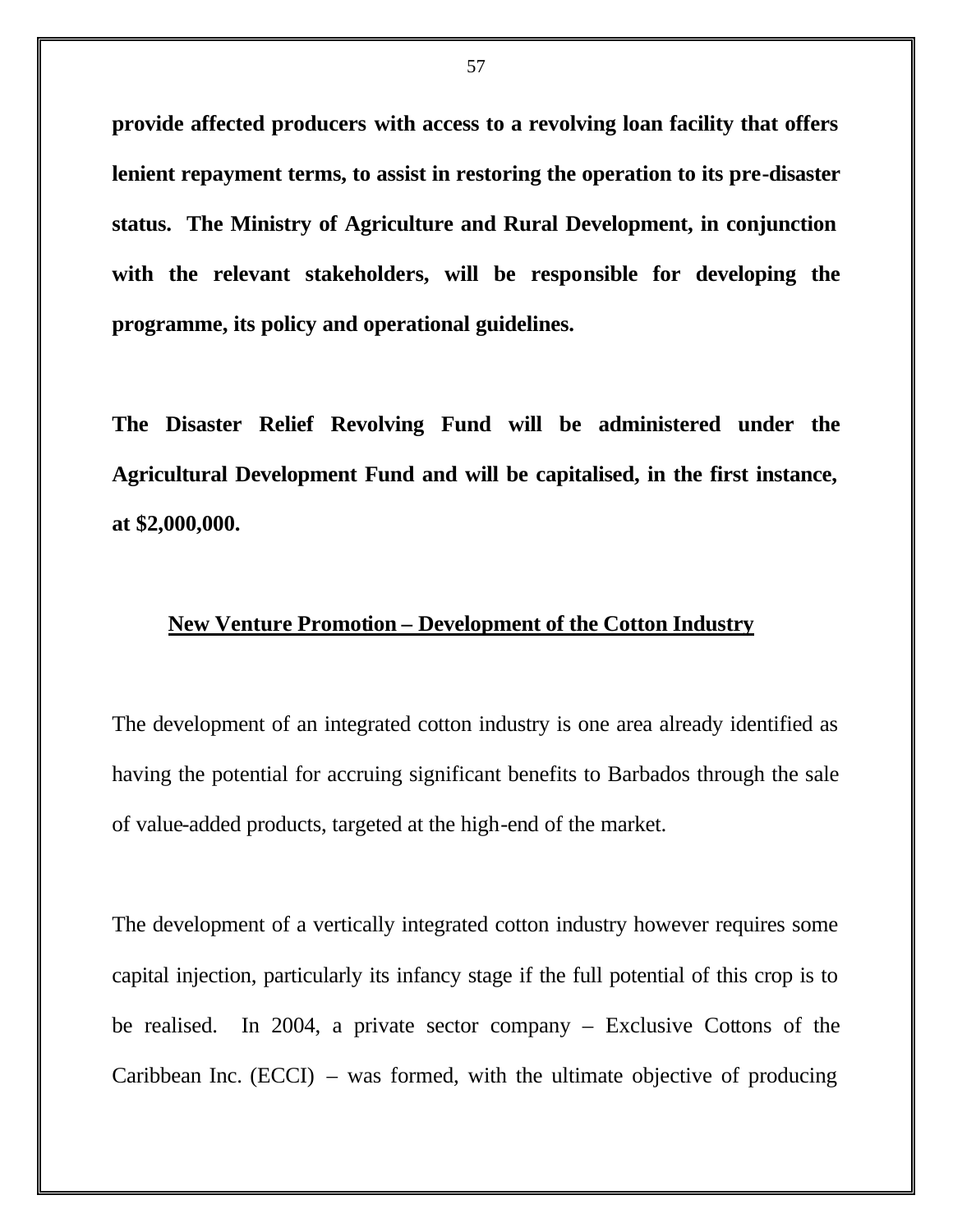**provide affected producers with access to a revolving loan facility that offers lenient repayment terms, to assist in restoring the operation to its pre-disaster status. The Ministry of Agriculture and Rural Development, in conjunction with the relevant stakeholders, will be responsible for developing the programme, its policy and operational guidelines.**

**The Disaster Relief Revolving Fund will be administered under the Agricultural Development Fund and will be capitalised, in the first instance, at $2,000,000.**

## New Venture Promotion – Development of the Cotton Industry

The development of an integrated cotton industry is one area already identified as having the potential for accruing significant benefits to Barbados through the sale of value-added products, targeted at the high-end of the market.

The development of a vertically integrated cotton industry however requires some capital injection, particularly its infancy stage if the full potential of this crop is to be realised. In 2004, a private sector company – Exclusive Cottons of the Caribbean Inc. (ECCI) – was formed, with the ultimate objective of producing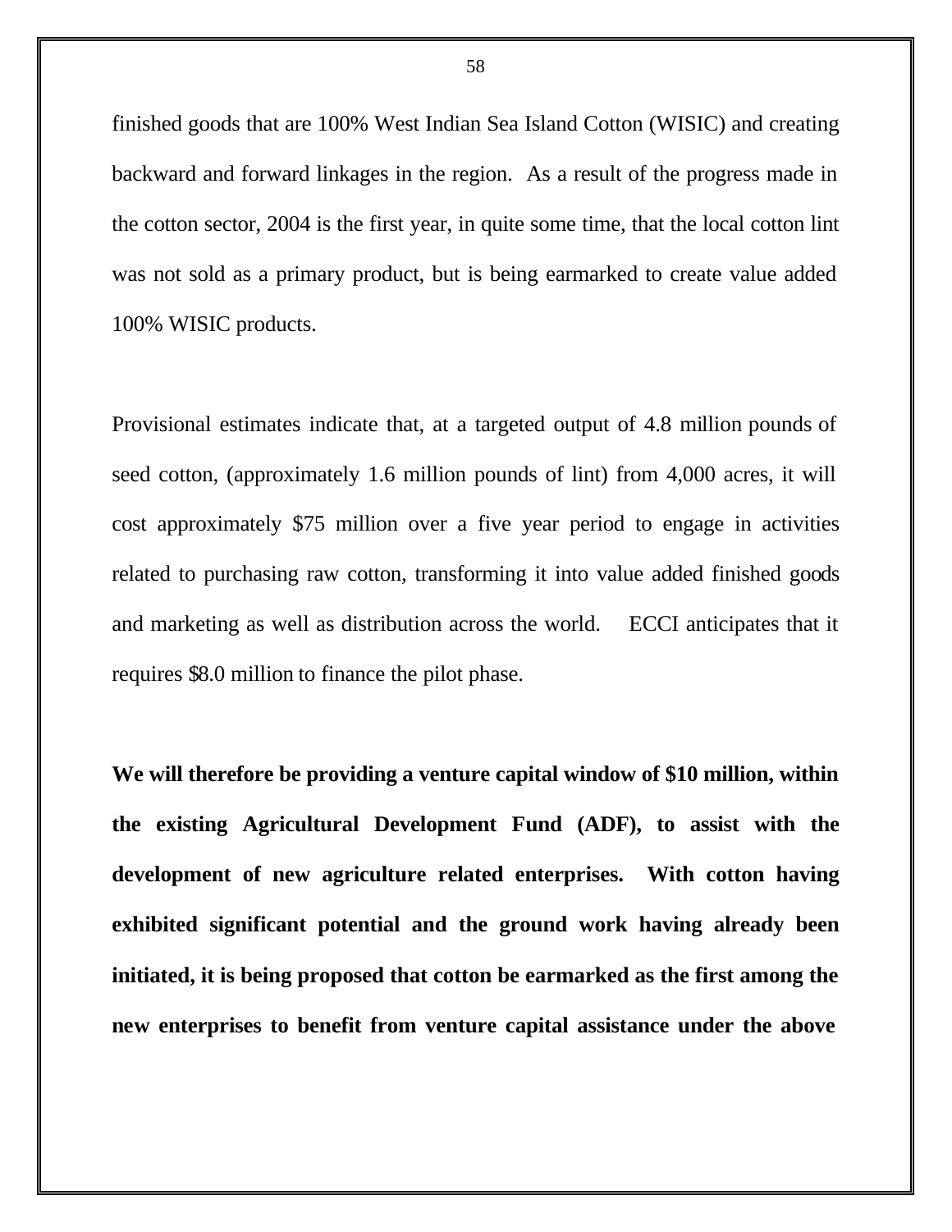finished goods that are 100% West Indian Sea Island Cotton (WISIC) and creating backward and forward linkages in the region. As a result of the progress made in the cotton sector, 2004 is the first year, in quite some time, that the local cotton lint was not sold as a primary product, but is being earmarked to create value added 100% WISIC products.

Provisional estimates indicate that, at a targeted output of 4.8 million pounds of seed cotton, (approximately 1.6 million pounds of lint) from 4,000 acres, it will cost approximately $75 million over a five year period to engage in activities related to purchasing raw cotton, transforming it into value added finished goods and marketing as well as distribution across the world. ECCI anticipates that it requires $8.0 million to finance the pilot phase.

**We will therefore be providing a venture capital window of $10 million, within the existing Agricultural Development Fund (ADF), to assist with the development of new agriculture related enterprises. With cotton having exhibited significant potential and the ground work having already been initiated, it is being proposed that cotton be earmarked as the first among the new enterprises to benefit from venture capital assistance under the above**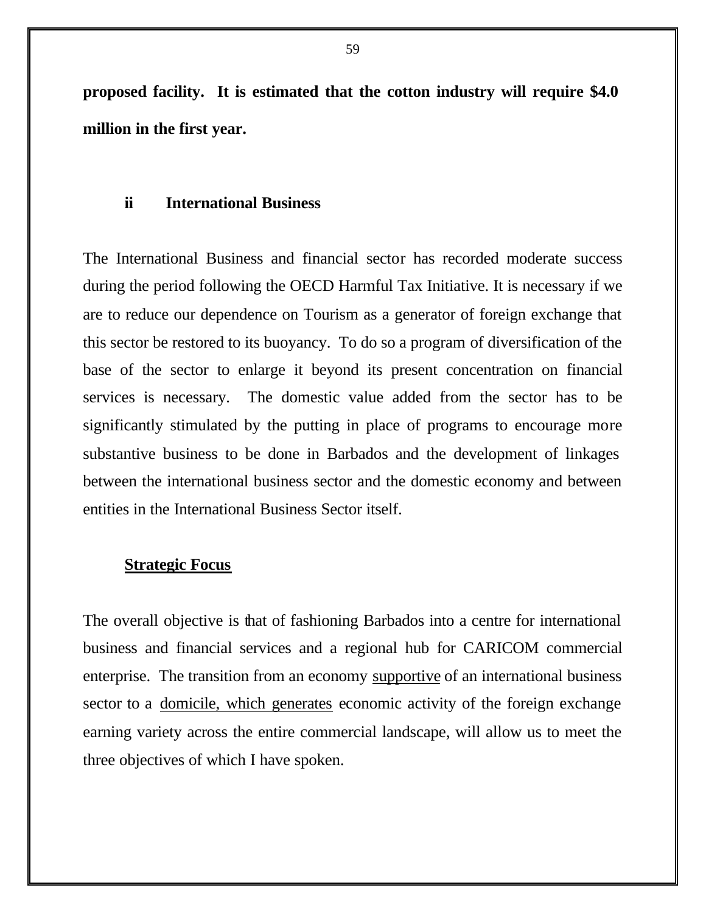**proposed facility. It is estimated that the cotton industry will require $4.0 million in the first year.**

### ii International Business

The International Business and financial sector has recorded moderate success during the period following the OECD Harmful Tax Initiative. It is necessary if we are to reduce our dependence on Tourism as a generator of foreign exchange that this sector be restored to its buoyancy. To do so a program of diversification of the base of the sector to enlarge it beyond its present concentration on financial services is necessary. The domestic value added from the sector has to be significantly stimulated by the putting in place of programs to encourage more substantive business to be done in Barbados and the development of linkages between the international business sector and the domestic economy and between entities in the International Business Sector itself.

#### <u>Strategic Focus</u>

The overall objective is that of fashioning Barbados into a centre for international business and financial services and a regional hub for CARICOM commercial enterprise. The transition from an economy <u>supportive</u> of an international business sector to a <u>domicile, which generates</u> economic activity of the foreign exchange earning variety across the entire commercial landscape, will allow us to meet the three objectives of which I have spoken.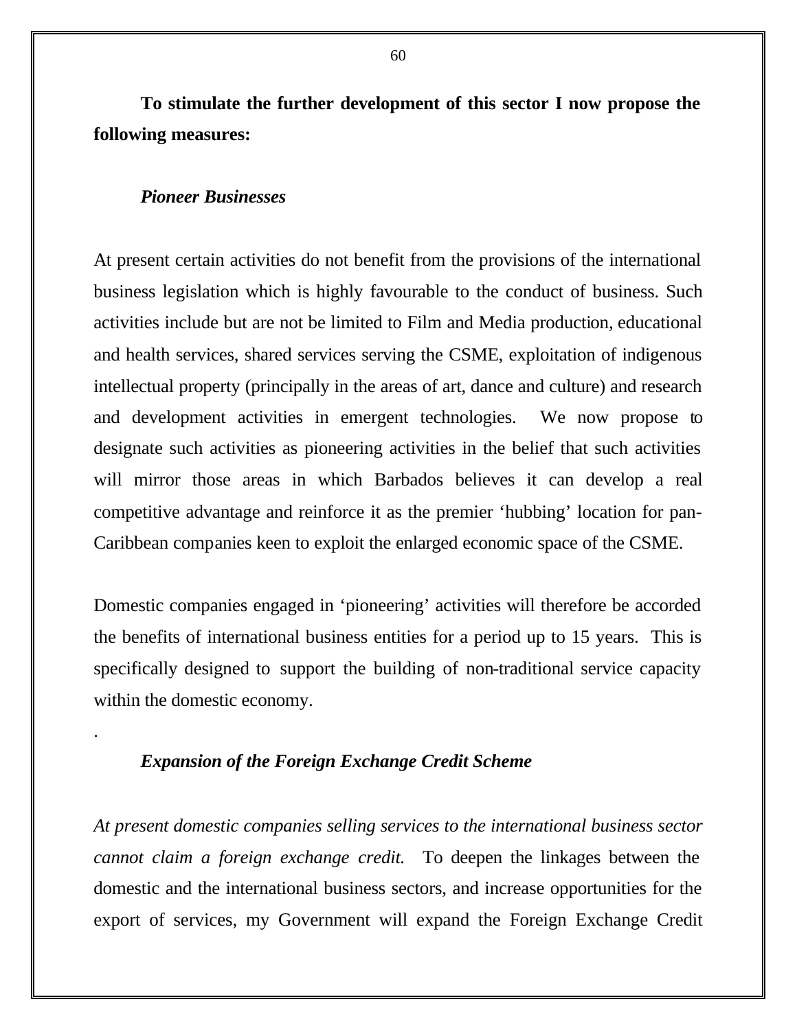**To stimulate the further development of this sector I now propose the following measures:**

***Pioneer Businesses***

At present certain activities do not benefit from the provisions of the international business legislation which is highly favourable to the conduct of business. Such activities include but are not be limited to Film and Media production, educational and health services, shared services serving the CSME, exploitation of indigenous intellectual property (principally in the areas of art, dance and culture) and research and development activities in emergent technologies. We now propose to designate such activities as pioneering activities in the belief that such activities will mirror those areas in which Barbados believes it can develop a real competitive advantage and reinforce it as the premier 'hubbing' location for pan-Caribbean companies keen to exploit the enlarged economic space of the CSME.

Domestic companies engaged in 'pioneering' activities will therefore be accorded the benefits of international business entities for a period up to 15 years. This is specifically designed to support the building of non-traditional service capacity within the domestic economy.

.

***Expansion of the Foreign Exchange Credit Scheme***

*At present domestic companies selling services to the international business sector cannot claim a foreign exchange credit.* To deepen the linkages between the domestic and the international business sectors, and increase opportunities for the export of services, my Government will expand the Foreign Exchange Credit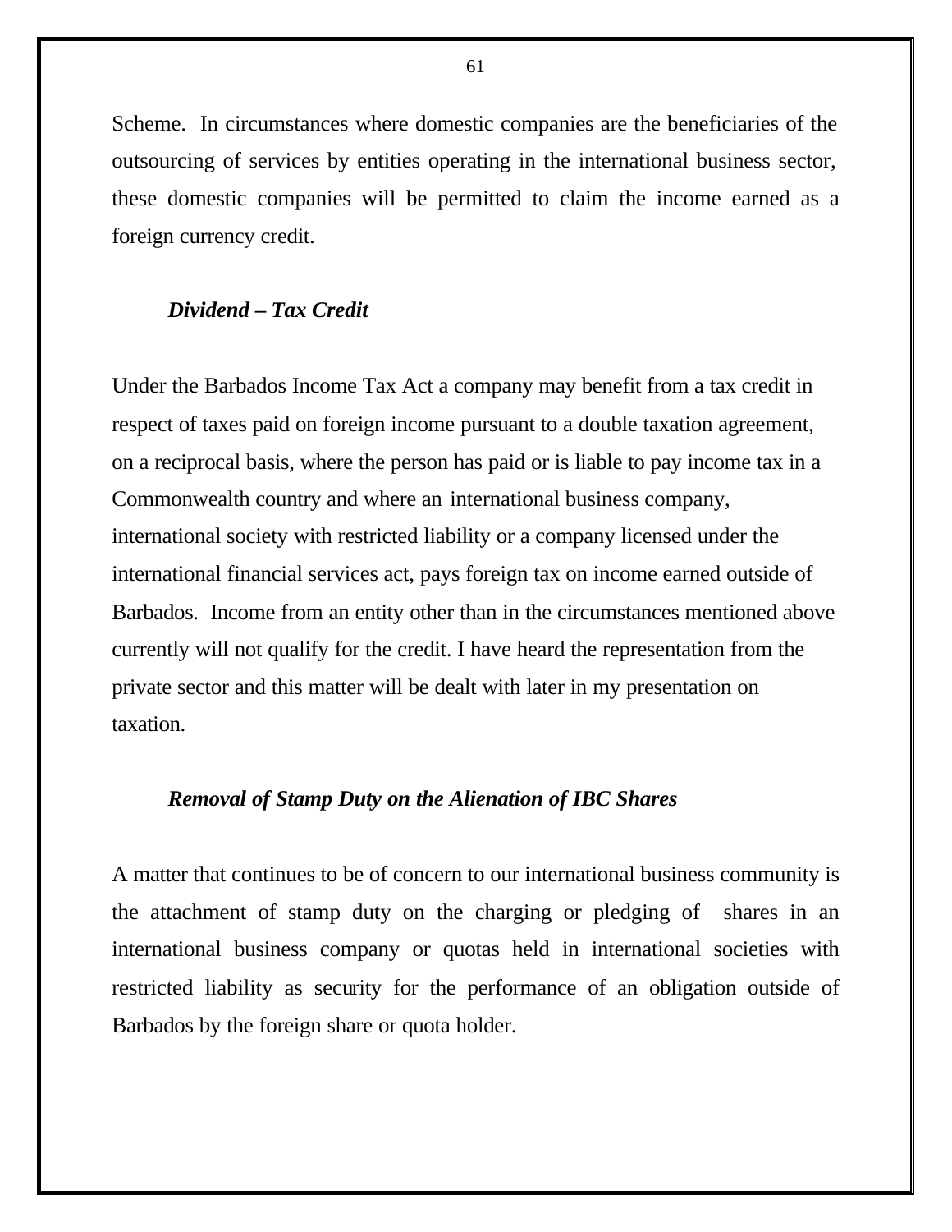Scheme. In circumstances where domestic companies are the beneficiaries of the outsourcing of services by entities operating in the international business sector, these domestic companies will be permitted to claim the income earned as a foreign currency credit.

***Dividend – Tax Credit***

Under the Barbados Income Tax Act a company may benefit from a tax credit in respect of taxes paid on foreign income pursuant to a double taxation agreement, on a reciprocal basis, where the person has paid or is liable to pay income tax in a Commonwealth country and where an international business company, international society with restricted liability or a company licensed under the international financial services act, pays foreign tax on income earned outside of Barbados. Income from an entity other than in the circumstances mentioned above currently will not qualify for the credit. I have heard the representation from the private sector and this matter will be dealt with later in my presentation on taxation.

***Removal of Stamp Duty on the Alienation of IBC Shares***

A matter that continues to be of concern to our international business community is the attachment of stamp duty on the charging or pledging of shares in an international business company or quotas held in international societies with restricted liability as security for the performance of an obligation outside of Barbados by the foreign share or quota holder.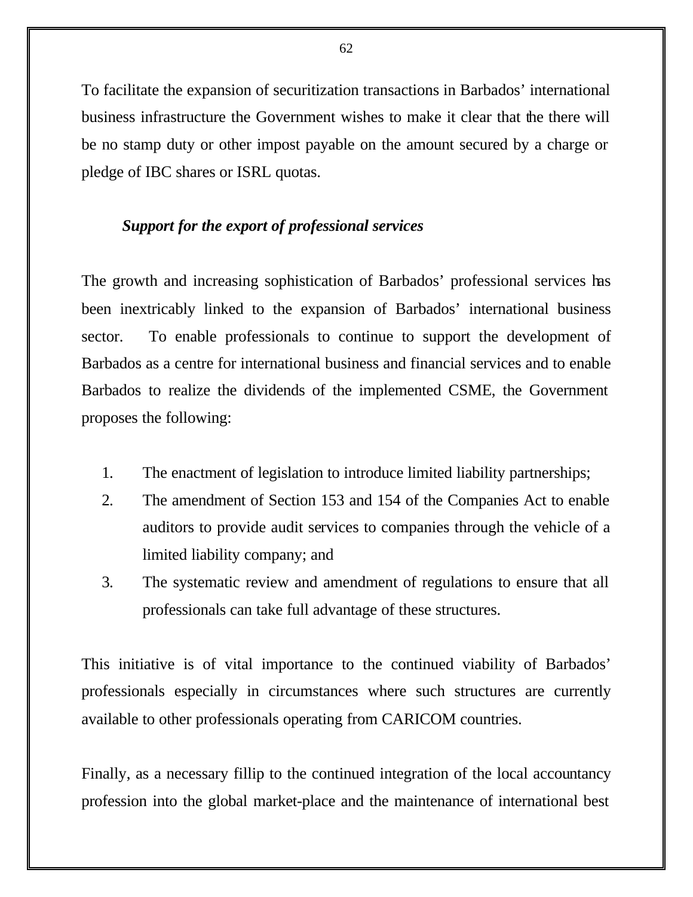To facilitate the expansion of securitization transactions in Barbados' international business infrastructure the Government wishes to make it clear that the there will be no stamp duty or other impost payable on the amount secured by a charge or pledge of IBC shares or ISRL quotas.

***Support for the export of professional services***

The growth and increasing sophistication of Barbados' professional services has been inextricably linked to the expansion of Barbados' international business sector. To enable professionals to continue to support the development of Barbados as a centre for international business and financial services and to enable Barbados to realize the dividends of the implemented CSME, the Government proposes the following:

1. The enactment of legislation to introduce limited liability partnerships;
2. The amendment of Section 153 and 154 of the Companies Act to enable auditors to provide audit services to companies through the vehicle of a limited liability company; and
3. The systematic review and amendment of regulations to ensure that all professionals can take full advantage of these structures.

This initiative is of vital importance to the continued viability of Barbados' professionals especially in circumstances where such structures are currently available to other professionals operating from CARICOM countries.

Finally, as a necessary fillip to the continued integration of the local accountancy profession into the global market-place and the maintenance of international best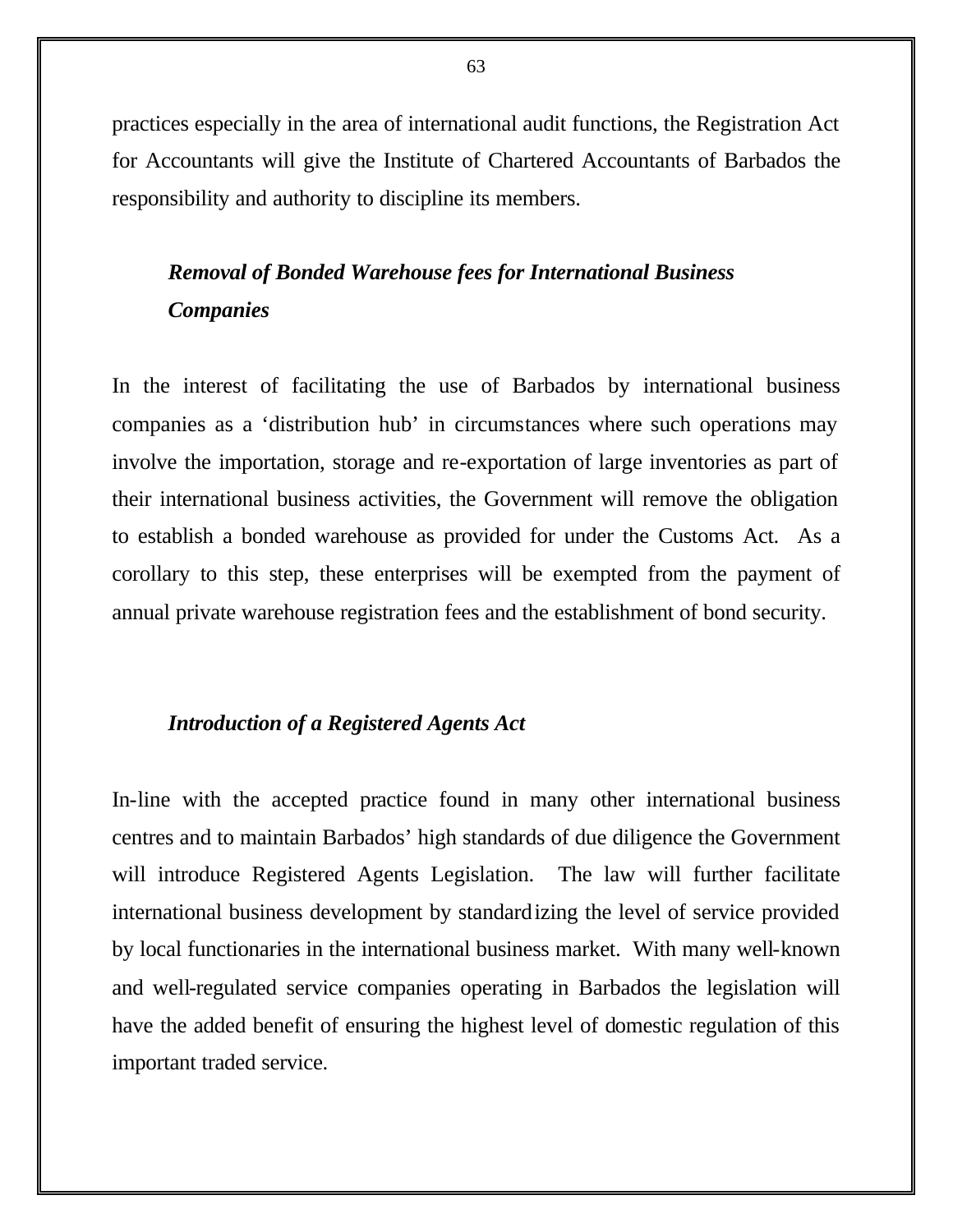practices especially in the area of international audit functions, the Registration Act for Accountants will give the Institute of Chartered Accountants of Barbados the responsibility and authority to discipline its members.

### *Removal of Bonded Warehouse fees for International Business Companies*

In the interest of facilitating the use of Barbados by international business companies as a 'distribution hub' in circumstances where such operations may involve the importation, storage and re-exportation of large inventories as part of their international business activities, the Government will remove the obligation to establish a bonded warehouse as provided for under the Customs Act. As a corollary to this step, these enterprises will be exempted from the payment of annual private warehouse registration fees and the establishment of bond security.

### *Introduction of a Registered Agents Act*

In-line with the accepted practice found in many other international business centres and to maintain Barbados' high standards of due diligence the Government will introduce Registered Agents Legislation. The law will further facilitate international business development by standardizing the level of service provided by local functionaries in the international business market. With many well-known and well-regulated service companies operating in Barbados the legislation will have the added benefit of ensuring the highest level of domestic regulation of this important traded service.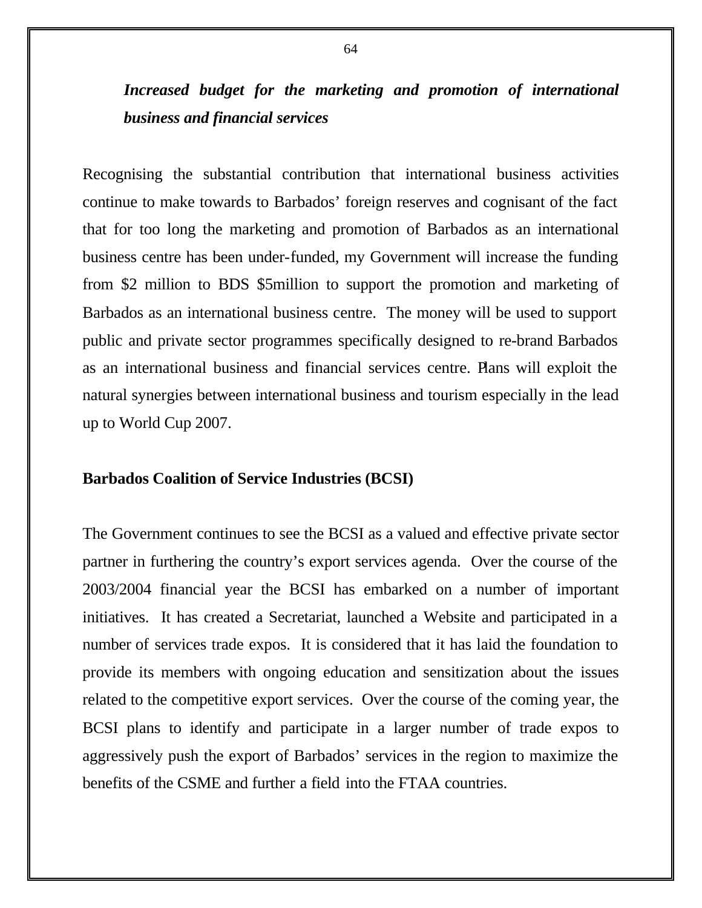***Increased budget for the marketing and promotion of international business and financial services***

Recognising the substantial contribution that international business activities continue to make towards to Barbados' foreign reserves and cognisant of the fact that for too long the marketing and promotion of Barbados as an international business centre has been under-funded, my Government will increase the funding from $2 million to BDS $5million to support the promotion and marketing of Barbados as an international business centre. The money will be used to support public and private sector programmes specifically designed to re-brand Barbados as an international business and financial services centre. Plans will exploit the natural synergies between international business and tourism especially in the lead up to World Cup 2007.

**Barbados Coalition of Service Industries (BCSI)**

The Government continues to see the BCSI as a valued and effective private sector partner in furthering the country's export services agenda. Over the course of the 2003/2004 financial year the BCSI has embarked on a number of important initiatives. It has created a Secretariat, launched a Website and participated in a number of services trade expos. It is considered that it has laid the foundation to provide its members with ongoing education and sensitization about the issues related to the competitive export services. Over the course of the coming year, the BCSI plans to identify and participate in a larger number of trade expos to aggressively push the export of Barbados' services in the region to maximize the benefits of the CSME and further a field into the FTAA countries.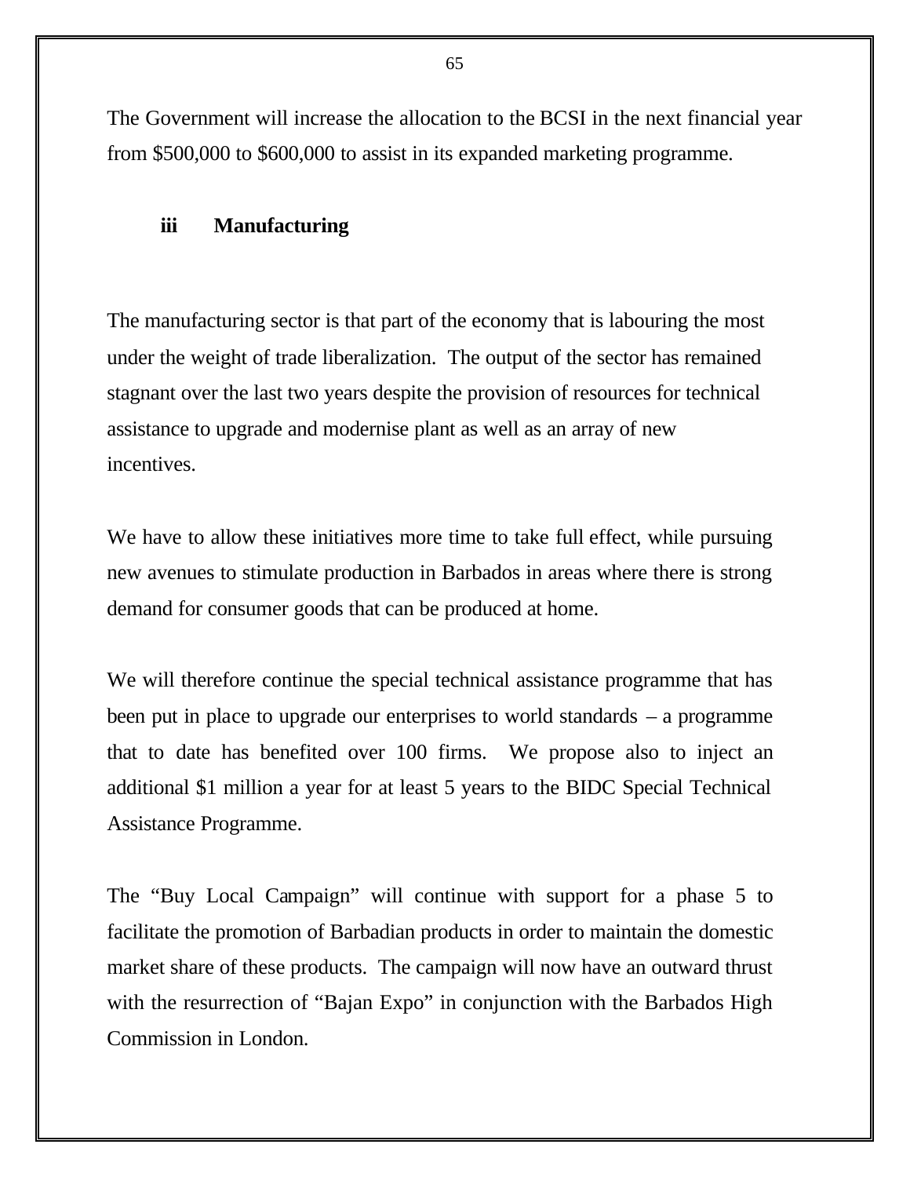The Government will increase the allocation to the BCSI in the next financial year from $500,000 to $600,000 to assist in its expanded marketing programme.

### iii Manufacturing

The manufacturing sector is that part of the economy that is labouring the most under the weight of trade liberalization. The output of the sector has remained stagnant over the last two years despite the provision of resources for technical assistance to upgrade and modernise plant as well as an array of new incentives.

We have to allow these initiatives more time to take full effect, while pursuing new avenues to stimulate production in Barbados in areas where there is strong demand for consumer goods that can be produced at home.

We will therefore continue the special technical assistance programme that has been put in place to upgrade our enterprises to world standards – a programme that to date has benefited over 100 firms. We propose also to inject an additional $1 million a year for at least 5 years to the BIDC Special Technical Assistance Programme.

The "Buy Local Campaign" will continue with support for a phase 5 to facilitate the promotion of Barbadian products in order to maintain the domestic market share of these products. The campaign will now have an outward thrust with the resurrection of "Bajan Expo" in conjunction with the Barbados High Commission in London.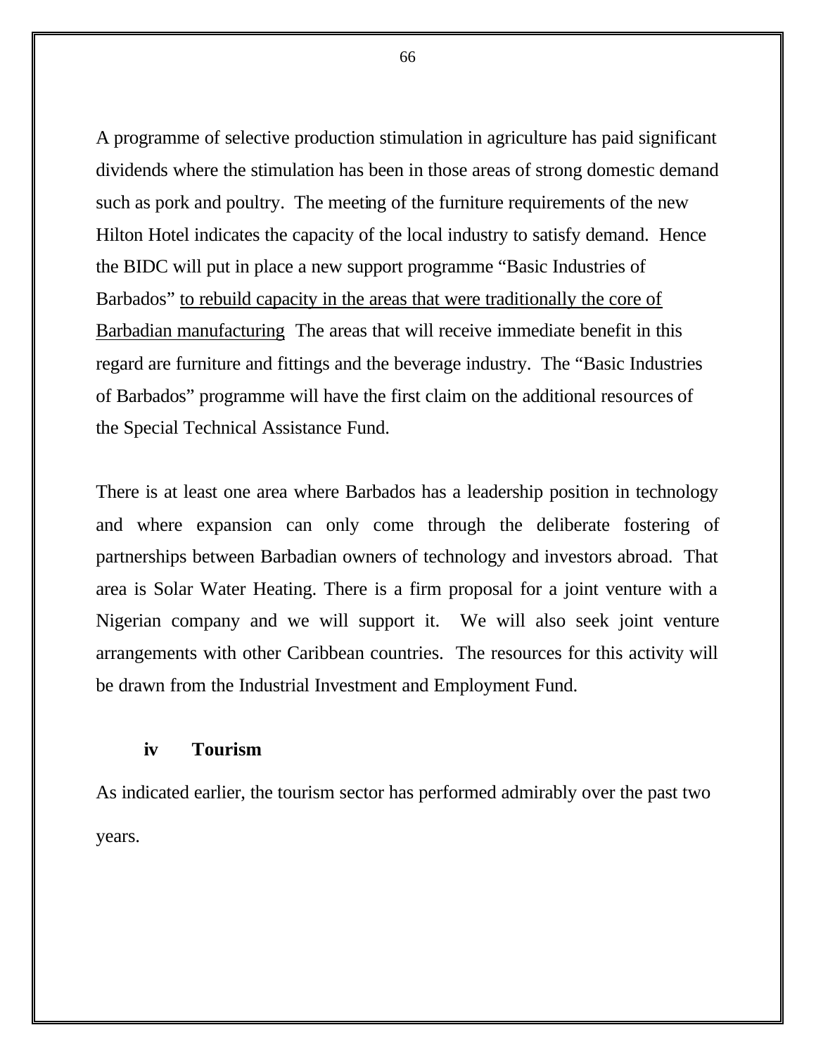A programme of selective production stimulation in agriculture has paid significant dividends where the stimulation has been in those areas of strong domestic demand such as pork and poultry. The meeting of the furniture requirements of the new Hilton Hotel indicates the capacity of the local industry to satisfy demand. Hence the BIDC will put in place a new support programme "Basic Industries of Barbados" <u>to rebuild capacity in the areas that were traditionally the core of Barbadian manufacturing</u> The areas that will receive immediate benefit in this regard are furniture and fittings and the beverage industry. The "Basic Industries of Barbados" programme will have the first claim on the additional resources of the Special Technical Assistance Fund.

There is at least one area where Barbados has a leadership position in technology and where expansion can only come through the deliberate fostering of partnerships between Barbadian owners of technology and investors abroad. That area is Solar Water Heating. There is a firm proposal for a joint venture with a Nigerian company and we will support it. We will also seek joint venture arrangements with other Caribbean countries. The resources for this activity will be drawn from the Industrial Investment and Employment Fund.

### iv Tourism

As indicated earlier, the tourism sector has performed admirably over the past two years.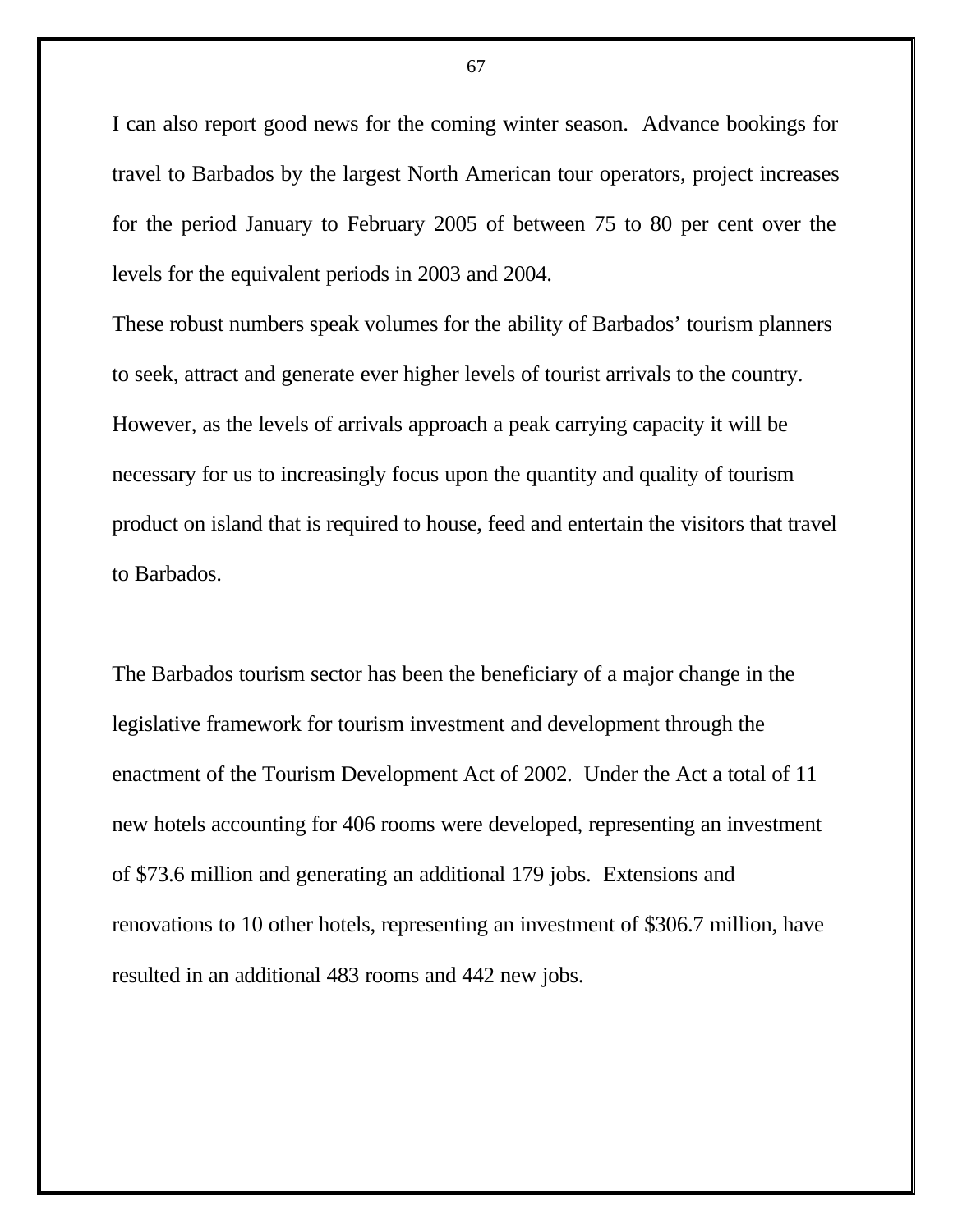I can also report good news for the coming winter season. Advance bookings for travel to Barbados by the largest North American tour operators, project increases for the period January to February 2005 of between 75 to 80 per cent over the levels for the equivalent periods in 2003 and 2004.

These robust numbers speak volumes for the ability of Barbados' tourism planners to seek, attract and generate ever higher levels of tourist arrivals to the country. However, as the levels of arrivals approach a peak carrying capacity it will be necessary for us to increasingly focus upon the quantity and quality of tourism product on island that is required to house, feed and entertain the visitors that travel to Barbados.

The Barbados tourism sector has been the beneficiary of a major change in the legislative framework for tourism investment and development through the enactment of the Tourism Development Act of 2002. Under the Act a total of 11 new hotels accounting for 406 rooms were developed, representing an investment of $73.6 million and generating an additional 179 jobs. Extensions and renovations to 10 other hotels, representing an investment of $306.7 million, have resulted in an additional 483 rooms and 442 new jobs.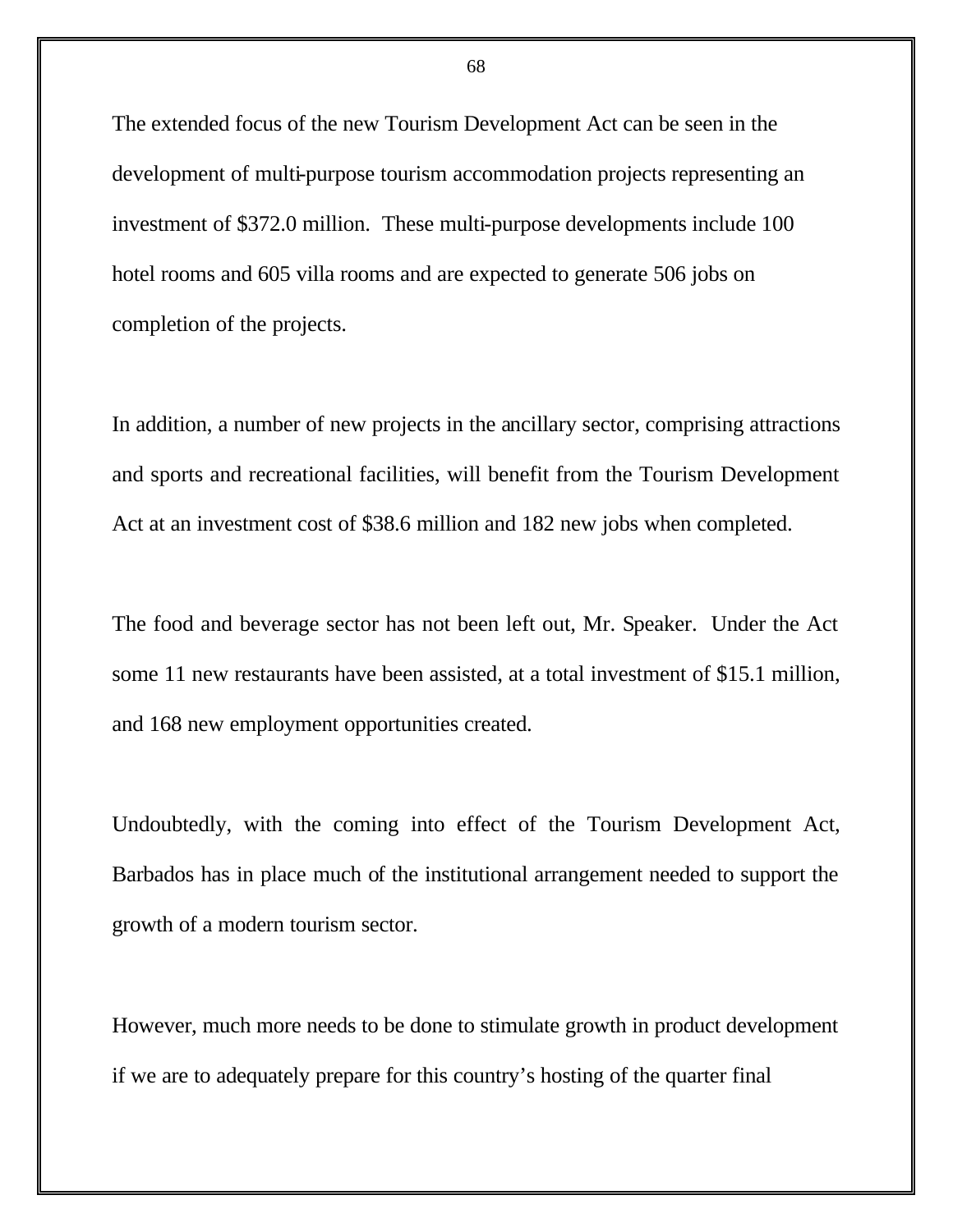The extended focus of the new Tourism Development Act can be seen in the development of multi-purpose tourism accommodation projects representing an investment of $372.0 million. These multi-purpose developments include 100 hotel rooms and 605 villa rooms and are expected to generate 506 jobs on completion of the projects.

In addition, a number of new projects in the ancillary sector, comprising attractions and sports and recreational facilities, will benefit from the Tourism Development Act at an investment cost of $38.6 million and 182 new jobs when completed.

The food and beverage sector has not been left out, Mr. Speaker. Under the Act some 11 new restaurants have been assisted, at a total investment of $15.1 million, and 168 new employment opportunities created.

Undoubtedly, with the coming into effect of the Tourism Development Act, Barbados has in place much of the institutional arrangement needed to support the growth of a modern tourism sector.

However, much more needs to be done to stimulate growth in product development if we are to adequately prepare for this country's hosting of the quarter final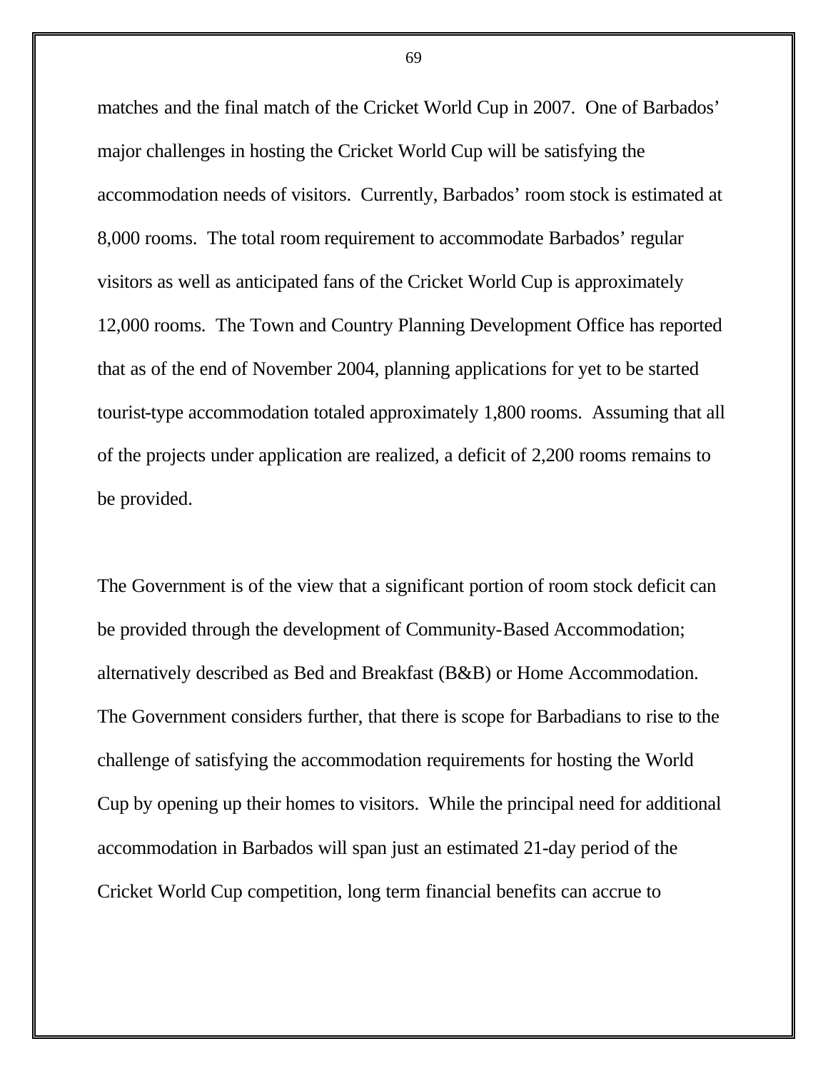matches and the final match of the Cricket World Cup in 2007. One of Barbados' major challenges in hosting the Cricket World Cup will be satisfying the accommodation needs of visitors. Currently, Barbados' room stock is estimated at 8,000 rooms. The total room requirement to accommodate Barbados' regular visitors as well as anticipated fans of the Cricket World Cup is approximately 12,000 rooms. The Town and Country Planning Development Office has reported that as of the end of November 2004, planning applications for yet to be started tourist-type accommodation totaled approximately 1,800 rooms. Assuming that all of the projects under application are realized, a deficit of 2,200 rooms remains to be provided.

The Government is of the view that a significant portion of room stock deficit can be provided through the development of Community-Based Accommodation; alternatively described as Bed and Breakfast (B&B) or Home Accommodation. The Government considers further, that there is scope for Barbadians to rise to the challenge of satisfying the accommodation requirements for hosting the World Cup by opening up their homes to visitors. While the principal need for additional accommodation in Barbados will span just an estimated 21-day period of the Cricket World Cup competition, long term financial benefits can accrue to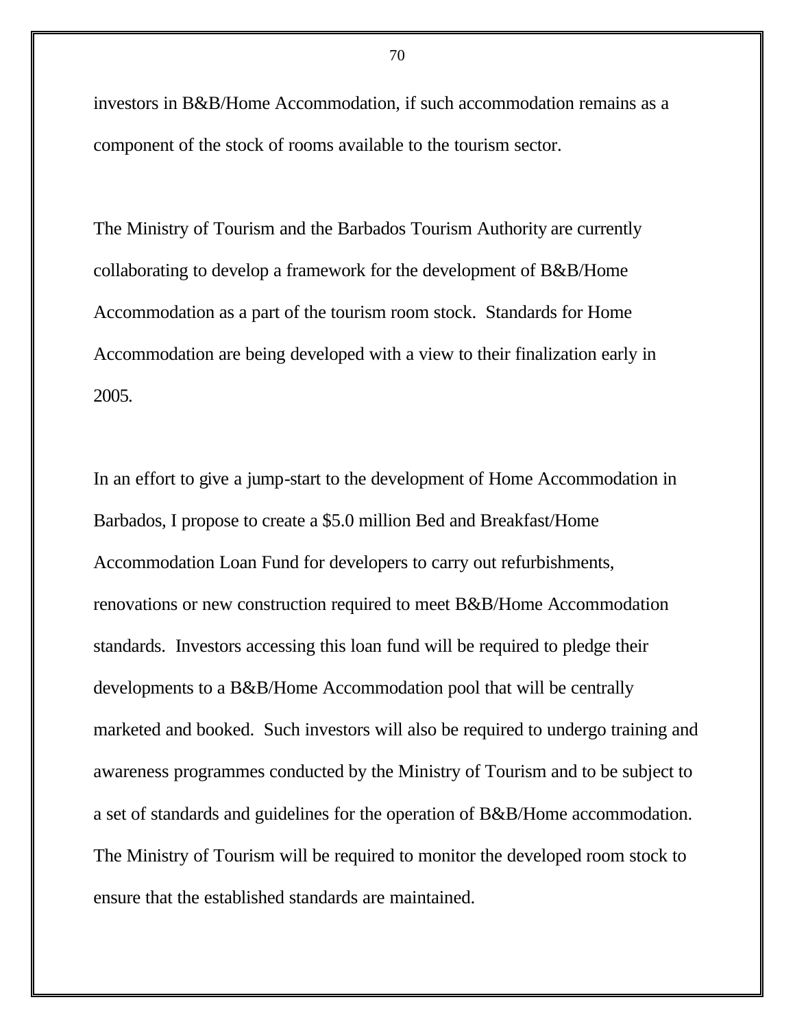investors in B&B/Home Accommodation, if such accommodation remains as a component of the stock of rooms available to the tourism sector.

The Ministry of Tourism and the Barbados Tourism Authority are currently collaborating to develop a framework for the development of B&B/Home Accommodation as a part of the tourism room stock. Standards for Home Accommodation are being developed with a view to their finalization early in 2005.

In an effort to give a jump-start to the development of Home Accommodation in Barbados, I propose to create a $5.0 million Bed and Breakfast/Home Accommodation Loan Fund for developers to carry out refurbishments, renovations or new construction required to meet B&B/Home Accommodation standards. Investors accessing this loan fund will be required to pledge their developments to a B&B/Home Accommodation pool that will be centrally marketed and booked. Such investors will also be required to undergo training and awareness programmes conducted by the Ministry of Tourism and to be subject to a set of standards and guidelines for the operation of B&B/Home accommodation. The Ministry of Tourism will be required to monitor the developed room stock to ensure that the established standards are maintained.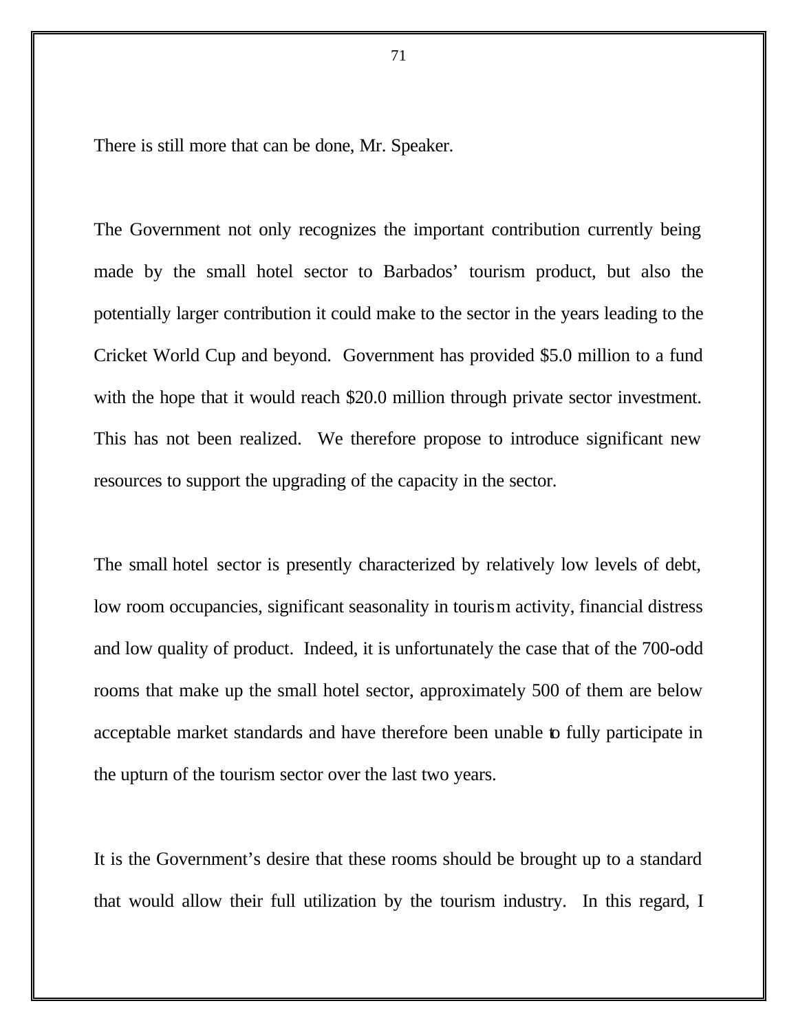There is still more that can be done, Mr. Speaker.

The Government not only recognizes the important contribution currently being made by the small hotel sector to Barbados' tourism product, but also the potentially larger contribution it could make to the sector in the years leading to the Cricket World Cup and beyond. Government has provided $5.0 million to a fund with the hope that it would reach $20.0 million through private sector investment. This has not been realized. We therefore propose to introduce significant new resources to support the upgrading of the capacity in the sector.

The small hotel sector is presently characterized by relatively low levels of debt, low room occupancies, significant seasonality in tourism activity, financial distress and low quality of product. Indeed, it is unfortunately the case that of the 700-odd rooms that make up the small hotel sector, approximately 500 of them are below acceptable market standards and have therefore been unable to fully participate in the upturn of the tourism sector over the last two years.

It is the Government's desire that these rooms should be brought up to a standard that would allow their full utilization by the tourism industry. In this regard, I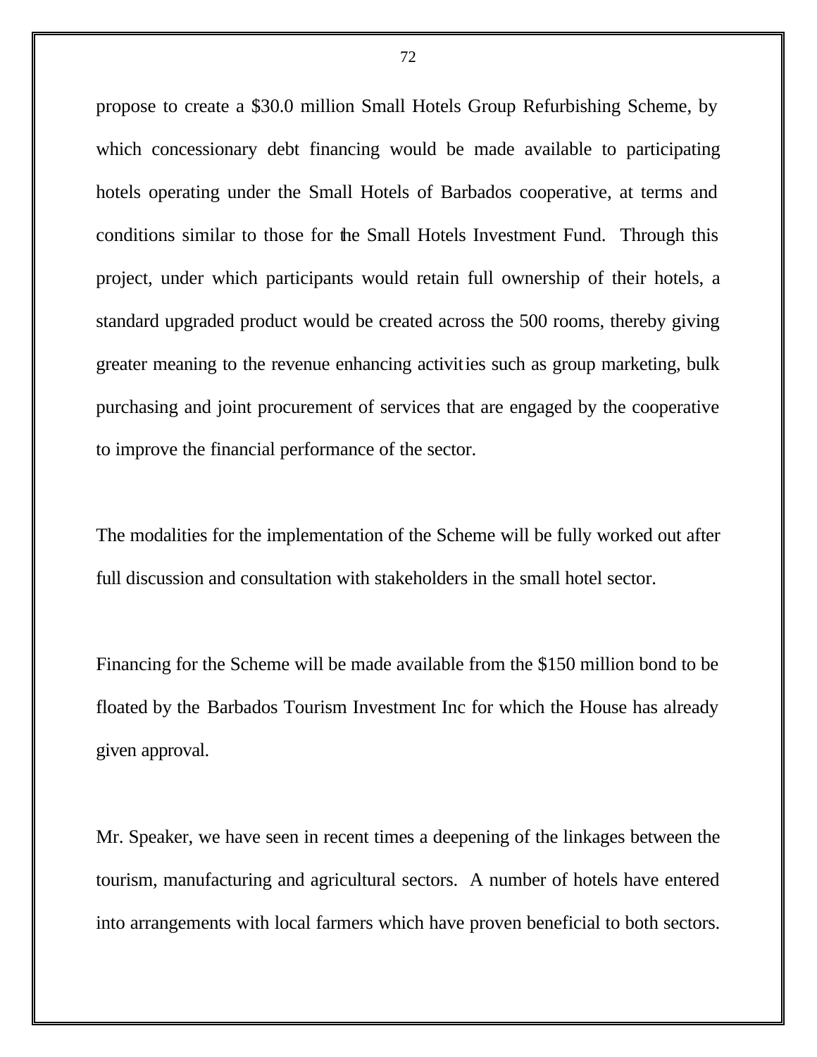propose to create a $30.0 million Small Hotels Group Refurbishing Scheme, by which concessionary debt financing would be made available to participating hotels operating under the Small Hotels of Barbados cooperative, at terms and conditions similar to those for the Small Hotels Investment Fund. Through this project, under which participants would retain full ownership of their hotels, a standard upgraded product would be created across the 500 rooms, thereby giving greater meaning to the revenue enhancing activities such as group marketing, bulk purchasing and joint procurement of services that are engaged by the cooperative to improve the financial performance of the sector.

The modalities for the implementation of the Scheme will be fully worked out after full discussion and consultation with stakeholders in the small hotel sector.

Financing for the Scheme will be made available from the $150 million bond to be floated by the Barbados Tourism Investment Inc for which the House has already given approval.

Mr. Speaker, we have seen in recent times a deepening of the linkages between the tourism, manufacturing and agricultural sectors. A number of hotels have entered into arrangements with local farmers which have proven beneficial to both sectors.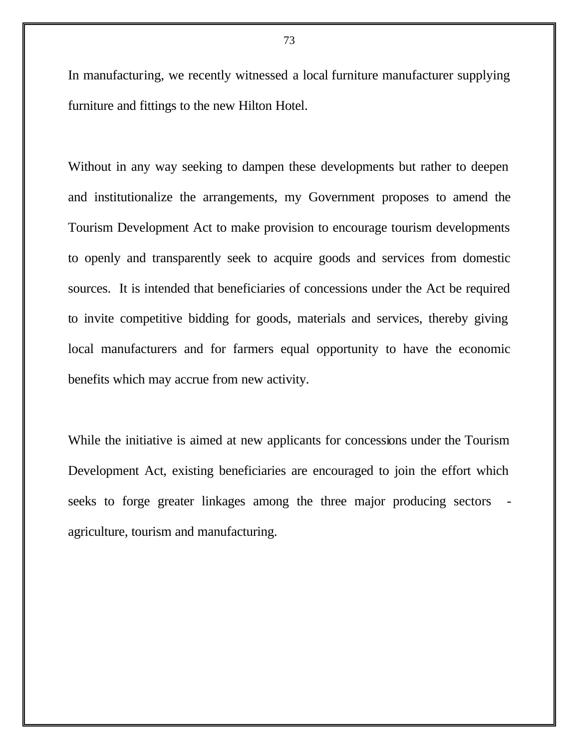In manufacturing, we recently witnessed a local furniture manufacturer supplying furniture and fittings to the new Hilton Hotel.

Without in any way seeking to dampen these developments but rather to deepen and institutionalize the arrangements, my Government proposes to amend the Tourism Development Act to make provision to encourage tourism developments to openly and transparently seek to acquire goods and services from domestic sources. It is intended that beneficiaries of concessions under the Act be required to invite competitive bidding for goods, materials and services, thereby giving local manufacturers and for farmers equal opportunity to have the economic benefits which may accrue from new activity.

While the initiative is aimed at new applicants for concessions under the Tourism Development Act, existing beneficiaries are encouraged to join the effort which seeks to forge greater linkages among the three major producing sectors - agriculture, tourism and manufacturing.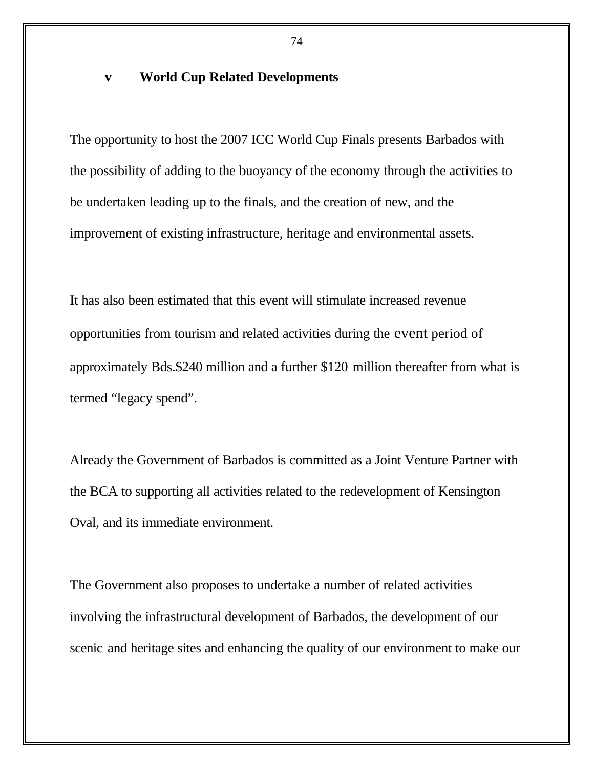### v World Cup Related Developments

The opportunity to host the 2007 ICC World Cup Finals presents Barbados with the possibility of adding to the buoyancy of the economy through the activities to be undertaken leading up to the finals, and the creation of new, and the improvement of existing infrastructure, heritage and environmental assets.

It has also been estimated that this event will stimulate increased revenue opportunities from tourism and related activities during the event period of approximately Bds.$240 million and a further $120 million thereafter from what is termed "legacy spend".

Already the Government of Barbados is committed as a Joint Venture Partner with the BCA to supporting all activities related to the redevelopment of Kensington Oval, and its immediate environment.

The Government also proposes to undertake a number of related activities involving the infrastructural development of Barbados, the development of our scenic and heritage sites and enhancing the quality of our environment to make our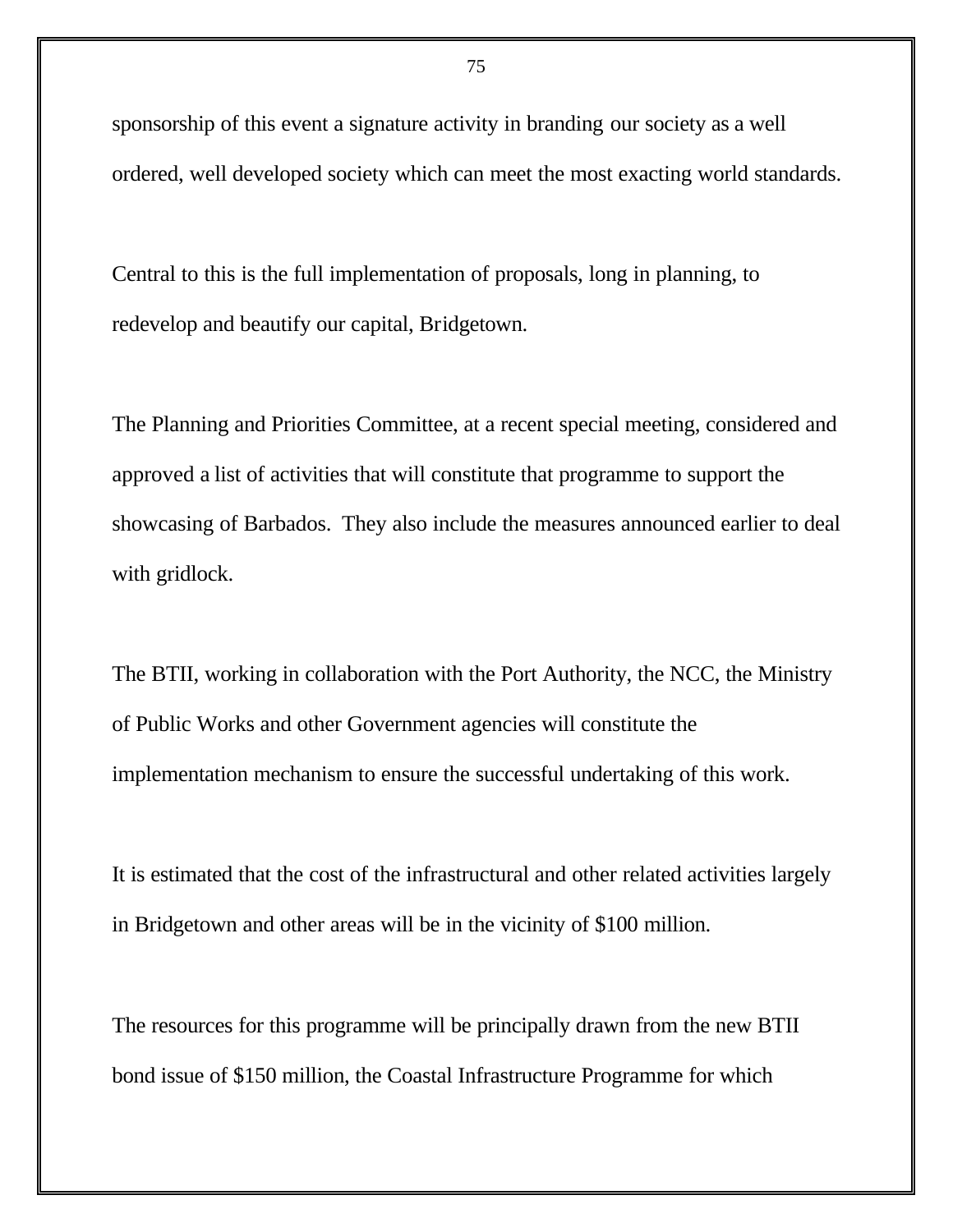sponsorship of this event a signature activity in branding our society as a well ordered, well developed society which can meet the most exacting world standards.

Central to this is the full implementation of proposals, long in planning, to redevelop and beautify our capital, Bridgetown.

The Planning and Priorities Committee, at a recent special meeting, considered and approved a list of activities that will constitute that programme to support the showcasing of Barbados. They also include the measures announced earlier to deal with gridlock.

The BTII, working in collaboration with the Port Authority, the NCC, the Ministry of Public Works and other Government agencies will constitute the implementation mechanism to ensure the successful undertaking of this work.

It is estimated that the cost of the infrastructural and other related activities largely in Bridgetown and other areas will be in the vicinity of $100 million.

The resources for this programme will be principally drawn from the new BTII bond issue of $150 million, the Coastal Infrastructure Programme for which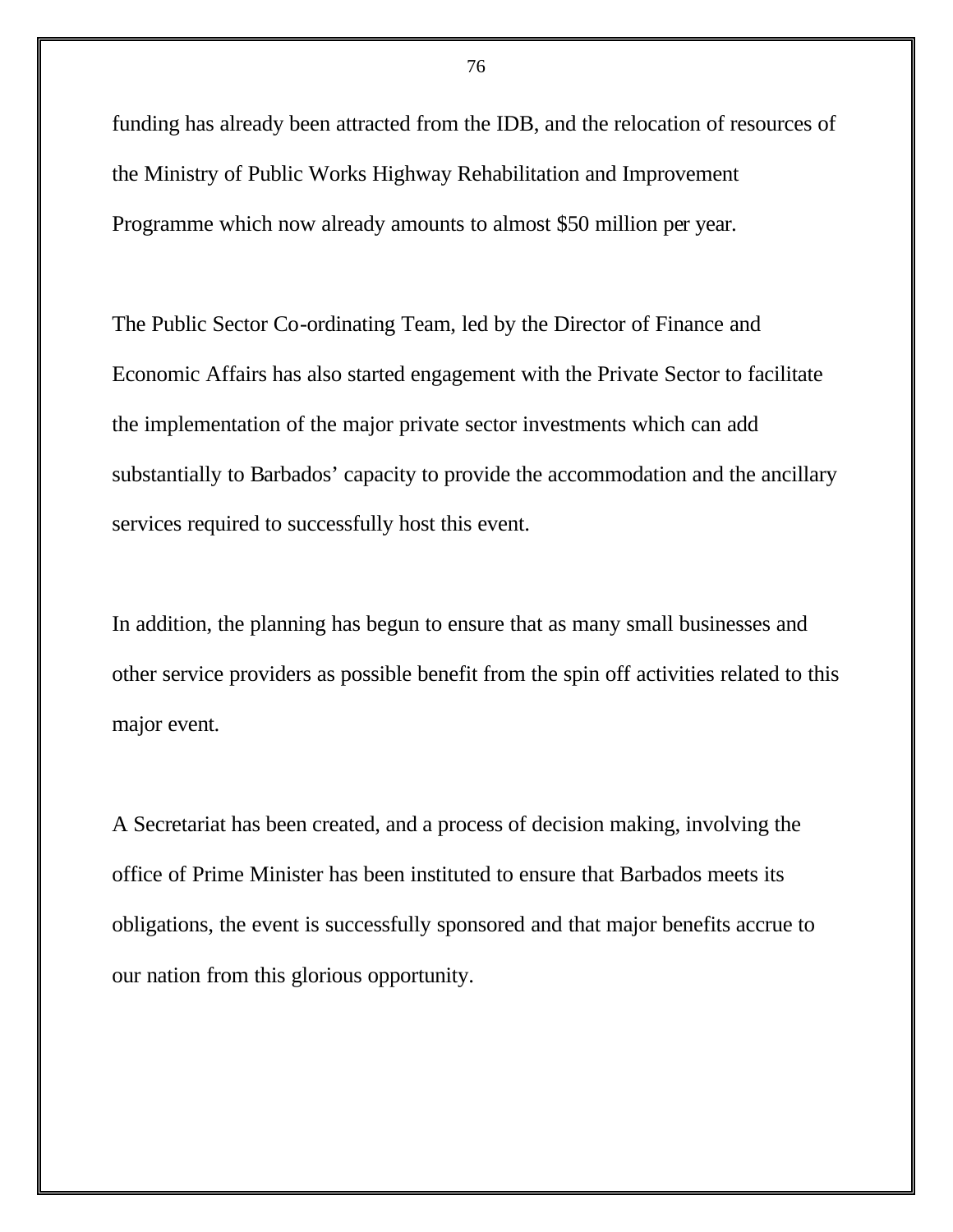funding has already been attracted from the IDB, and the relocation of resources of the Ministry of Public Works Highway Rehabilitation and Improvement Programme which now already amounts to almost $50 million per year.

The Public Sector Co-ordinating Team, led by the Director of Finance and Economic Affairs has also started engagement with the Private Sector to facilitate the implementation of the major private sector investments which can add substantially to Barbados' capacity to provide the accommodation and the ancillary services required to successfully host this event.

In addition, the planning has begun to ensure that as many small businesses and other service providers as possible benefit from the spin off activities related to this major event.

A Secretariat has been created, and a process of decision making, involving the office of Prime Minister has been instituted to ensure that Barbados meets its obligations, the event is successfully sponsored and that major benefits accrue to our nation from this glorious opportunity.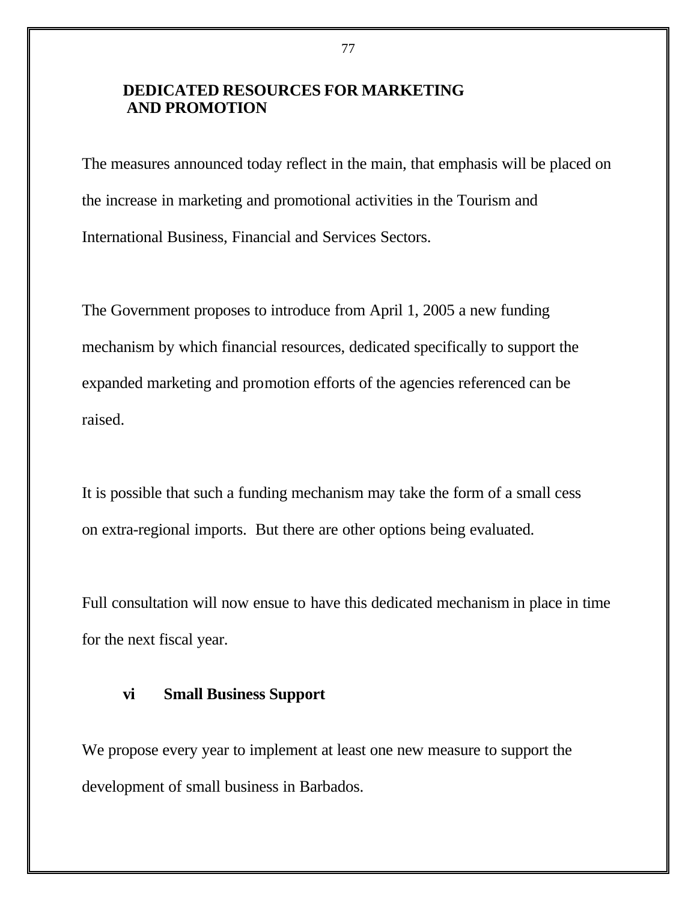## DEDICATED RESOURCES FOR MARKETING AND PROMOTION

The measures announced today reflect in the main, that emphasis will be placed on the increase in marketing and promotional activities in the Tourism and International Business, Financial and Services Sectors.

The Government proposes to introduce from April 1, 2005 a new funding mechanism by which financial resources, dedicated specifically to support the expanded marketing and promotion efforts of the agencies referenced can be raised.

It is possible that such a funding mechanism may take the form of a small cess on extra-regional imports. But there are other options being evaluated.

Full consultation will now ensue to have this dedicated mechanism in place in time for the next fiscal year.

### vi Small Business Support

We propose every year to implement at least one new measure to support the development of small business in Barbados.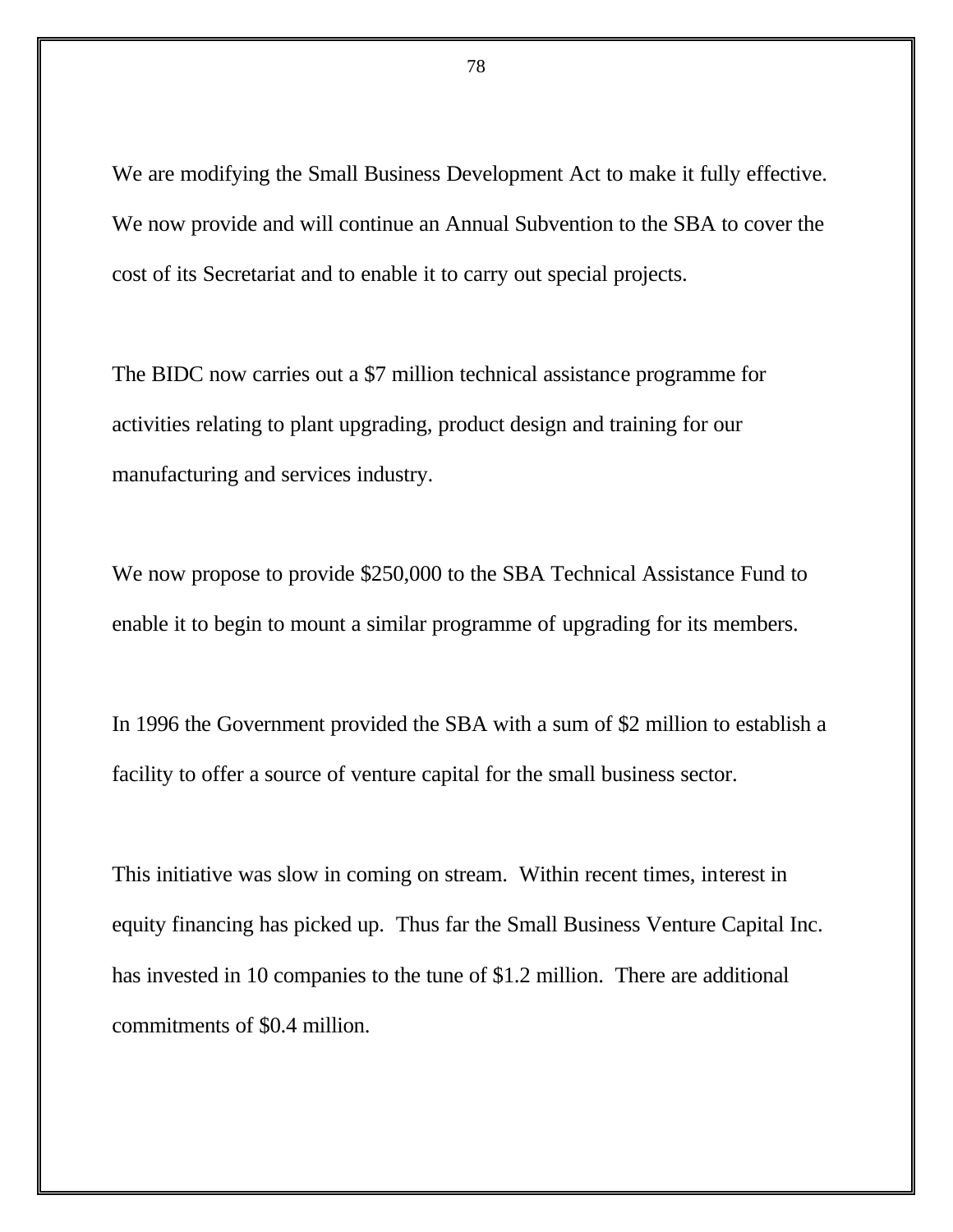We are modifying the Small Business Development Act to make it fully effective. We now provide and will continue an Annual Subvention to the SBA to cover the cost of its Secretariat and to enable it to carry out special projects.

The BIDC now carries out a $7 million technical assistance programme for activities relating to plant upgrading, product design and training for our manufacturing and services industry.

We now propose to provide $250,000 to the SBA Technical Assistance Fund to enable it to begin to mount a similar programme of upgrading for its members.

In 1996 the Government provided the SBA with a sum of $2 million to establish a facility to offer a source of venture capital for the small business sector.

This initiative was slow in coming on stream. Within recent times, interest in equity financing has picked up. Thus far the Small Business Venture Capital Inc. has invested in 10 companies to the tune of $1.2 million. There are additional commitments of $0.4 million.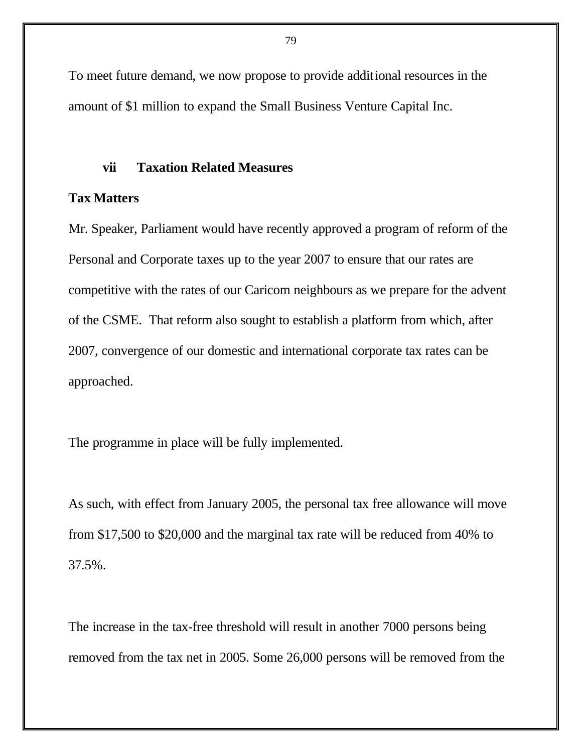To meet future demand, we now propose to provide additional resources in the amount of $1 million to expand the Small Business Venture Capital Inc.

### vii Taxation Related Measures

**Tax Matters**

Mr. Speaker, Parliament would have recently approved a program of reform of the Personal and Corporate taxes up to the year 2007 to ensure that our rates are competitive with the rates of our Caricom neighbours as we prepare for the advent of the CSME. That reform also sought to establish a platform from which, after 2007, convergence of our domestic and international corporate tax rates can be approached.

The programme in place will be fully implemented.

As such, with effect from January 2005, the personal tax free allowance will move from $17,500 to $20,000 and the marginal tax rate will be reduced from 40% to 37.5%.

The increase in the tax-free threshold will result in another 7000 persons being removed from the tax net in 2005. Some 26,000 persons will be removed from the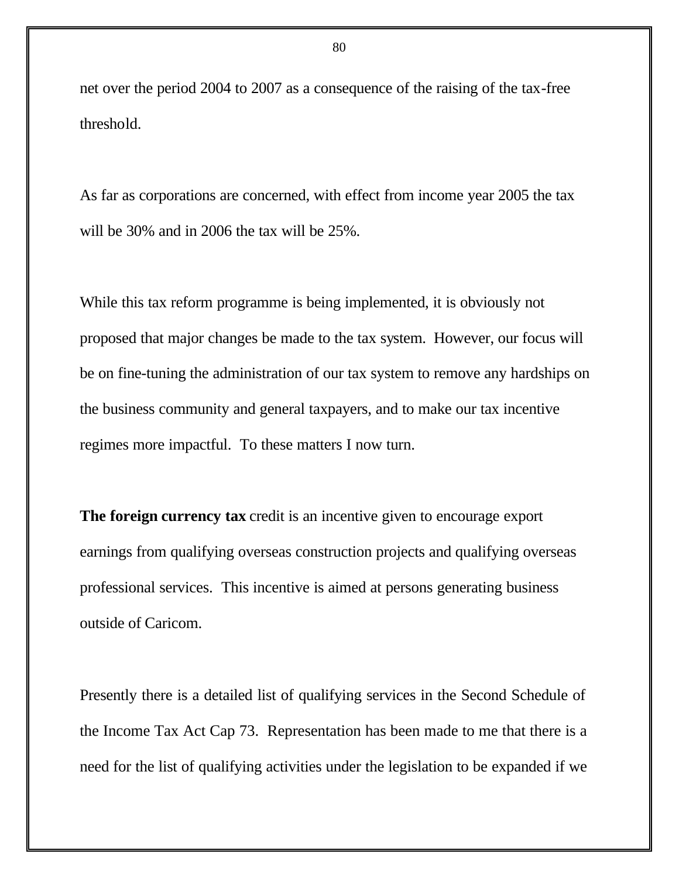net over the period 2004 to 2007 as a consequence of the raising of the tax-free threshold.

As far as corporations are concerned, with effect from income year 2005 the tax will be 30% and in 2006 the tax will be 25%.

While this tax reform programme is being implemented, it is obviously not proposed that major changes be made to the tax system. However, our focus will be on fine-tuning the administration of our tax system to remove any hardships on the business community and general taxpayers, and to make our tax incentive regimes more impactful. To these matters I now turn.

**The foreign currency tax** credit is an incentive given to encourage export earnings from qualifying overseas construction projects and qualifying overseas professional services. This incentive is aimed at persons generating business outside of Caricom.

Presently there is a detailed list of qualifying services in the Second Schedule of the Income Tax Act Cap 73. Representation has been made to me that there is a need for the list of qualifying activities under the legislation to be expanded if we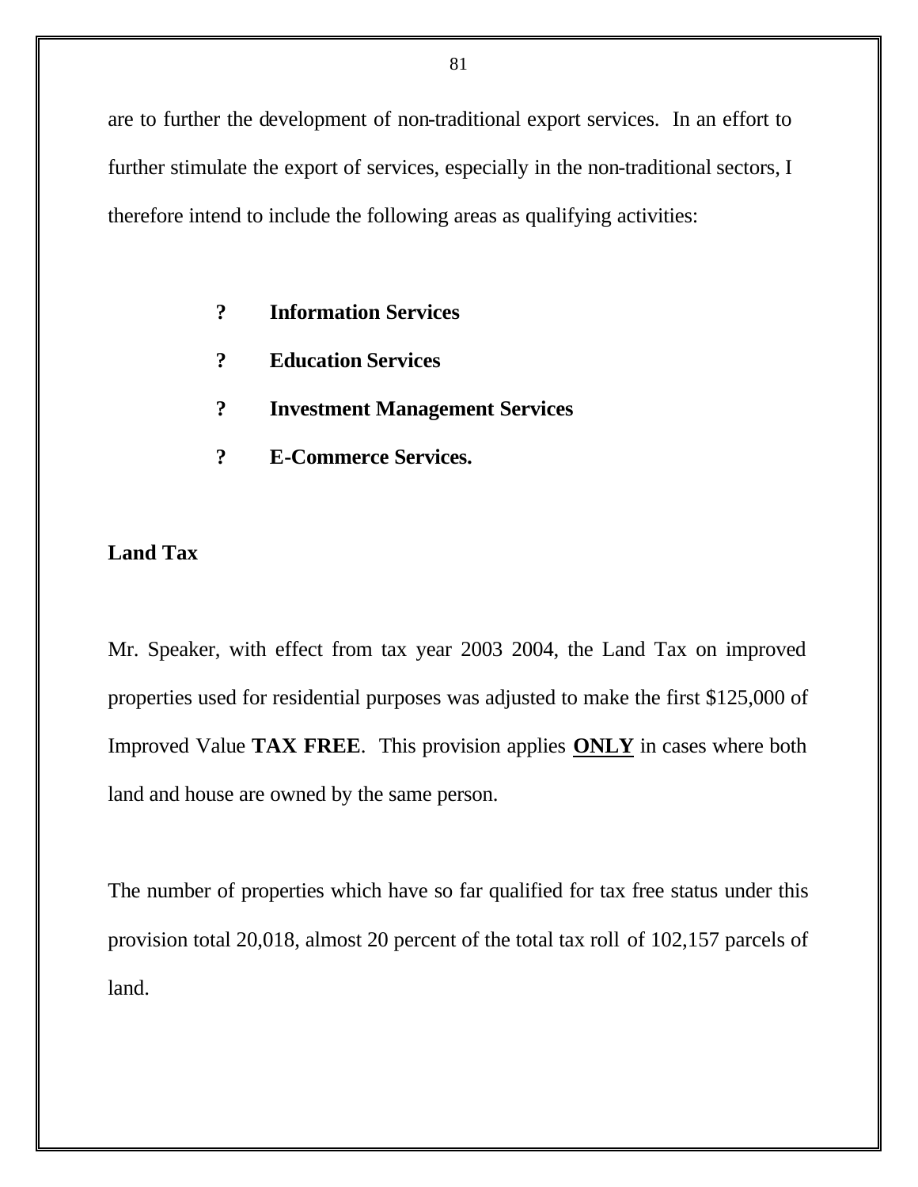are to further the development of non-traditional export services. In an effort to further stimulate the export of services, especially in the non-traditional sectors, I therefore intend to include the following areas as qualifying activities:

- **Information Services**
- **Education Services**
- **Investment Management Services**
- **E-Commerce Services.**

**Land Tax**

Mr. Speaker, with effect from tax year 2003 2004, the Land Tax on improved properties used for residential purposes was adjusted to make the first $125,000 of Improved Value **TAX FREE**. This provision applies **ONLY** in cases where both land and house are owned by the same person.

The number of properties which have so far qualified for tax free status under this provision total 20,018, almost 20 percent of the total tax roll of 102,157 parcels of land.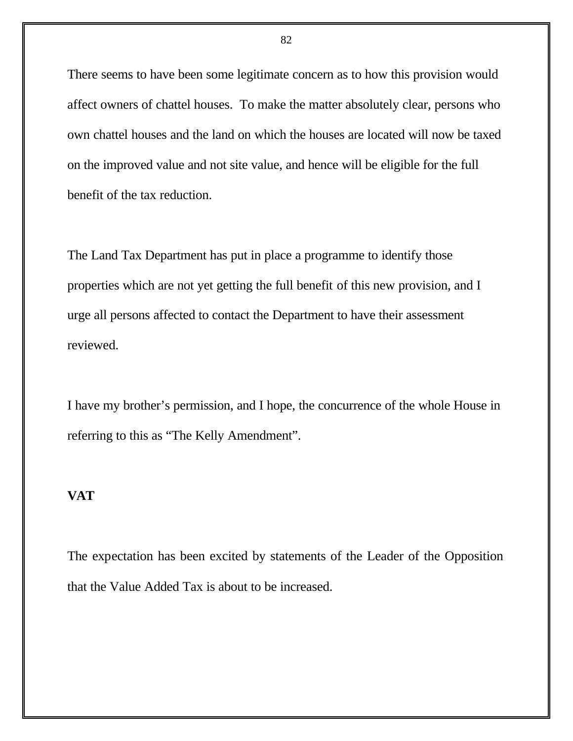There seems to have been some legitimate concern as to how this provision would affect owners of chattel houses.  To make the matter absolutely clear, persons who own chattel houses and the land on which the houses are located will now be taxed on the improved value and not site value, and hence will be eligible for the full benefit of the tax reduction.

The Land Tax Department has put in place a programme to identify those properties which are not yet getting the full benefit of this new provision, and I urge all persons affected to contact the Department to have their assessment reviewed.

I have my brother's permission, and I hope, the concurrence of the whole House in referring to this as "The Kelly Amendment".

**VAT**

The expectation has been excited by statements of the Leader of the Opposition that the Value Added Tax is about to be increased.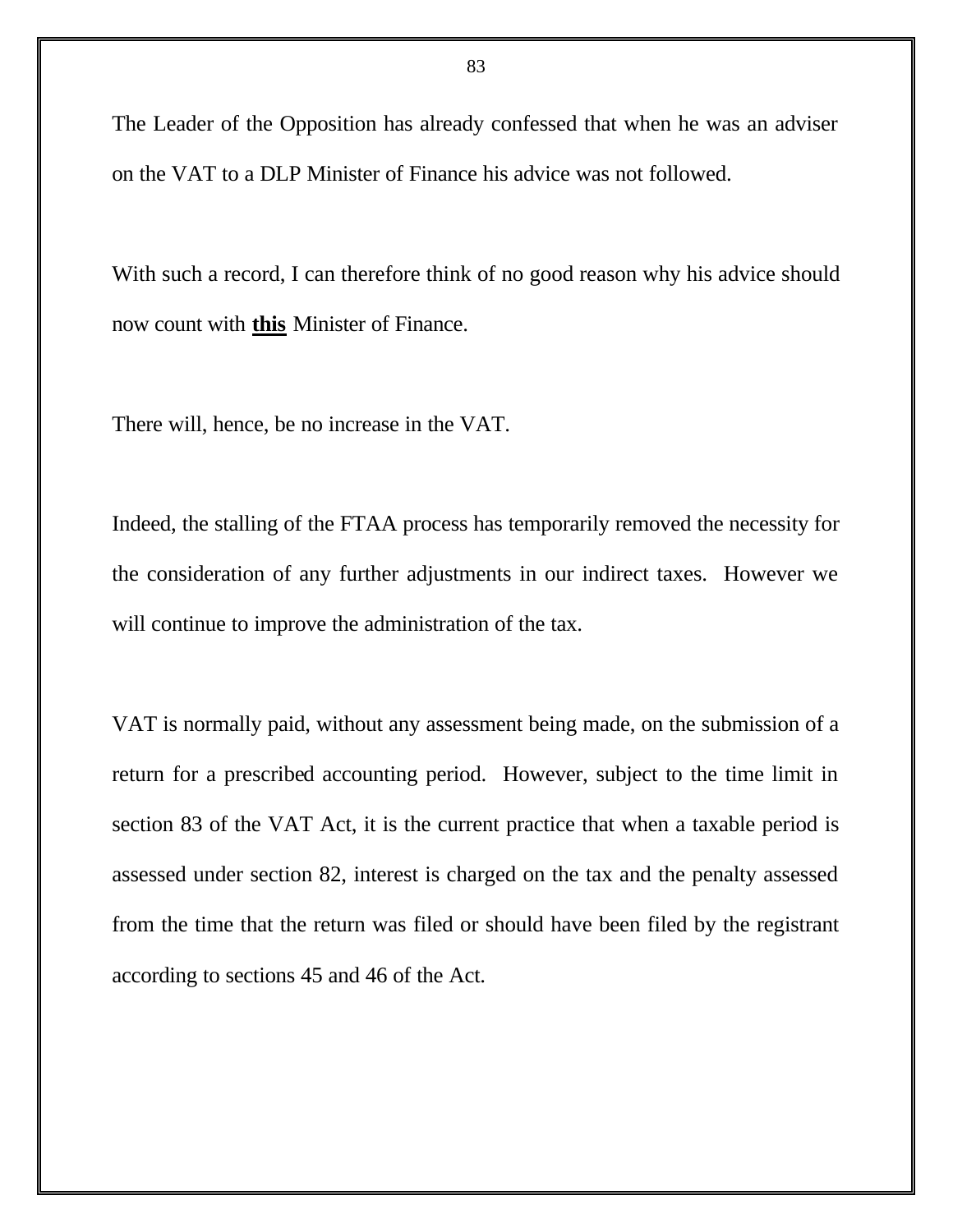The Leader of the Opposition has already confessed that when he was an adviser on the VAT to a DLP Minister of Finance his advice was not followed.

With such a record, I can therefore think of no good reason why his advice should now count with **this** Minister of Finance.

There will, hence, be no increase in the VAT.

Indeed, the stalling of the FTAA process has temporarily removed the necessity for the consideration of any further adjustments in our indirect taxes. However we will continue to improve the administration of the tax.

VAT is normally paid, without any assessment being made, on the submission of a return for a prescribed accounting period. However, subject to the time limit in section 83 of the VAT Act, it is the current practice that when a taxable period is assessed under section 82, interest is charged on the tax and the penalty assessed from the time that the return was filed or should have been filed by the registrant according to sections 45 and 46 of the Act.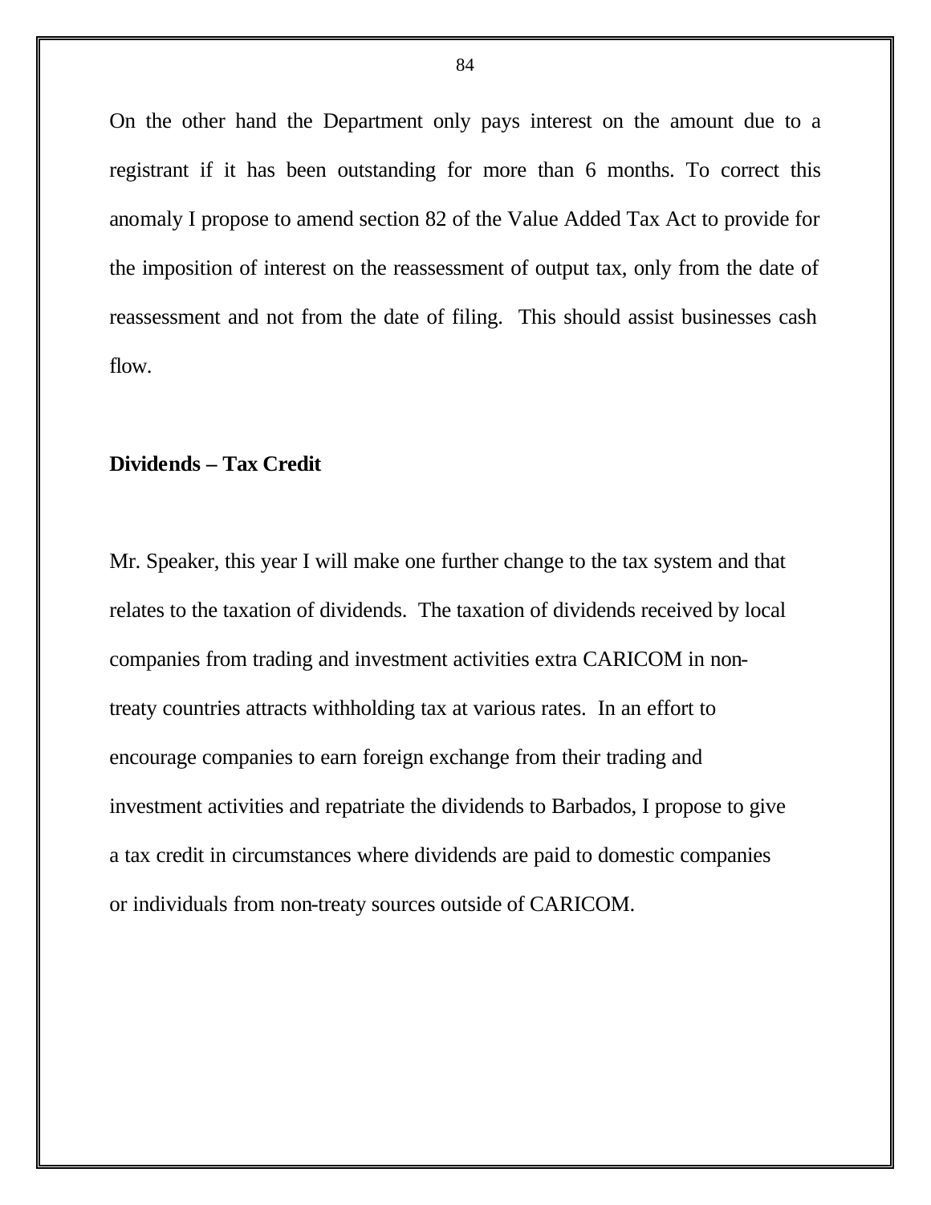On the other hand the Department only pays interest on the amount due to a registrant if it has been outstanding for more than 6 months. To correct this anomaly I propose to amend section 82 of the Value Added Tax Act to provide for the imposition of interest on the reassessment of output tax, only from the date of reassessment and not from the date of filing. This should assist businesses cash flow.

**Dividends – Tax Credit**

Mr. Speaker, this year I will make one further change to the tax system and that relates to the taxation of dividends. The taxation of dividends received by local companies from trading and investment activities extra CARICOM in non-treaty countries attracts withholding tax at various rates. In an effort to encourage companies to earn foreign exchange from their trading and investment activities and repatriate the dividends to Barbados, I propose to give a tax credit in circumstances where dividends are paid to domestic companies or individuals from non-treaty sources outside of CARICOM.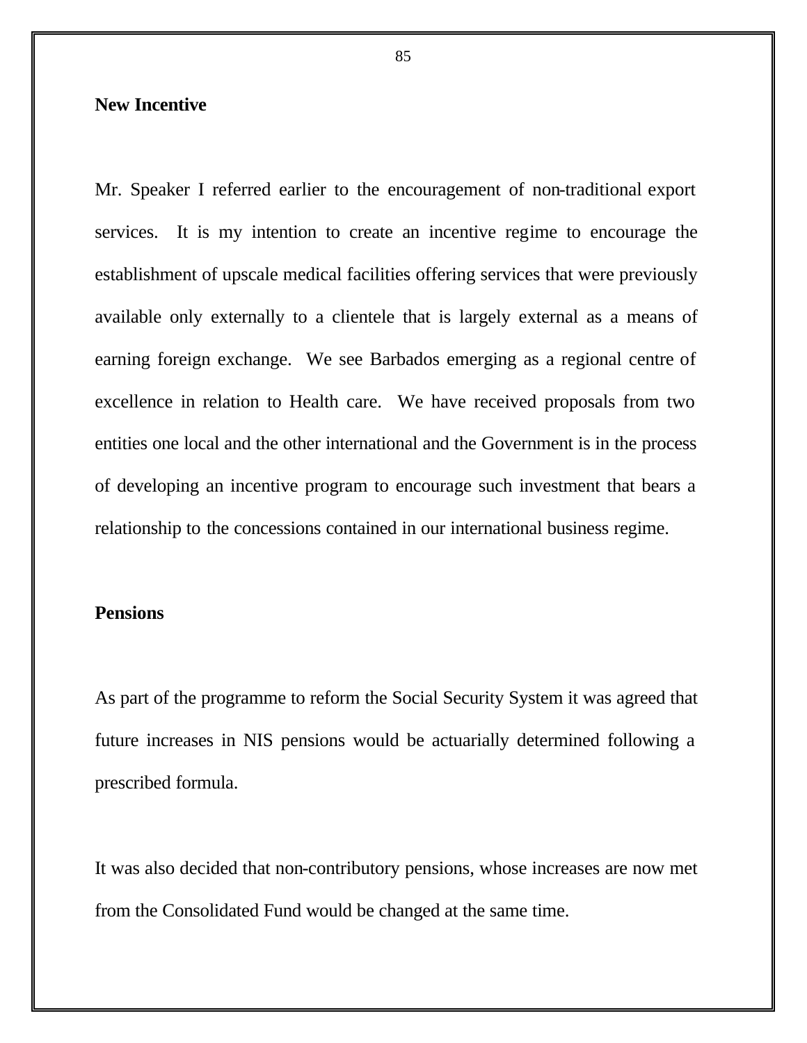**New Incentive**

Mr. Speaker I referred earlier to the encouragement of non-traditional export services. It is my intention to create an incentive regime to encourage the establishment of upscale medical facilities offering services that were previously available only externally to a clientele that is largely external as a means of earning foreign exchange. We see Barbados emerging as a regional centre of excellence in relation to Health care. We have received proposals from two entities one local and the other international and the Government is in the process of developing an incentive program to encourage such investment that bears a relationship to the concessions contained in our international business regime.

**Pensions**

As part of the programme to reform the Social Security System it was agreed that future increases in NIS pensions would be actuarially determined following a prescribed formula.

It was also decided that non-contributory pensions, whose increases are now met from the Consolidated Fund would be changed at the same time.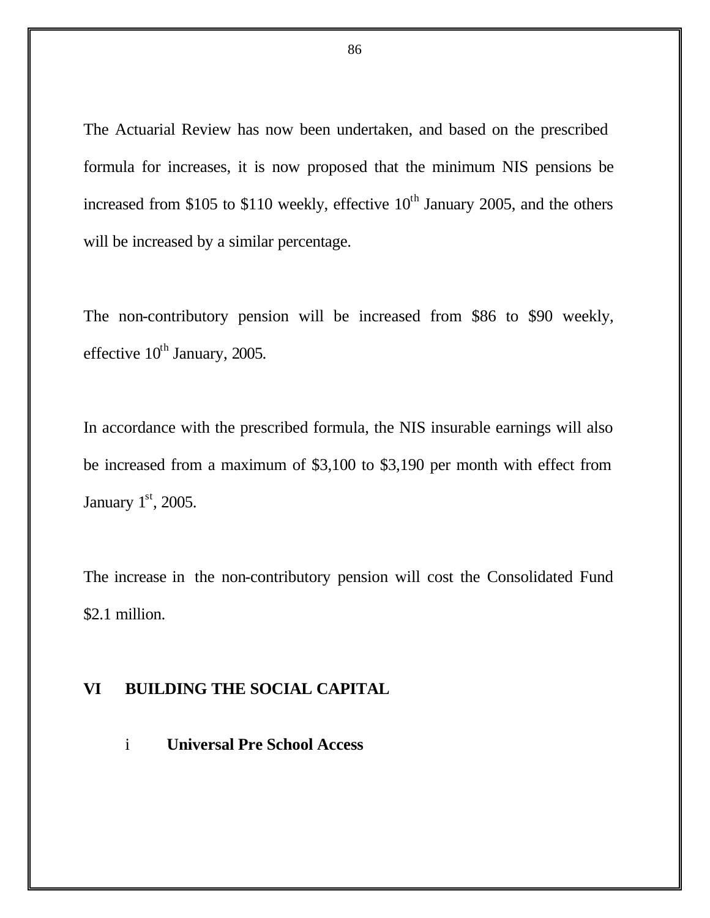The Actuarial Review has now been undertaken, and based on the prescribed formula for increases, it is now proposed that the minimum NIS pensions be increased from $105 to $110 weekly, effective 10th January 2005, and the others will be increased by a similar percentage.

The non-contributory pension will be increased from $86 to $90 weekly, effective 10th January, 2005.

In accordance with the prescribed formula, the NIS insurable earnings will also be increased from a maximum of $3,100 to $3,190 per month with effect from January 1st, 2005.

The increase in the non-contributory pension will cost the Consolidated Fund $2.1 million.

## VI BUILDING THE SOCIAL CAPITAL

### i Universal Pre School Access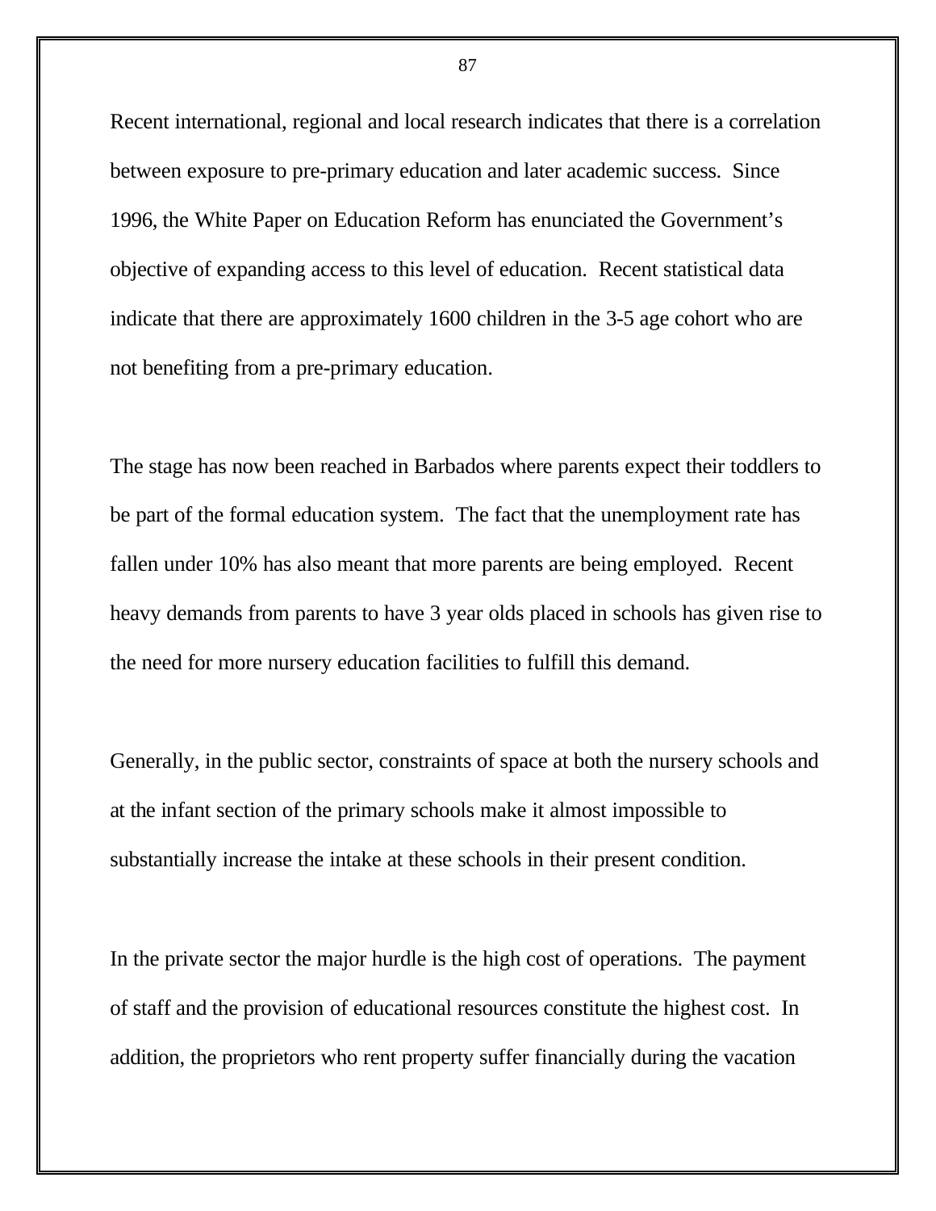Recent international, regional and local research indicates that there is a correlation between exposure to pre-primary education and later academic success. Since 1996, the White Paper on Education Reform has enunciated the Government's objective of expanding access to this level of education. Recent statistical data indicate that there are approximately 1600 children in the 3-5 age cohort who are not benefiting from a pre-primary education.

The stage has now been reached in Barbados where parents expect their toddlers to be part of the formal education system. The fact that the unemployment rate has fallen under 10% has also meant that more parents are being employed. Recent heavy demands from parents to have 3 year olds placed in schools has given rise to the need for more nursery education facilities to fulfill this demand.

Generally, in the public sector, constraints of space at both the nursery schools and at the infant section of the primary schools make it almost impossible to substantially increase the intake at these schools in their present condition.

In the private sector the major hurdle is the high cost of operations. The payment of staff and the provision of educational resources constitute the highest cost. In addition, the proprietors who rent property suffer financially during the vacation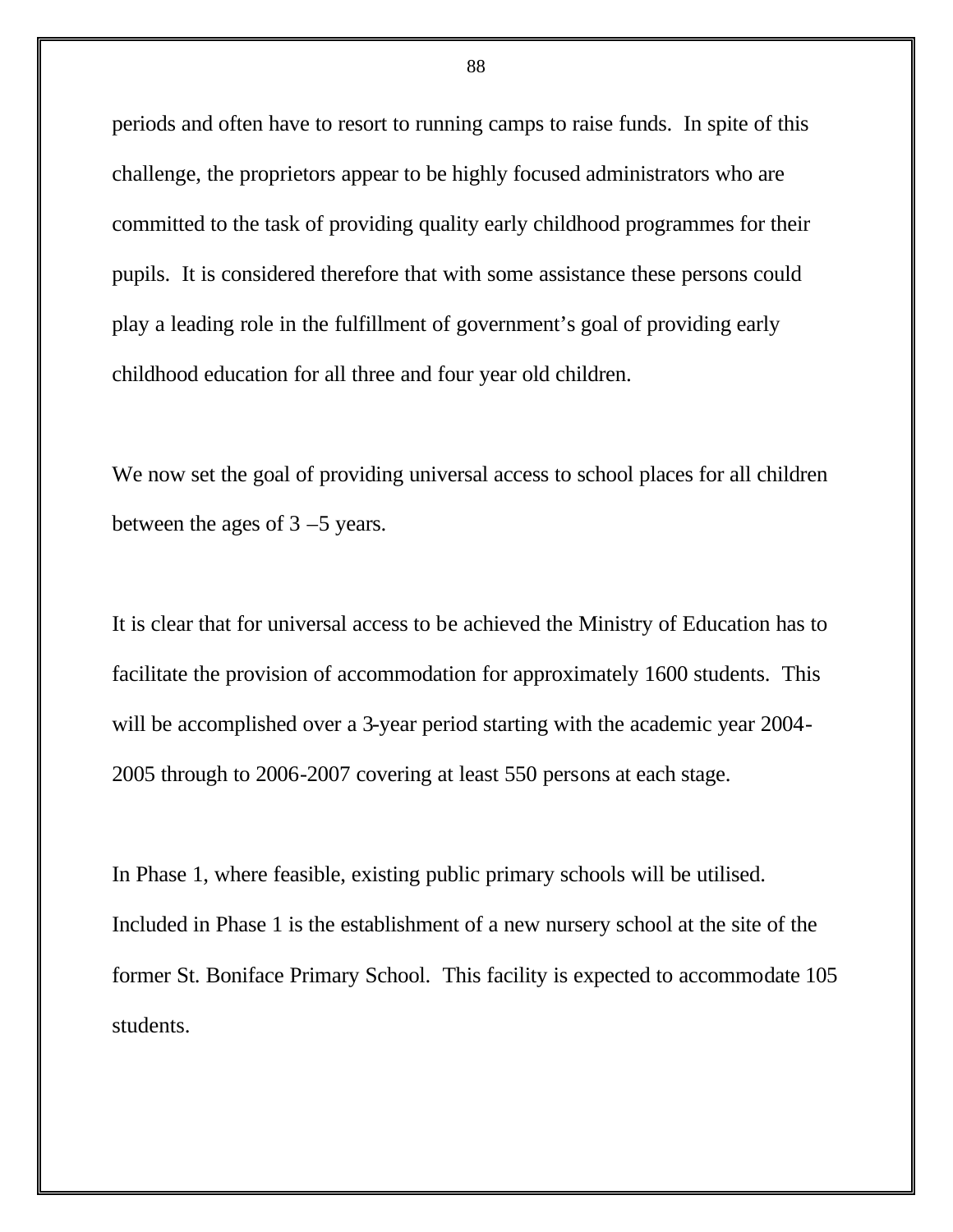periods and often have to resort to running camps to raise funds. In spite of this challenge, the proprietors appear to be highly focused administrators who are committed to the task of providing quality early childhood programmes for their pupils. It is considered therefore that with some assistance these persons could play a leading role in the fulfillment of government's goal of providing early childhood education for all three and four year old children.

We now set the goal of providing universal access to school places for all children between the ages of 3 –5 years.

It is clear that for universal access to be achieved the Ministry of Education has to facilitate the provision of accommodation for approximately 1600 students. This will be accomplished over a 3-year period starting with the academic year 2004-2005 through to 2006-2007 covering at least 550 persons at each stage.

In Phase 1, where feasible, existing public primary schools will be utilised. Included in Phase 1 is the establishment of a new nursery school at the site of the former St. Boniface Primary School. This facility is expected to accommodate 105 students.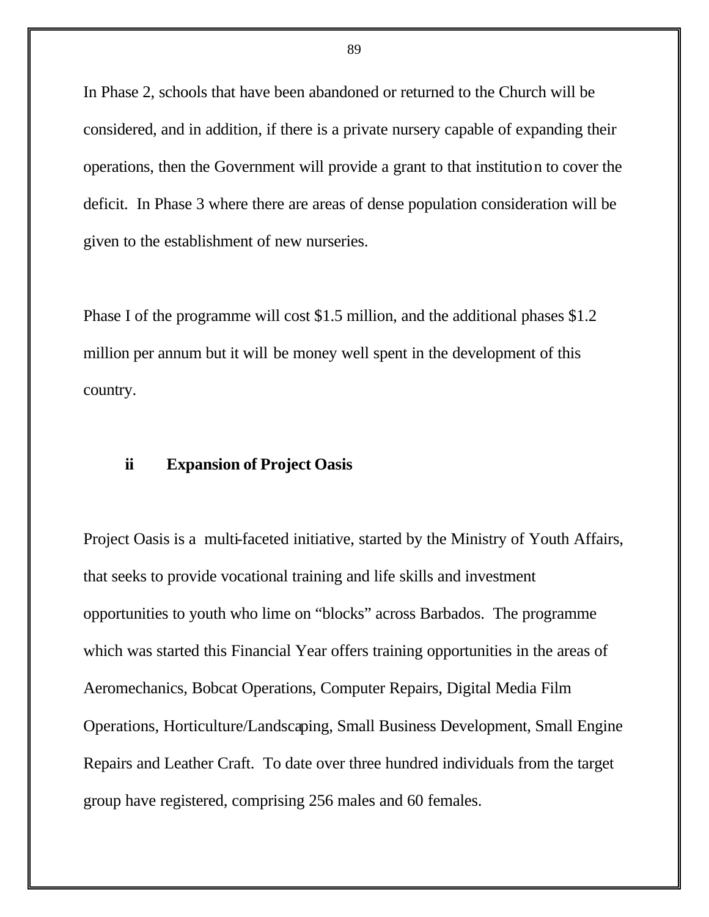In Phase 2, schools that have been abandoned or returned to the Church will be considered, and in addition, if there is a private nursery capable of expanding their operations, then the Government will provide a grant to that institution to cover the deficit. In Phase 3 where there are areas of dense population consideration will be given to the establishment of new nurseries.

Phase I of the programme will cost $1.5 million, and the additional phases $1.2 million per annum but it will be money well spent in the development of this country.

### ii Expansion of Project Oasis

Project Oasis is a multi-faceted initiative, started by the Ministry of Youth Affairs, that seeks to provide vocational training and life skills and investment opportunities to youth who lime on "blocks" across Barbados. The programme which was started this Financial Year offers training opportunities in the areas of Aeromechanics, Bobcat Operations, Computer Repairs, Digital Media Film Operations, Horticulture/Landscaping, Small Business Development, Small Engine Repairs and Leather Craft. To date over three hundred individuals from the target group have registered, comprising 256 males and 60 females.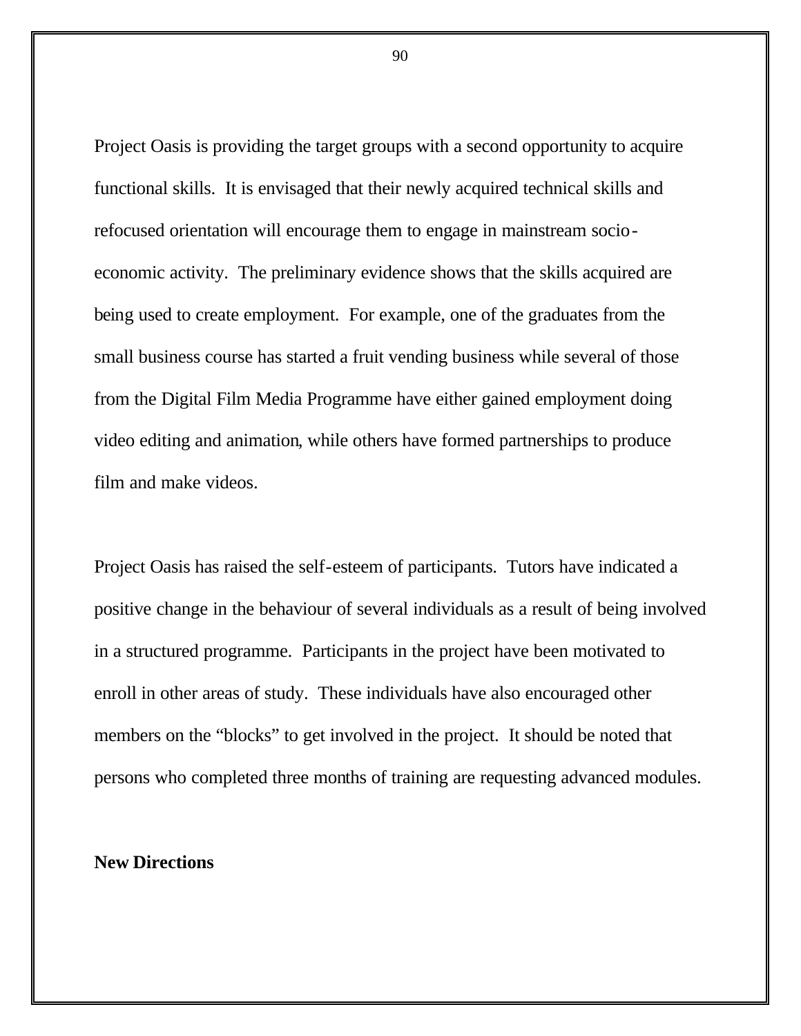Project Oasis is providing the target groups with a second opportunity to acquire functional skills. It is envisaged that their newly acquired technical skills and refocused orientation will encourage them to engage in mainstream socio-economic activity. The preliminary evidence shows that the skills acquired are being used to create employment. For example, one of the graduates from the small business course has started a fruit vending business while several of those from the Digital Film Media Programme have either gained employment doing video editing and animation, while others have formed partnerships to produce film and make videos.

Project Oasis has raised the self-esteem of participants. Tutors have indicated a positive change in the behaviour of several individuals as a result of being involved in a structured programme. Participants in the project have been motivated to enroll in other areas of study. These individuals have also encouraged other members on the "blocks" to get involved in the project. It should be noted that persons who completed three months of training are requesting advanced modules.

**New Directions**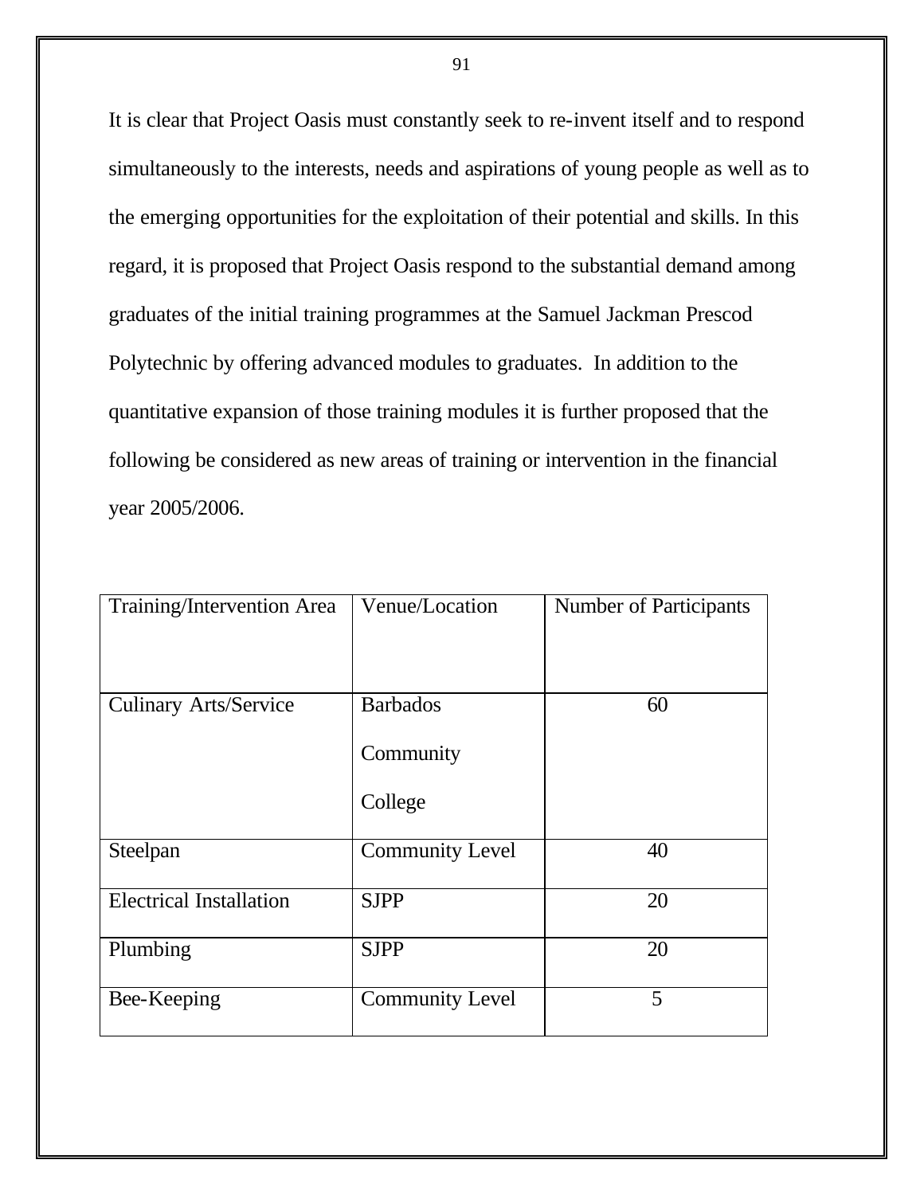It is clear that Project Oasis must constantly seek to re-invent itself and to respond simultaneously to the interests, needs and aspirations of young people as well as to the emerging opportunities for the exploitation of their potential and skills. In this regard, it is proposed that Project Oasis respond to the substantial demand among graduates of the initial training programmes at the Samuel Jackman Prescod Polytechnic by offering advanced modules to graduates. In addition to the quantitative expansion of those training modules it is further proposed that the following be considered as new areas of training or intervention in the financial year 2005/2006.

| Training/Intervention Area | Venue/Location | Number of Participants |
|---|---|---|
| Culinary Arts/Service | Barbados Community College | 60 |
| Steelpan | Community Level | 40 |
| Electrical Installation | SJPP | 20 |
| Plumbing | SJPP | 20 |
| Bee-Keeping | Community Level | 5 |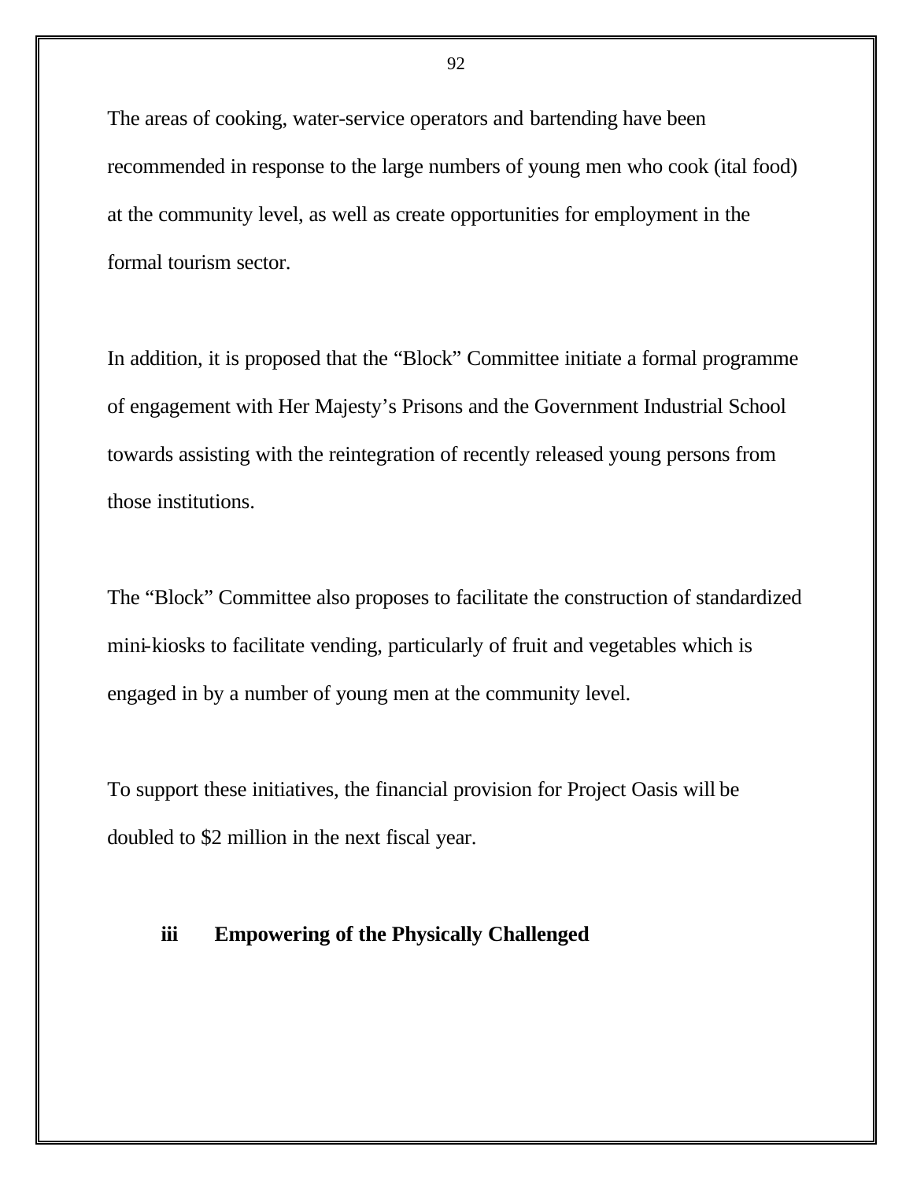The areas of cooking, water-service operators and bartending have been recommended in response to the large numbers of young men who cook (ital food) at the community level, as well as create opportunities for employment in the formal tourism sector.

In addition, it is proposed that the "Block" Committee initiate a formal programme of engagement with Her Majesty's Prisons and the Government Industrial School towards assisting with the reintegration of recently released young persons from those institutions.

The "Block" Committee also proposes to facilitate the construction of standardized mini-kiosks to facilitate vending, particularly of fruit and vegetables which is engaged in by a number of young men at the community level.

To support these initiatives, the financial provision for Project Oasis will be doubled to $2 million in the next fiscal year.

### iii Empowering of the Physically Challenged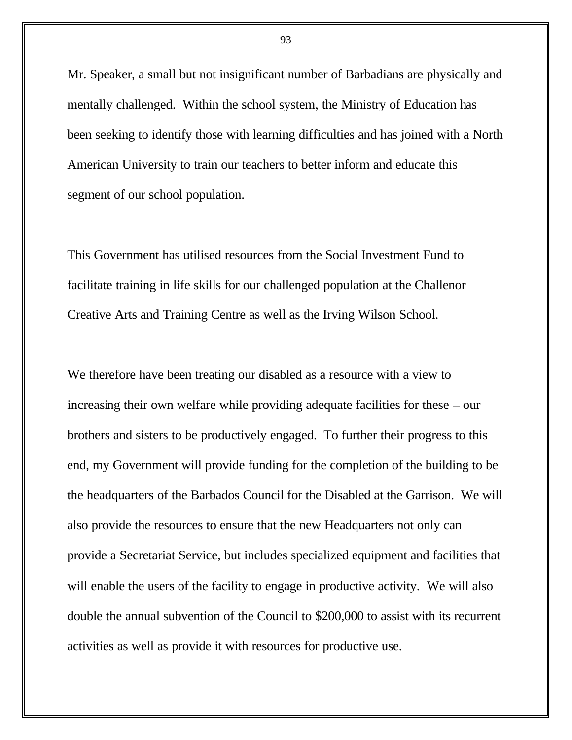Mr. Speaker, a small but not insignificant number of Barbadians are physically and mentally challenged. Within the school system, the Ministry of Education has been seeking to identify those with learning difficulties and has joined with a North American University to train our teachers to better inform and educate this segment of our school population.

This Government has utilised resources from the Social Investment Fund to facilitate training in life skills for our challenged population at the Challenor Creative Arts and Training Centre as well as the Irving Wilson School.

We therefore have been treating our disabled as a resource with a view to increasing their own welfare while providing adequate facilities for these – our brothers and sisters to be productively engaged. To further their progress to this end, my Government will provide funding for the completion of the building to be the headquarters of the Barbados Council for the Disabled at the Garrison. We will also provide the resources to ensure that the new Headquarters not only can provide a Secretariat Service, but includes specialized equipment and facilities that will enable the users of the facility to engage in productive activity. We will also double the annual subvention of the Council to $200,000 to assist with its recurrent activities as well as provide it with resources for productive use.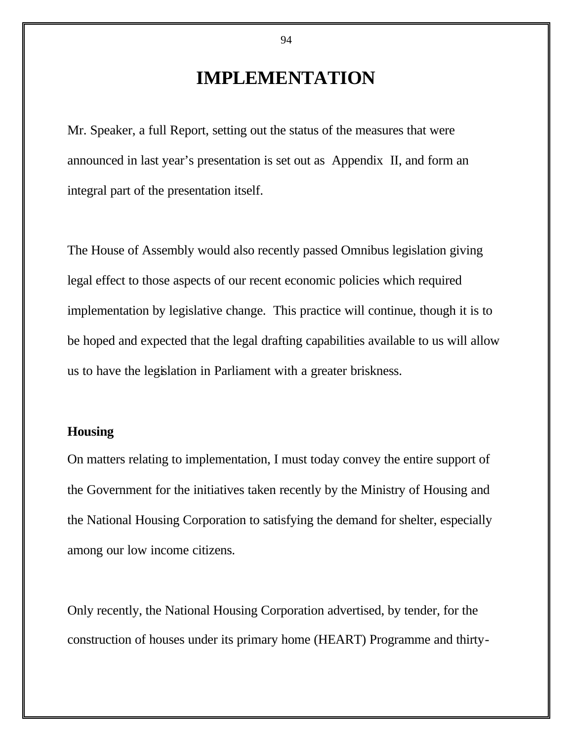# IMPLEMENTATION

Mr. Speaker, a full Report, setting out the status of the measures that were announced in last year's presentation is set out as Appendix II, and form an integral part of the presentation itself.

The House of Assembly would also recently passed Omnibus legislation giving legal effect to those aspects of our recent economic policies which required implementation by legislative change. This practice will continue, though it is to be hoped and expected that the legal drafting capabilities available to us will allow us to have the legislation in Parliament with a greater briskness.

**Housing**

On matters relating to implementation, I must today convey the entire support of the Government for the initiatives taken recently by the Ministry of Housing and the National Housing Corporation to satisfying the demand for shelter, especially among our low income citizens.

Only recently, the National Housing Corporation advertised, by tender, for the construction of houses under its primary home (HEART) Programme and thirty-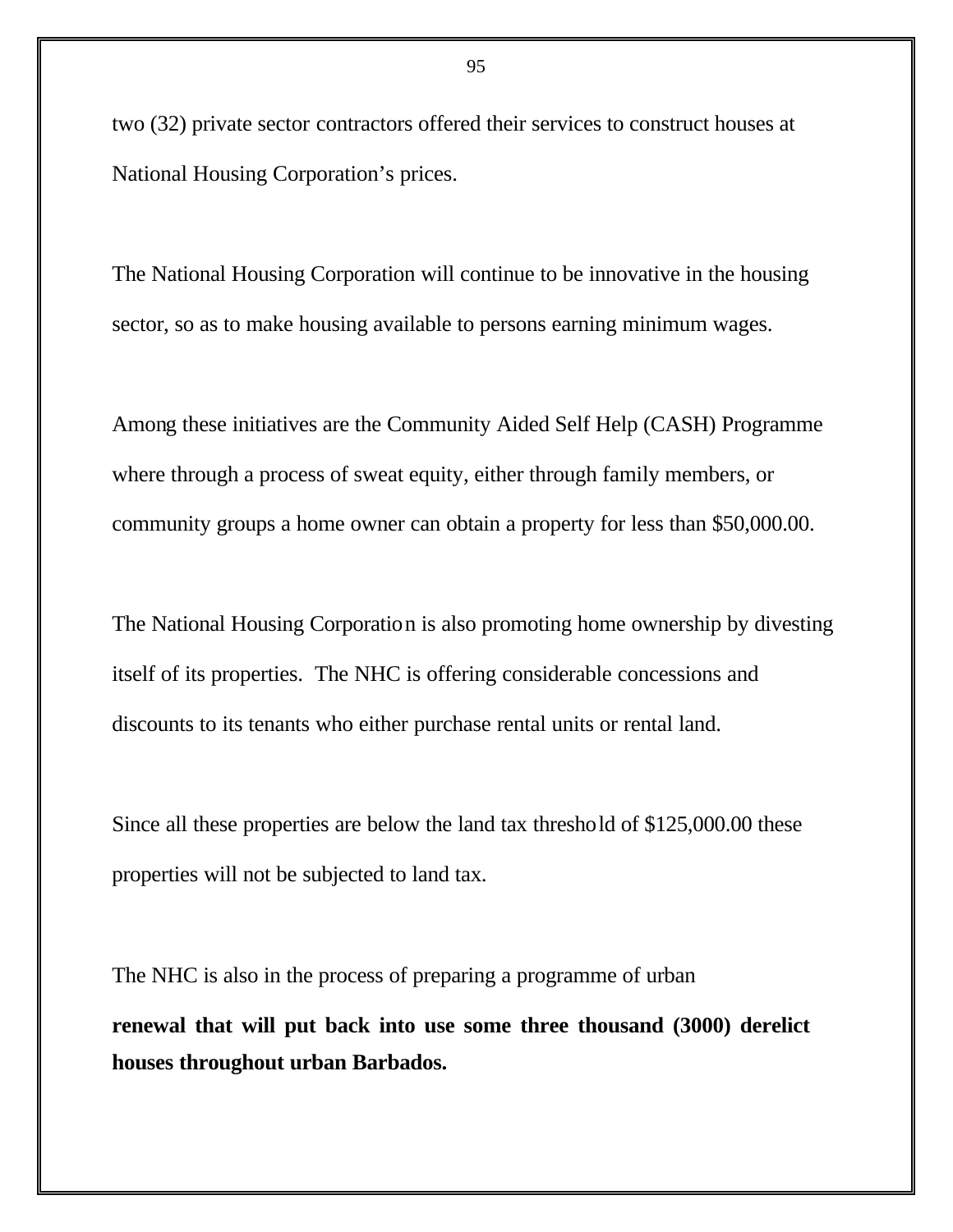two (32) private sector contractors offered their services to construct houses at National Housing Corporation's prices.

The National Housing Corporation will continue to be innovative in the housing sector, so as to make housing available to persons earning minimum wages.

Among these initiatives are the Community Aided Self Help (CASH) Programme where through a process of sweat equity, either through family members, or community groups a home owner can obtain a property for less than $50,000.00.

The National Housing Corporation is also promoting home ownership by divesting itself of its properties. The NHC is offering considerable concessions and discounts to its tenants who either purchase rental units or rental land.

Since all these properties are below the land tax threshold of $125,000.00 these properties will not be subjected to land tax.

The NHC is also in the process of preparing a programme of urban **renewal that will put back into use some three thousand (3000) derelict houses throughout urban Barbados.**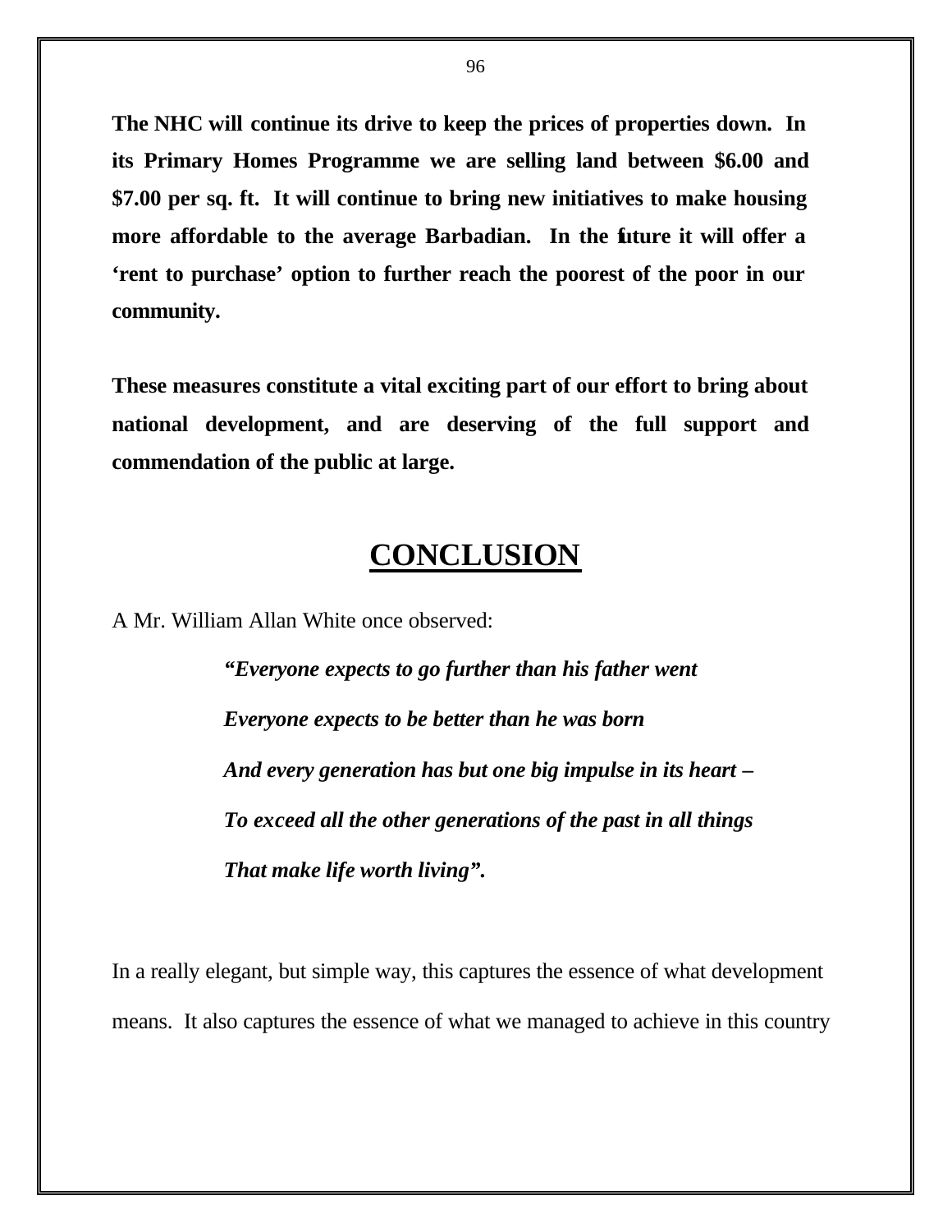**The NHC will continue its drive to keep the prices of properties down. In its Primary Homes Programme we are selling land between $6.00 and $7.00 per sq. ft. It will continue to bring new initiatives to make housing more affordable to the average Barbadian. In the future it will offer a 'rent to purchase' option to further reach the poorest of the poor in our community.**

**These measures constitute a vital exciting part of our effort to bring about national development, and are deserving of the full support and commendation of the public at large.**

# CONCLUSION

A Mr. William Allan White once observed:

> ***"Everyone expects to go further than his father went***
>
> ***Everyone expects to be better than he was born***
>
> ***And every generation has but one big impulse in its heart –***
>
> ***To exceed all the other generations of the past in all things***
>
> ***That make life worth living".***

In a really elegant, but simple way, this captures the essence of what development means. It also captures the essence of what we managed to achieve in this country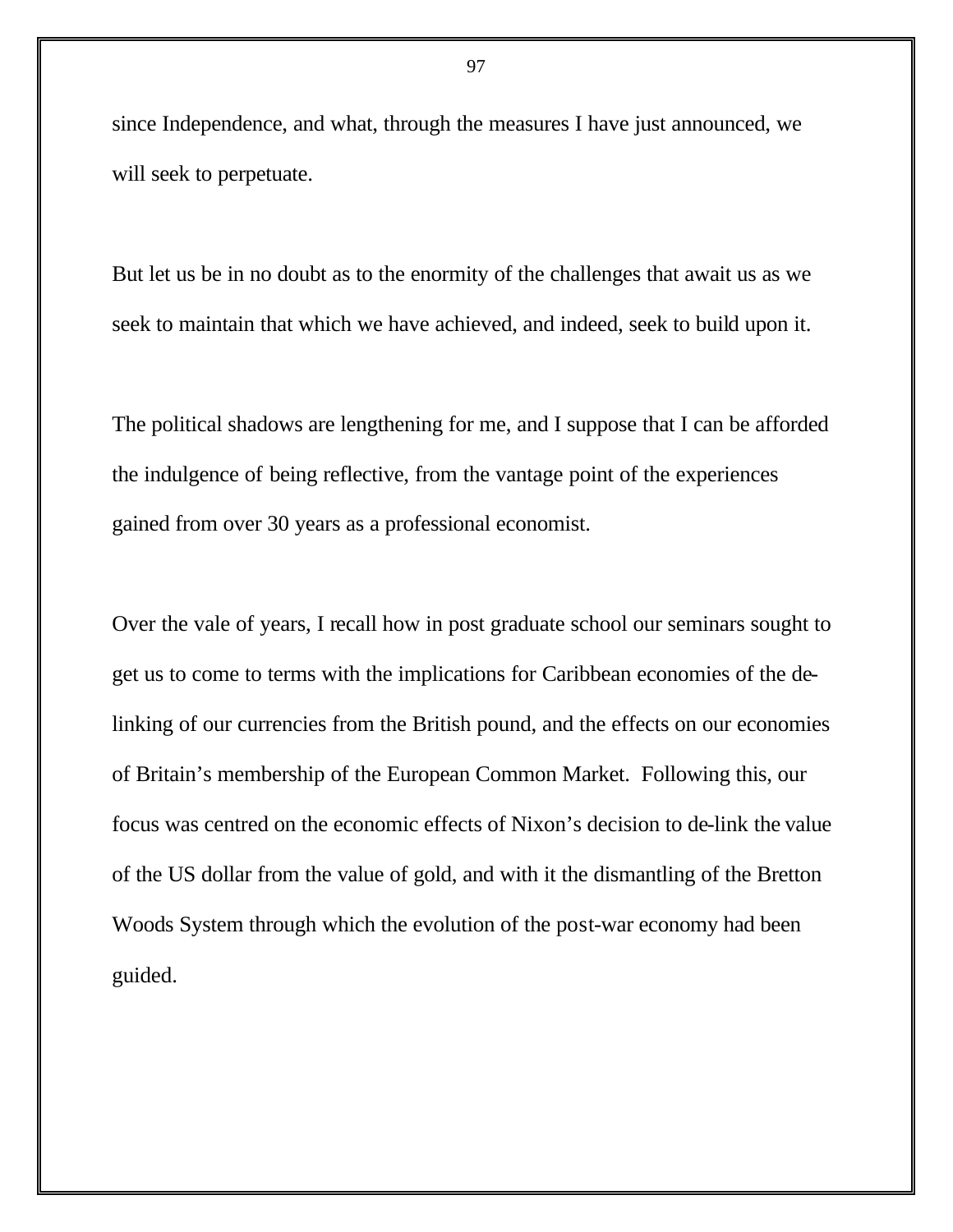since Independence, and what, through the measures I have just announced, we will seek to perpetuate.

But let us be in no doubt as to the enormity of the challenges that await us as we seek to maintain that which we have achieved, and indeed, seek to build upon it.

The political shadows are lengthening for me, and I suppose that I can be afforded the indulgence of being reflective, from the vantage point of the experiences gained from over 30 years as a professional economist.

Over the vale of years, I recall how in post graduate school our seminars sought to get us to come to terms with the implications for Caribbean economies of the de-linking of our currencies from the British pound, and the effects on our economies of Britain's membership of the European Common Market. Following this, our focus was centred on the economic effects of Nixon's decision to de-link the value of the US dollar from the value of gold, and with it the dismantling of the Bretton Woods System through which the evolution of the post-war economy had been guided.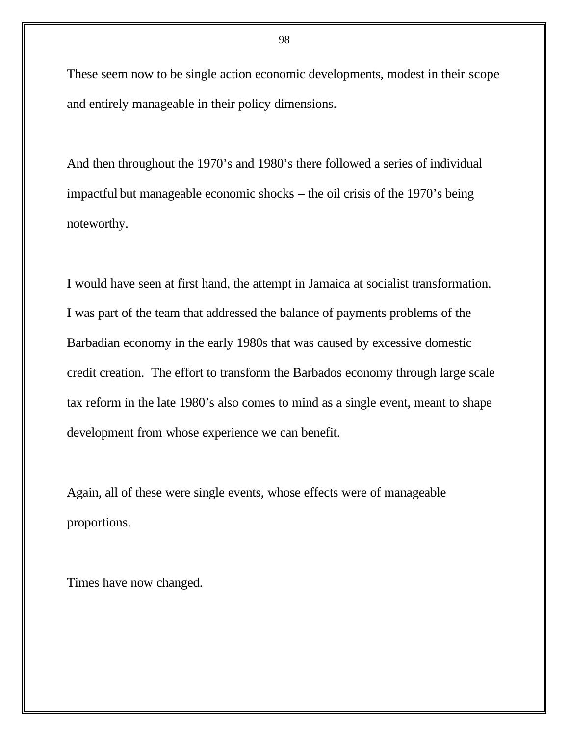These seem now to be single action economic developments, modest in their scope and entirely manageable in their policy dimensions.

And then throughout the 1970’s and 1980’s there followed a series of individual impactful but manageable economic shocks – the oil crisis of the 1970’s being noteworthy.

I would have seen at first hand, the attempt in Jamaica at socialist transformation. I was part of the team that addressed the balance of payments problems of the Barbadian economy in the early 1980s that was caused by excessive domestic credit creation. The effort to transform the Barbados economy through large scale tax reform in the late 1980’s also comes to mind as a single event, meant to shape development from whose experience we can benefit.

Again, all of these were single events, whose effects were of manageable proportions.

Times have now changed.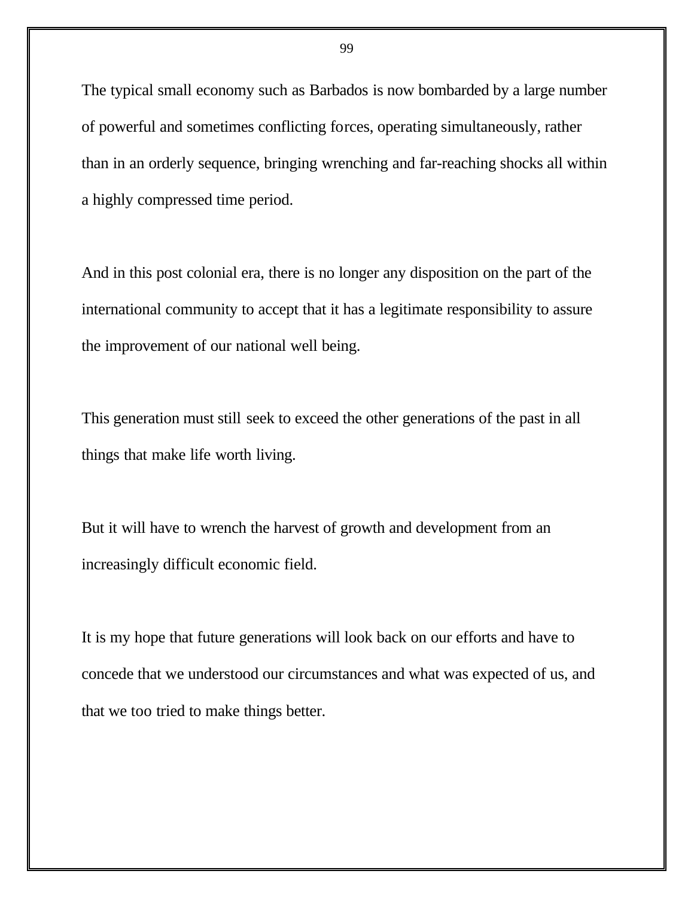The typical small economy such as Barbados is now bombarded by a large number of powerful and sometimes conflicting forces, operating simultaneously, rather than in an orderly sequence, bringing wrenching and far-reaching shocks all within a highly compressed time period.

And in this post colonial era, there is no longer any disposition on the part of the international community to accept that it has a legitimate responsibility to assure the improvement of our national well being.

This generation must still seek to exceed the other generations of the past in all things that make life worth living.

But it will have to wrench the harvest of growth and development from an increasingly difficult economic field.

It is my hope that future generations will look back on our efforts and have to concede that we understood our circumstances and what was expected of us, and that we too tried to make things better.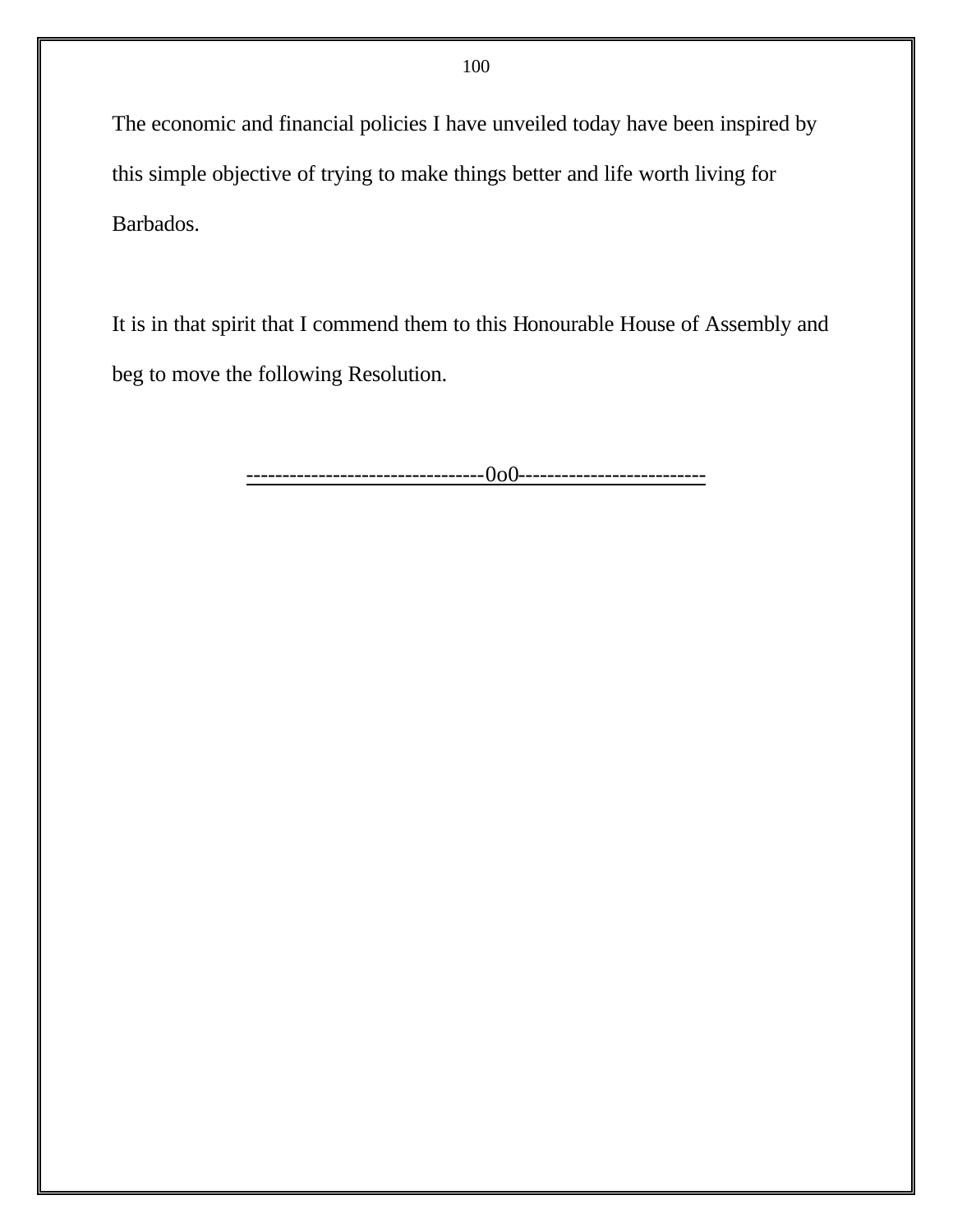The economic and financial policies I have unveiled today have been inspired by this simple objective of trying to make things better and life worth living for Barbados.

It is in that spirit that I commend them to this Honourable House of Assembly and beg to move the following Resolution.

---------------------------------0o0--------------------------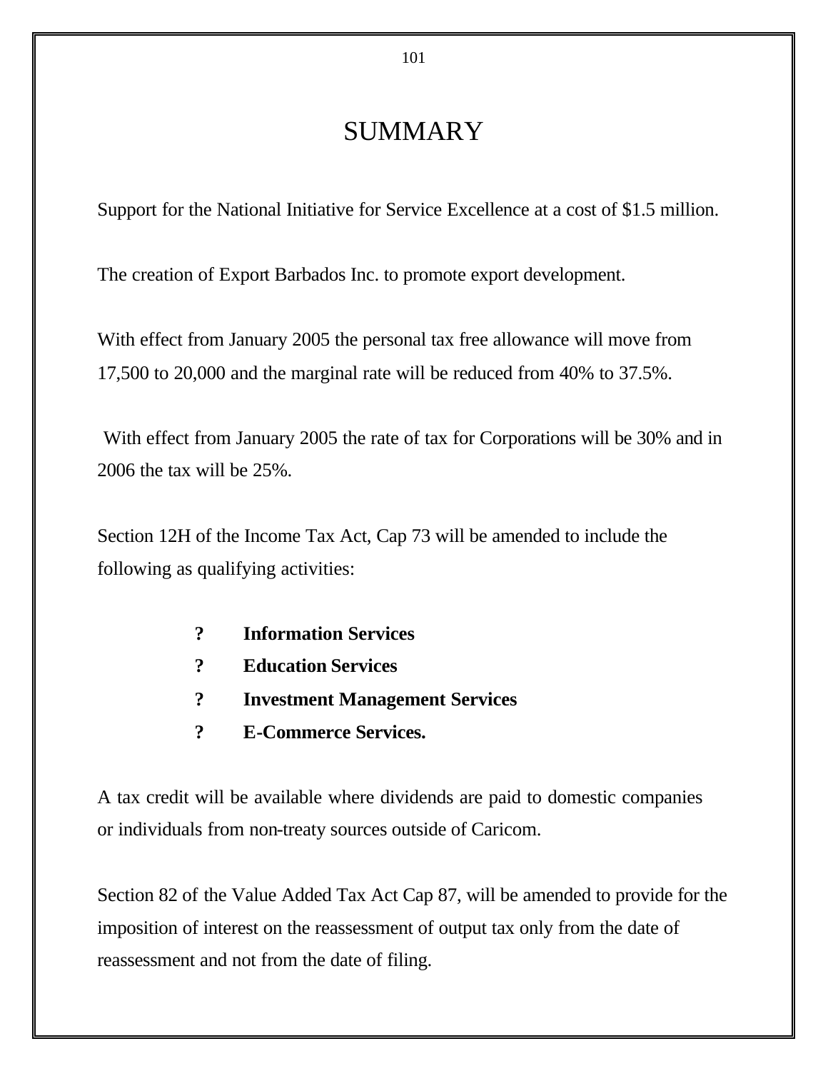# SUMMARY

Support for the National Initiative for Service Excellence at a cost of $1.5 million.

The creation of Export Barbados Inc. to promote export development.

With effect from January 2005 the personal tax free allowance will move from 17,500 to 20,000 and the marginal rate will be reduced from 40% to 37.5%.

With effect from January 2005 the rate of tax for Corporations will be 30% and in 2006 the tax will be 25%.

Section 12H of the Income Tax Act, Cap 73 will be amended to include the following as qualifying activities:

- **Information Services**
- **Education Services**
- **Investment Management Services**
- **E-Commerce Services.**

A tax credit will be available where dividends are paid to domestic companies or individuals from non-treaty sources outside of Caricom.

Section 82 of the Value Added Tax Act Cap 87, will be amended to provide for the imposition of interest on the reassessment of output tax only from the date of reassessment and not from the date of filing.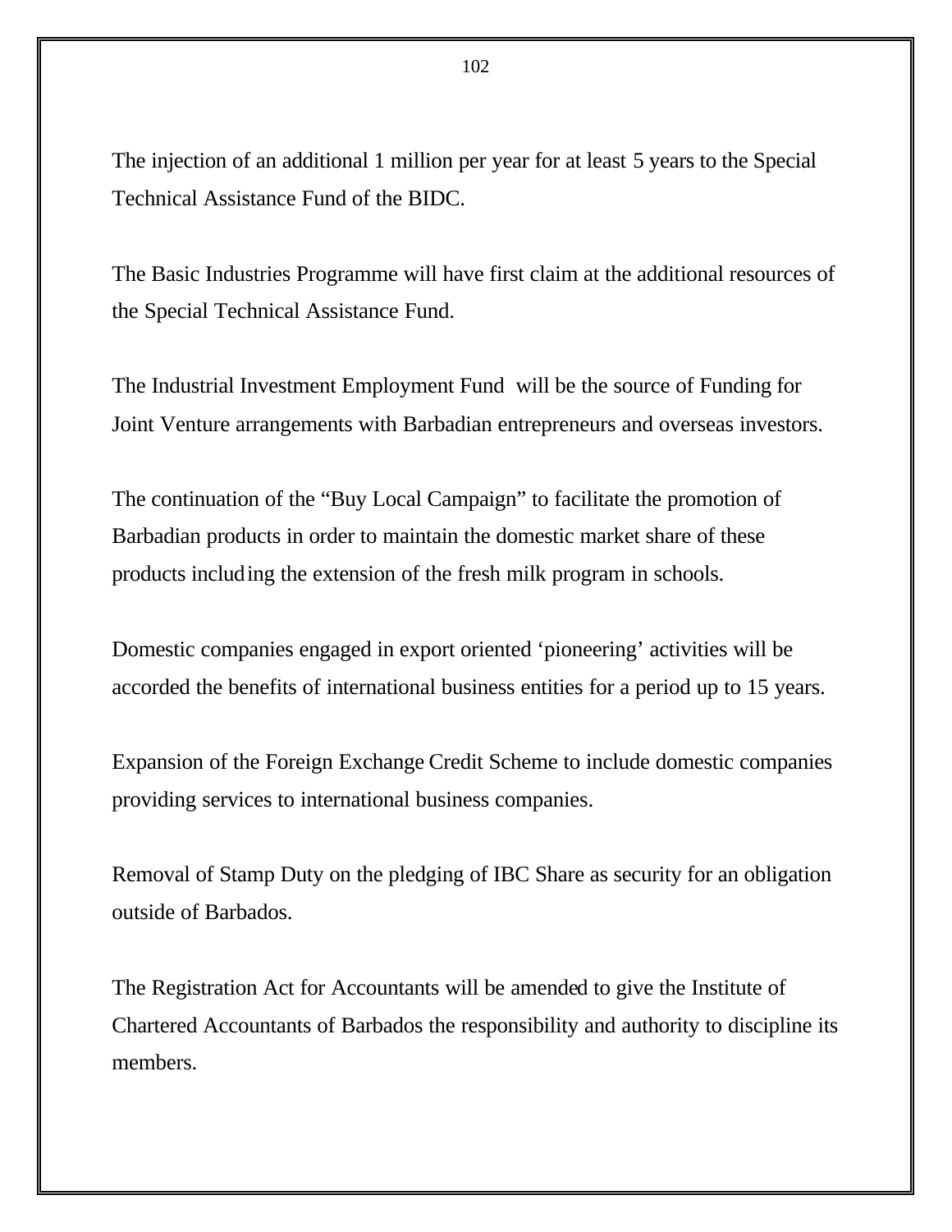The injection of an additional 1 million per year for at least 5 years to the Special Technical Assistance Fund of the BIDC.

The Basic Industries Programme will have first claim at the additional resources of the Special Technical Assistance Fund.

The Industrial Investment Employment Fund will be the source of Funding for Joint Venture arrangements with Barbadian entrepreneurs and overseas investors.

The continuation of the "Buy Local Campaign" to facilitate the promotion of Barbadian products in order to maintain the domestic market share of these products including the extension of the fresh milk program in schools.

Domestic companies engaged in export oriented 'pioneering' activities will be accorded the benefits of international business entities for a period up to 15 years.

Expansion of the Foreign Exchange Credit Scheme to include domestic companies providing services to international business companies.

Removal of Stamp Duty on the pledging of IBC Share as security for an obligation outside of Barbados.

The Registration Act for Accountants will be amended to give the Institute of Chartered Accountants of Barbados the responsibility and authority to discipline its members.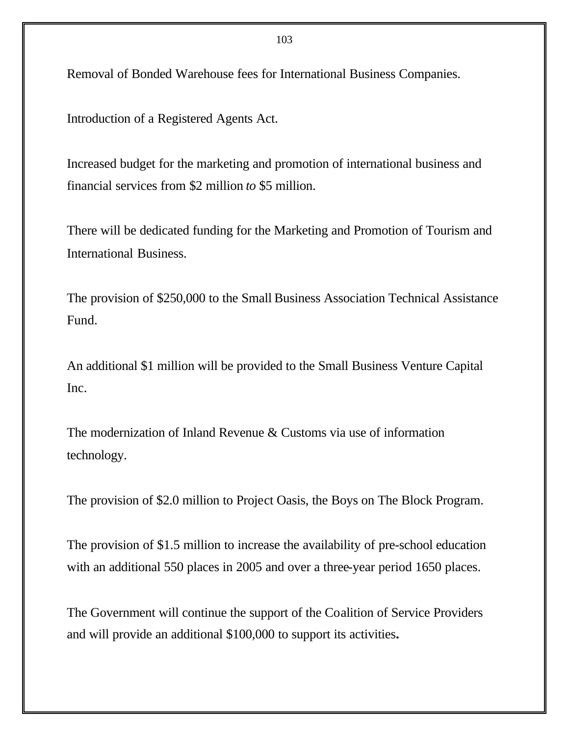Removal of Bonded Warehouse fees for International Business Companies.

Introduction of a Registered Agents Act.

Increased budget for the marketing and promotion of international business and financial services from $2 million *to* $5 million.

There will be dedicated funding for the Marketing and Promotion of Tourism and International Business.

The provision of $250,000 to the Small Business Association Technical Assistance Fund.

An additional $1 million will be provided to the Small Business Venture Capital Inc.

The modernization of Inland Revenue & Customs via use of information technology.

The provision of $2.0 million to Project Oasis, the Boys on The Block Program.

The provision of $1.5 million to increase the availability of pre-school education with an additional 550 places in 2005 and over a three-year period 1650 places.

The Government will continue the support of the Coalition of Service Providers and will provide an additional $100,000 to support its activities**.**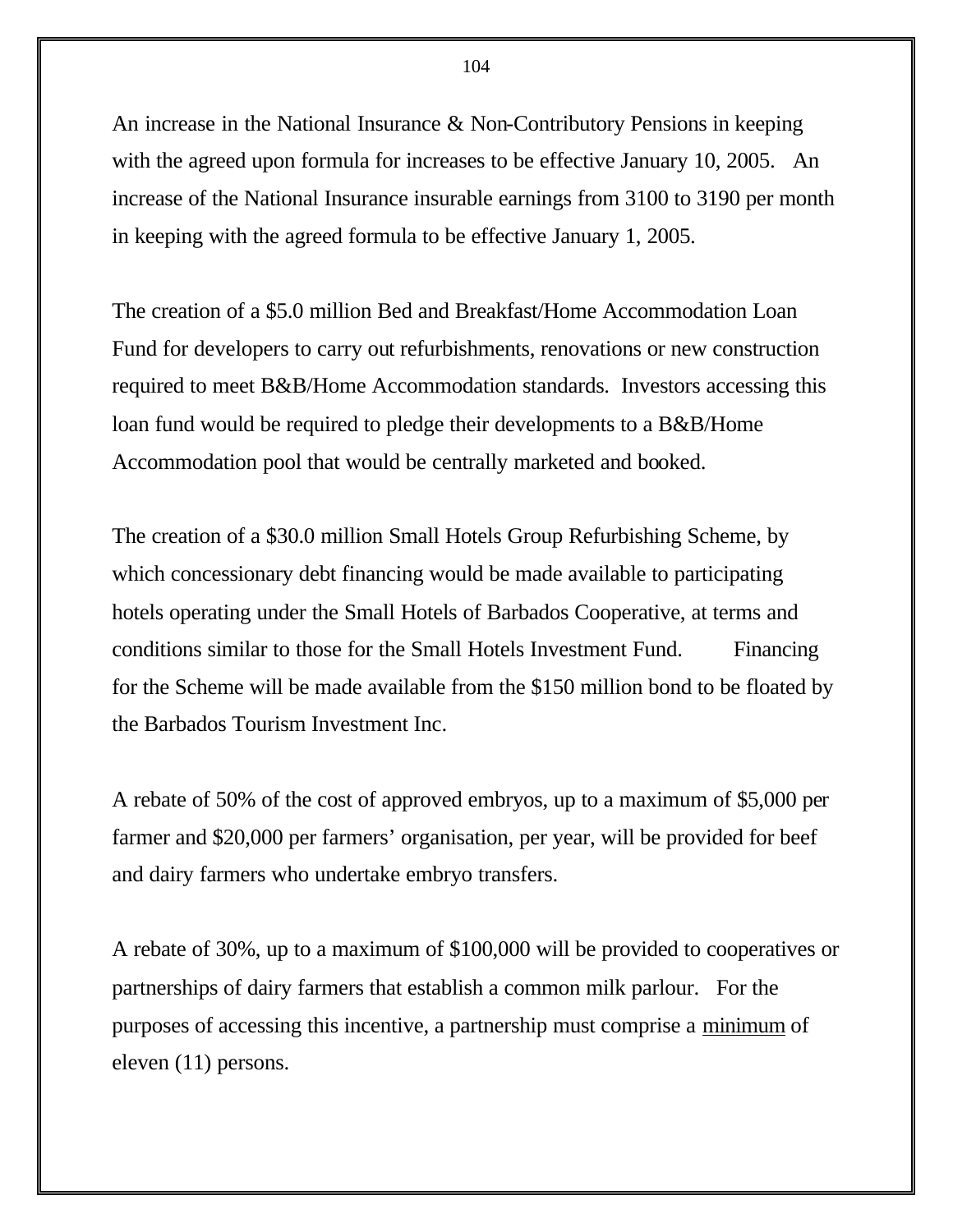An increase in the National Insurance & Non-Contributory Pensions in keeping with the agreed upon formula for increases to be effective January 10, 2005. An increase of the National Insurance insurable earnings from 3100 to 3190 per month in keeping with the agreed formula to be effective January 1, 2005.

The creation of a $5.0 million Bed and Breakfast/Home Accommodation Loan Fund for developers to carry out refurbishments, renovations or new construction required to meet B&B/Home Accommodation standards. Investors accessing this loan fund would be required to pledge their developments to a B&B/Home Accommodation pool that would be centrally marketed and booked.

The creation of a $30.0 million Small Hotels Group Refurbishing Scheme, by which concessionary debt financing would be made available to participating hotels operating under the Small Hotels of Barbados Cooperative, at terms and conditions similar to those for the Small Hotels Investment Fund. Financing for the Scheme will be made available from the $150 million bond to be floated by the Barbados Tourism Investment Inc.

A rebate of 50% of the cost of approved embryos, up to a maximum of $5,000 per farmer and $20,000 per farmers' organisation, per year, will be provided for beef and dairy farmers who undertake embryo transfers.

A rebate of 30%, up to a maximum of $100,000 will be provided to cooperatives or partnerships of dairy farmers that establish a common milk parlour. For the purposes of accessing this incentive, a partnership must comprise a <u>minimum</u> of eleven (11) persons.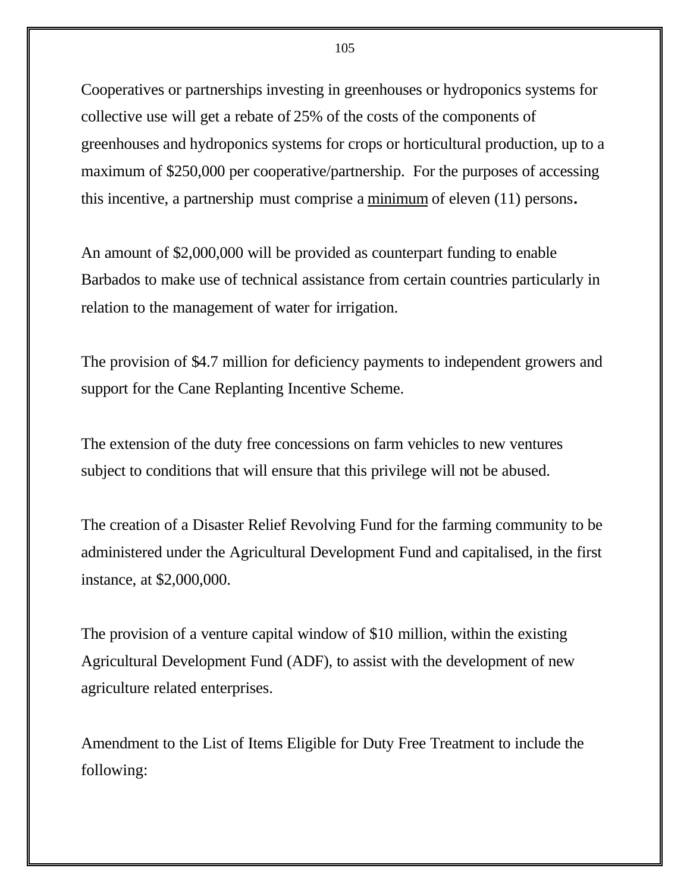Cooperatives or partnerships investing in greenhouses or hydroponics systems for collective use will get a rebate of 25% of the costs of the components of greenhouses and hydroponics systems for crops or horticultural production, up to a maximum of $250,000 per cooperative/partnership. For the purposes of accessing this incentive, a partnership must comprise a <u>minimum</u> of eleven (11) persons**.**

An amount of $2,000,000 will be provided as counterpart funding to enable Barbados to make use of technical assistance from certain countries particularly in relation to the management of water for irrigation.

The provision of $4.7 million for deficiency payments to independent growers and support for the Cane Replanting Incentive Scheme.

The extension of the duty free concessions on farm vehicles to new ventures subject to conditions that will ensure that this privilege will not be abused.

The creation of a Disaster Relief Revolving Fund for the farming community to be administered under the Agricultural Development Fund and capitalised, in the first instance, at $2,000,000.

The provision of a venture capital window of $10 million, within the existing Agricultural Development Fund (ADF), to assist with the development of new agriculture related enterprises.

Amendment to the List of Items Eligible for Duty Free Treatment to include the following: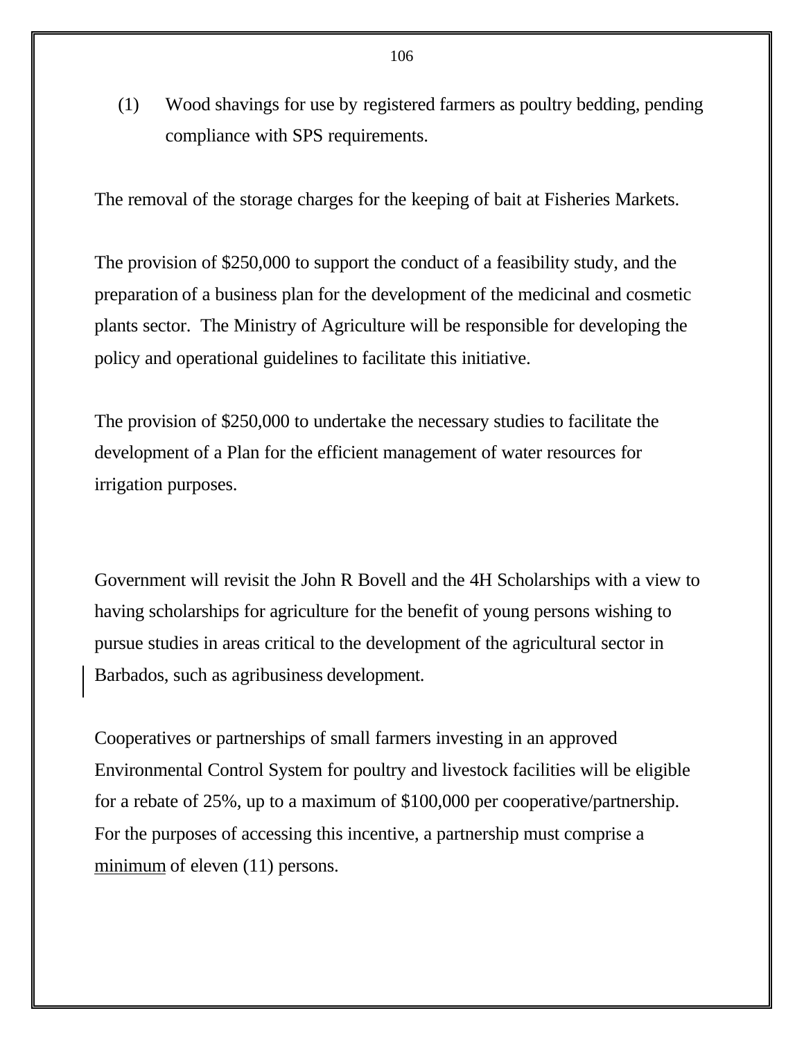(1) Wood shavings for use by registered farmers as poultry bedding, pending compliance with SPS requirements.

The removal of the storage charges for the keeping of bait at Fisheries Markets.

The provision of $250,000 to support the conduct of a feasibility study, and the preparation of a business plan for the development of the medicinal and cosmetic plants sector. The Ministry of Agriculture will be responsible for developing the policy and operational guidelines to facilitate this initiative.

The provision of $250,000 to undertake the necessary studies to facilitate the development of a Plan for the efficient management of water resources for irrigation purposes.

Government will revisit the John R Bovell and the 4H Scholarships with a view to having scholarships for agriculture for the benefit of young persons wishing to pursue studies in areas critical to the development of the agricultural sector in Barbados, such as agribusiness development.

Cooperatives or partnerships of small farmers investing in an approved Environmental Control System for poultry and livestock facilities will be eligible for a rebate of 25%, up to a maximum of $100,000 per cooperative/partnership. For the purposes of accessing this incentive, a partnership must comprise a <u>minimum</u> of eleven (11) persons.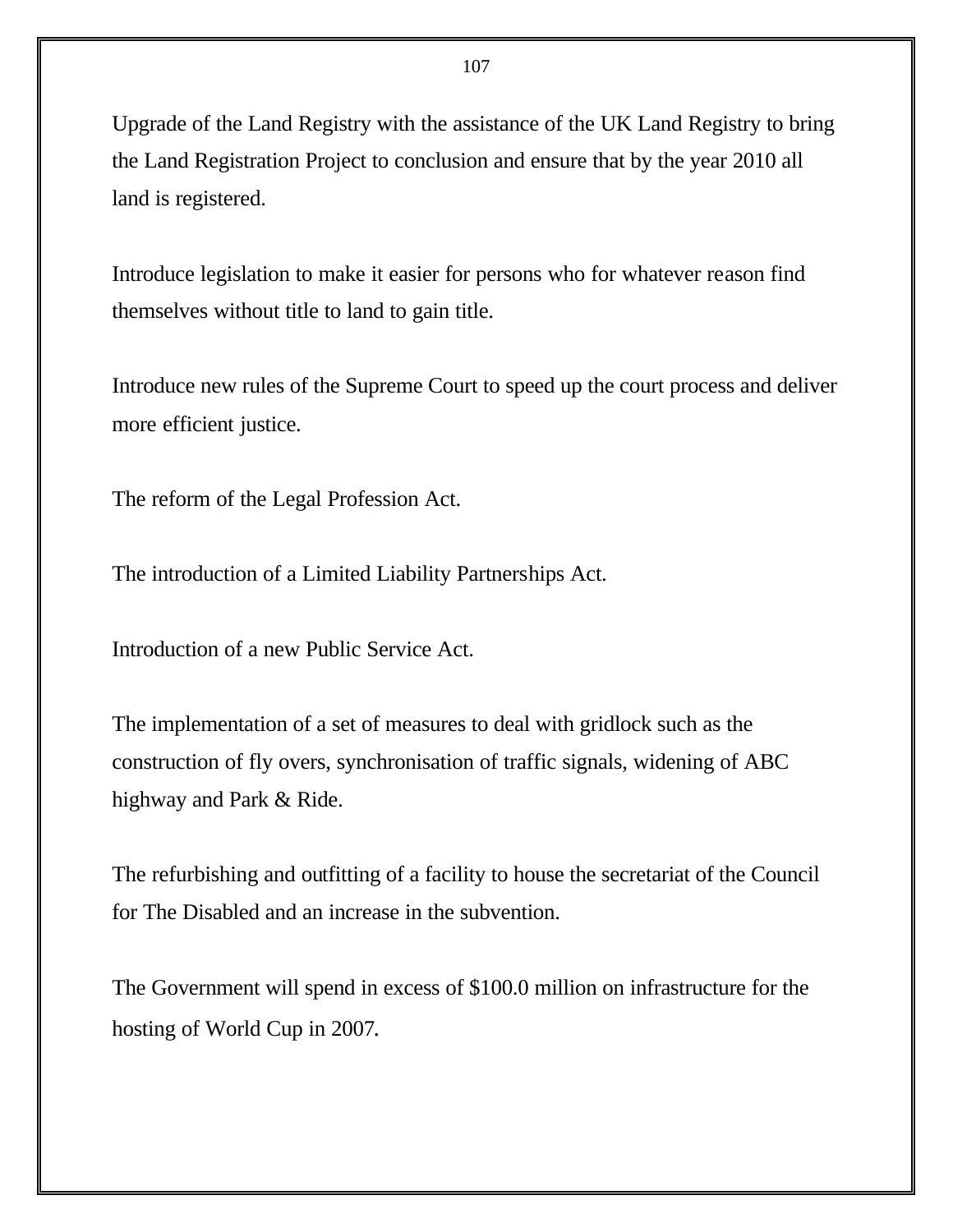Upgrade of the Land Registry with the assistance of the UK Land Registry to bring the Land Registration Project to conclusion and ensure that by the year 2010 all land is registered.

Introduce legislation to make it easier for persons who for whatever reason find themselves without title to land to gain title.

Introduce new rules of the Supreme Court to speed up the court process and deliver more efficient justice.

The reform of the Legal Profession Act.

The introduction of a Limited Liability Partnerships Act.

Introduction of a new Public Service Act.

The implementation of a set of measures to deal with gridlock such as the construction of fly overs, synchronisation of traffic signals, widening of ABC highway and Park & Ride.

The refurbishing and outfitting of a facility to house the secretariat of the Council for The Disabled and an increase in the subvention.

The Government will spend in excess of $100.0 million on infrastructure for the hosting of World Cup in 2007.